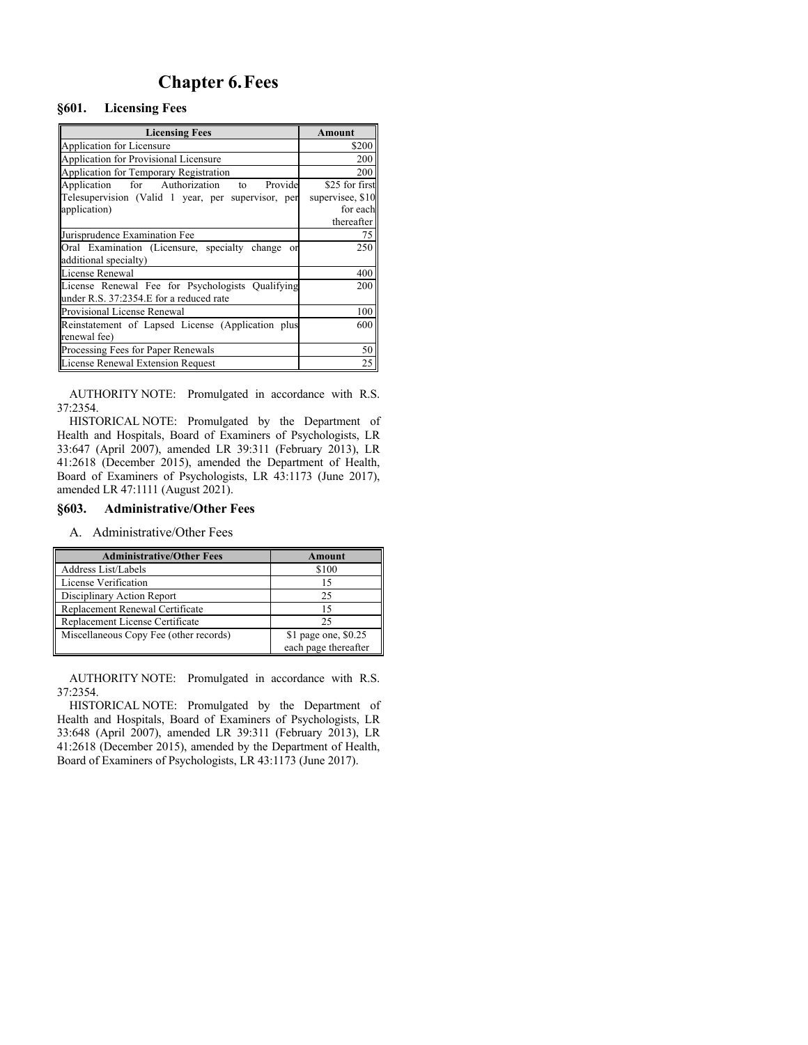# Chapter 6. Fees

## §601. Licensing Fees

| Licensing Fees | Amount |
|---|---|
| Application for Licensure | $200 |
| Application for Provisional Licensure | 200 |
| Application for Temporary Registration | 200 |
| Application for Authorization to Provide Telesupervision (Valid 1 year, per supervisor, per application) | $25 for first supervisee, $10 for each thereafter |
| Jurisprudence Examination Fee | 75 |
| Oral Examination (Licensure, specialty change or additional specialty) | 250 |
| License Renewal | 400 |
| License Renewal Fee for Psychologists Qualifying under R.S. 37:2354.E for a reduced rate | 200 |
| Provisional License Renewal | 100 |
| Reinstatement of Lapsed License (Application plus renewal fee) | 600 |
| Processing Fees for Paper Renewals | 50 |
| License Renewal Extension Request | 25 |

AUTHORITY NOTE: Promulgated in accordance with R.S. 37:2354.

HISTORICAL NOTE: Promulgated by the Department of Health and Hospitals, Board of Examiners of Psychologists, LR 33:647 (April 2007), amended LR 39:311 (February 2013), LR 41:2618 (December 2015), amended the Department of Health, Board of Examiners of Psychologists, LR 43:1173 (June 2017), amended LR 47:1111 (August 2021).

## §603. Administrative/Other Fees

A. Administrative/Other Fees

| Administrative/Other Fees | Amount |
|---|---|
| Address List/Labels | $100 |
| License Verification | 15 |
| Disciplinary Action Report | 25 |
| Replacement Renewal Certificate | 15 |
| Replacement License Certificate | 25 |
| Miscellaneous Copy Fee (other records) | $1 page one, $0.25 each page thereafter |

AUTHORITY NOTE: Promulgated in accordance with R.S. 37:2354.

HISTORICAL NOTE: Promulgated by the Department of Health and Hospitals, Board of Examiners of Psychologists, LR 33:648 (April 2007), amended LR 39:311 (February 2013), LR 41:2618 (December 2015), amended by the Department of Health, Board of Examiners of Psychologists, LR 43:1173 (June 2017).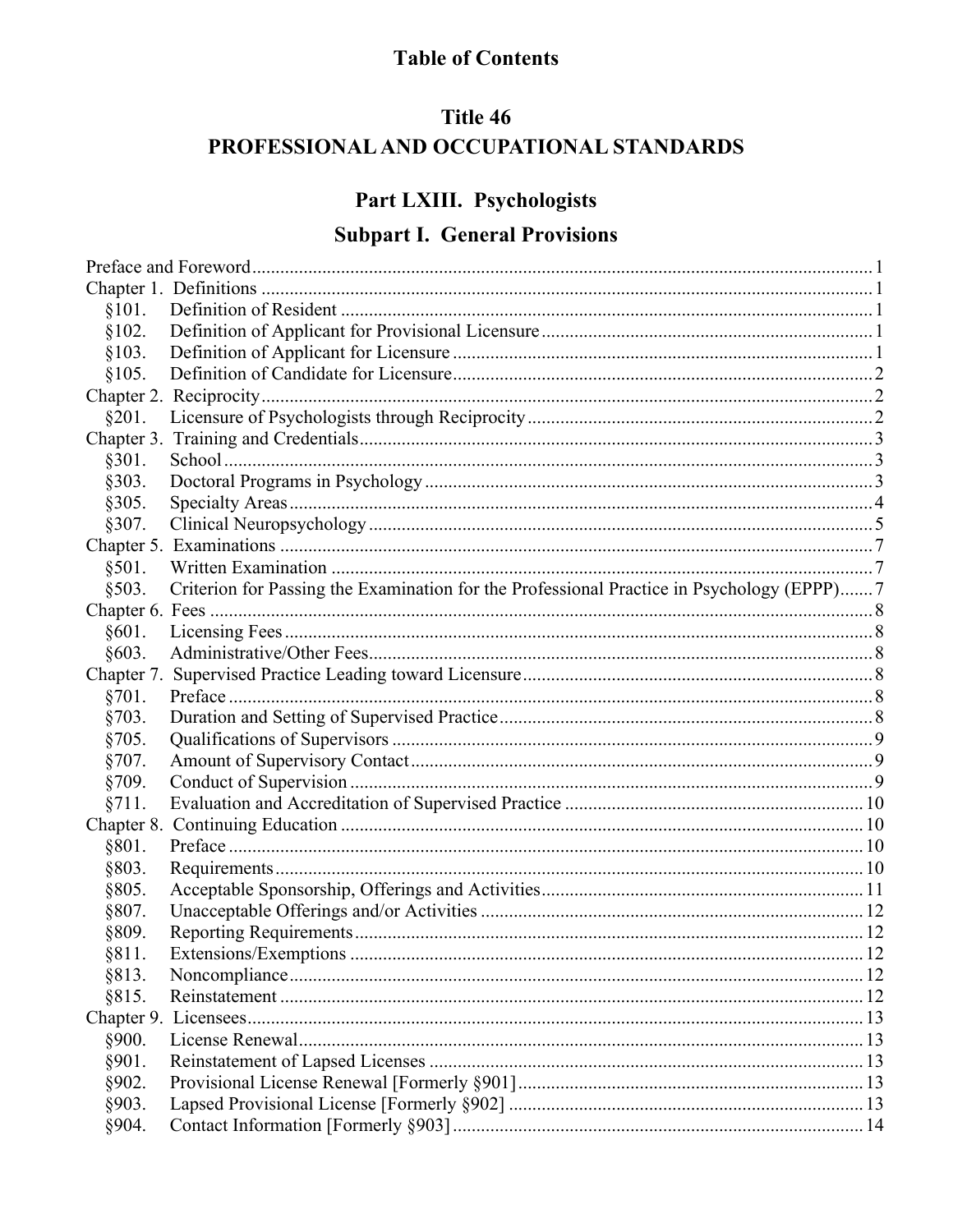# Table of Contents

## Title 46
## PROFESSIONAL AND OCCUPATIONAL STANDARDS

## Part LXIII. Psychologists

## Subpart I. General Provisions

| | | |
|---|---|---|
| Preface and Foreword | | 1 |
| Chapter 1. Definitions | | 1 |
| §101. | Definition of Resident | 1 |
| §102. | Definition of Applicant for Provisional Licensure | 1 |
| §103. | Definition of Applicant for Licensure | 1 |
| §105. | Definition of Candidate for Licensure | 2 |
| Chapter 2. Reciprocity | | 2 |
| §201. | Licensure of Psychologists through Reciprocity | 2 |
| Chapter 3. Training and Credentials | | 3 |
| §301. | School | 3 |
| §303. | Doctoral Programs in Psychology | 3 |
| §305. | Specialty Areas | 4 |
| §307. | Clinical Neuropsychology | 5 |
| Chapter 5. Examinations | | 7 |
| §501. | Written Examination | 7 |
| §503. | Criterion for Passing the Examination for the Professional Practice in Psychology (EPPP) | 7 |
| Chapter 6. Fees | | 8 |
| §601. | Licensing Fees | 8 |
| §603. | Administrative/Other Fees | 8 |
| Chapter 7. Supervised Practice Leading toward Licensure | | 8 |
| §701. | Preface | 8 |
| §703. | Duration and Setting of Supervised Practice | 8 |
| §705. | Qualifications of Supervisors | 9 |
| §707. | Amount of Supervisory Contact | 9 |
| §709. | Conduct of Supervision | 9 |
| §711. | Evaluation and Accreditation of Supervised Practice | 10 |
| Chapter 8. Continuing Education | | 10 |
| §801. | Preface | 10 |
| §803. | Requirements | 10 |
| §805. | Acceptable Sponsorship, Offerings and Activities | 11 |
| §807. | Unacceptable Offerings and/or Activities | 12 |
| §809. | Reporting Requirements | 12 |
| §811. | Extensions/Exemptions | 12 |
| §813. | Noncompliance | 12 |
| §815. | Reinstatement | 12 |
| Chapter 9. Licensees | | 13 |
| §900. | License Renewal | 13 |
| §901. | Reinstatement of Lapsed Licenses | 13 |
| §902. | Provisional License Renewal [Formerly §901] | 13 |
| §903. | Lapsed Provisional License [Formerly §902] | 13 |
| §904. | Contact Information [Formerly §903] | 14 |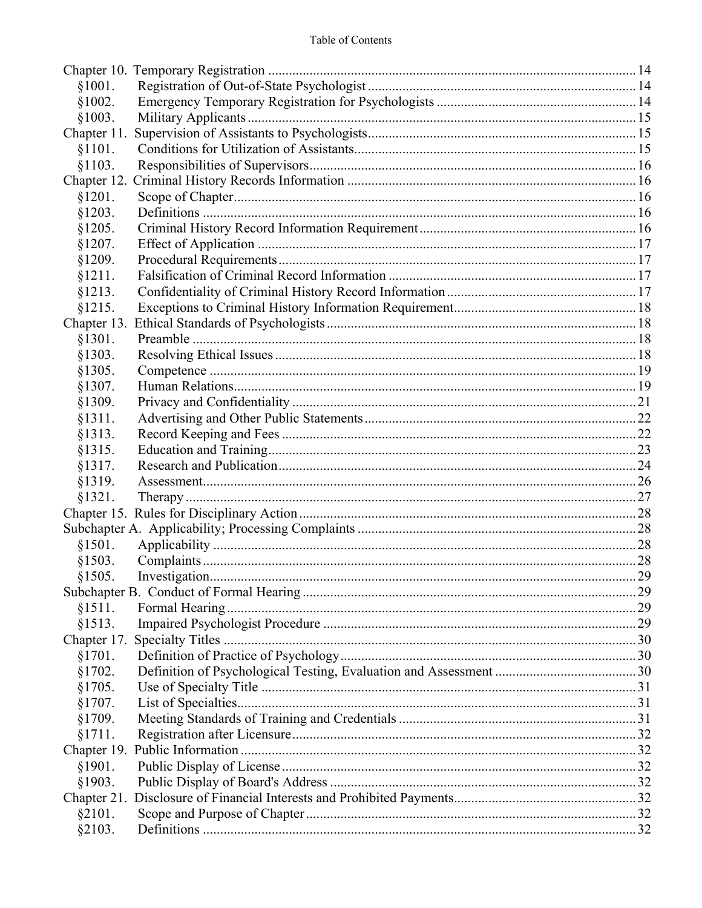Table of Contents

| | | |
|---|---|---|
| Chapter 10. | Temporary Registration | 14 |
| §1001. | Registration of Out-of-State Psychologist | 14 |
| §1002. | Emergency Temporary Registration for Psychologists | 14 |
| §1003. | Military Applicants | 15 |
| Chapter 11. | Supervision of Assistants to Psychologists | 15 |
| §1101. | Conditions for Utilization of Assistants | 15 |
| §1103. | Responsibilities of Supervisors | 16 |
| Chapter 12. | Criminal History Records Information | 16 |
| §1201. | Scope of Chapter | 16 |
| §1203. | Definitions | 16 |
| §1205. | Criminal History Record Information Requirement | 16 |
| §1207. | Effect of Application | 17 |
| §1209. | Procedural Requirements | 17 |
| §1211. | Falsification of Criminal Record Information | 17 |
| §1213. | Confidentiality of Criminal History Record Information | 17 |
| §1215. | Exceptions to Criminal History Information Requirement | 18 |
| Chapter 13. | Ethical Standards of Psychologists | 18 |
| §1301. | Preamble | 18 |
| §1303. | Resolving Ethical Issues | 18 |
| §1305. | Competence | 19 |
| §1307. | Human Relations | 19 |
| §1309. | Privacy and Confidentiality | 21 |
| §1311. | Advertising and Other Public Statements | 22 |
| §1313. | Record Keeping and Fees | 22 |
| §1315. | Education and Training | 23 |
| §1317. | Research and Publication | 24 |
| §1319. | Assessment | 26 |
| §1321. | Therapy | 27 |
| Chapter 15. | Rules for Disciplinary Action | 28 |
| Subchapter A. | Applicability; Processing Complaints | 28 |
| §1501. | Applicability | 28 |
| §1503. | Complaints | 28 |
| §1505. | Investigation | 29 |
| Subchapter B. | Conduct of Formal Hearing | 29 |
| §1511. | Formal Hearing | 29 |
| §1513. | Impaired Psychologist Procedure | 29 |
| Chapter 17. | Specialty Titles | 30 |
| §1701. | Definition of Practice of Psychology | 30 |
| §1702. | Definition of Psychological Testing, Evaluation and Assessment | 30 |
| §1705. | Use of Specialty Title | 31 |
| §1707. | List of Specialties | 31 |
| §1709. | Meeting Standards of Training and Credentials | 31 |
| §1711. | Registration after Licensure | 32 |
| Chapter 19. | Public Information | 32 |
| §1901. | Public Display of License | 32 |
| §1903. | Public Display of Board's Address | 32 |
| Chapter 21. | Disclosure of Financial Interests and Prohibited Payments | 32 |
| §2101. | Scope and Purpose of Chapter | 32 |
| §2103. | Definitions | 32 |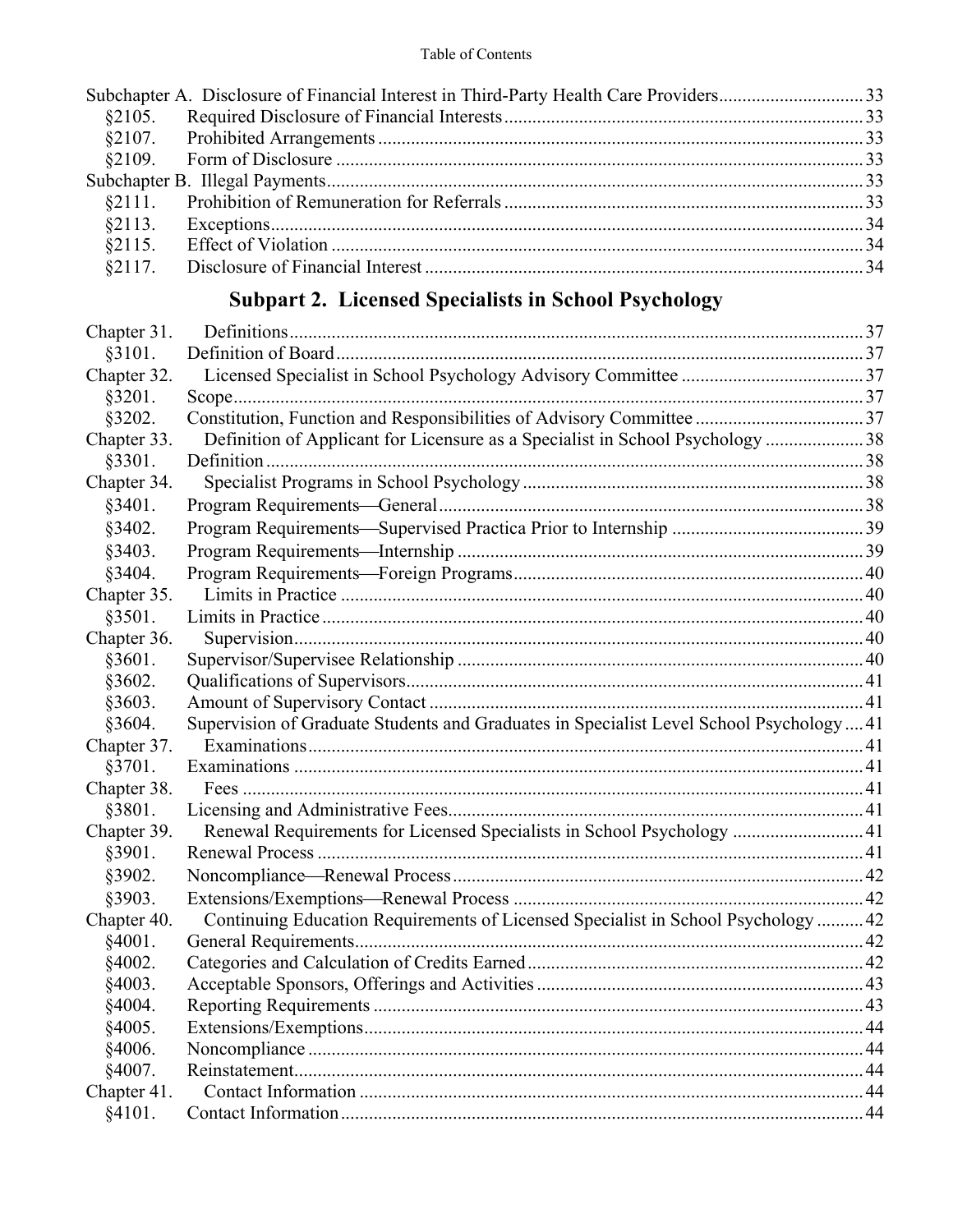Subchapter A. Disclosure of Financial Interest in Third-Party Health Care Providers .......... 33
§2105. Required Disclosure of Financial Interests .......... 33
§2107. Prohibited Arrangements .......... 33
§2109. Form of Disclosure .......... 33
Subchapter B. Illegal Payments .......... 33
§2111. Prohibition of Remuneration for Referrals .......... 33
§2113. Exceptions .......... 34
§2115. Effect of Violation .......... 34
§2117. Disclosure of Financial Interest .......... 34

## Subpart 2. Licensed Specialists in School Psychology

Chapter 31. Definitions .......... 37
§3101. Definition of Board .......... 37
Chapter 32. Licensed Specialist in School Psychology Advisory Committee .......... 37
§3201. Scope .......... 37
§3202. Constitution, Function and Responsibilities of Advisory Committee .......... 37
Chapter 33. Definition of Applicant for Licensure as a Specialist in School Psychology .......... 38
§3301. Definition .......... 38
Chapter 34. Specialist Programs in School Psychology .......... 38
§3401. Program Requirements—General .......... 38
§3402. Program Requirements—Supervised Practica Prior to Internship .......... 39
§3403. Program Requirements—Internship .......... 39
§3404. Program Requirements—Foreign Programs .......... 40
Chapter 35. Limits in Practice .......... 40
§3501. Limits in Practice .......... 40
Chapter 36. Supervision .......... 40
§3601. Supervisor/Supervisee Relationship .......... 40
§3602. Qualifications of Supervisors .......... 41
§3603. Amount of Supervisory Contact .......... 41
§3604. Supervision of Graduate Students and Graduates in Specialist Level School Psychology .......... 41
Chapter 37. Examinations .......... 41
§3701. Examinations .......... 41
Chapter 38. Fees .......... 41
§3801. Licensing and Administrative Fees .......... 41
Chapter 39. Renewal Requirements for Licensed Specialists in School Psychology .......... 41
§3901. Renewal Process .......... 41
§3902. Noncompliance—Renewal Process .......... 42
§3903. Extensions/Exemptions—Renewal Process .......... 42
Chapter 40. Continuing Education Requirements of Licensed Specialist in School Psychology .......... 42
§4001. General Requirements .......... 42
§4002. Categories and Calculation of Credits Earned .......... 42
§4003. Acceptable Sponsors, Offerings and Activities .......... 43
§4004. Reporting Requirements .......... 43
§4005. Extensions/Exemptions .......... 44
§4006. Noncompliance .......... 44
§4007. Reinstatement .......... 44
Chapter 41. Contact Information .......... 44
§4101. Contact Information .......... 44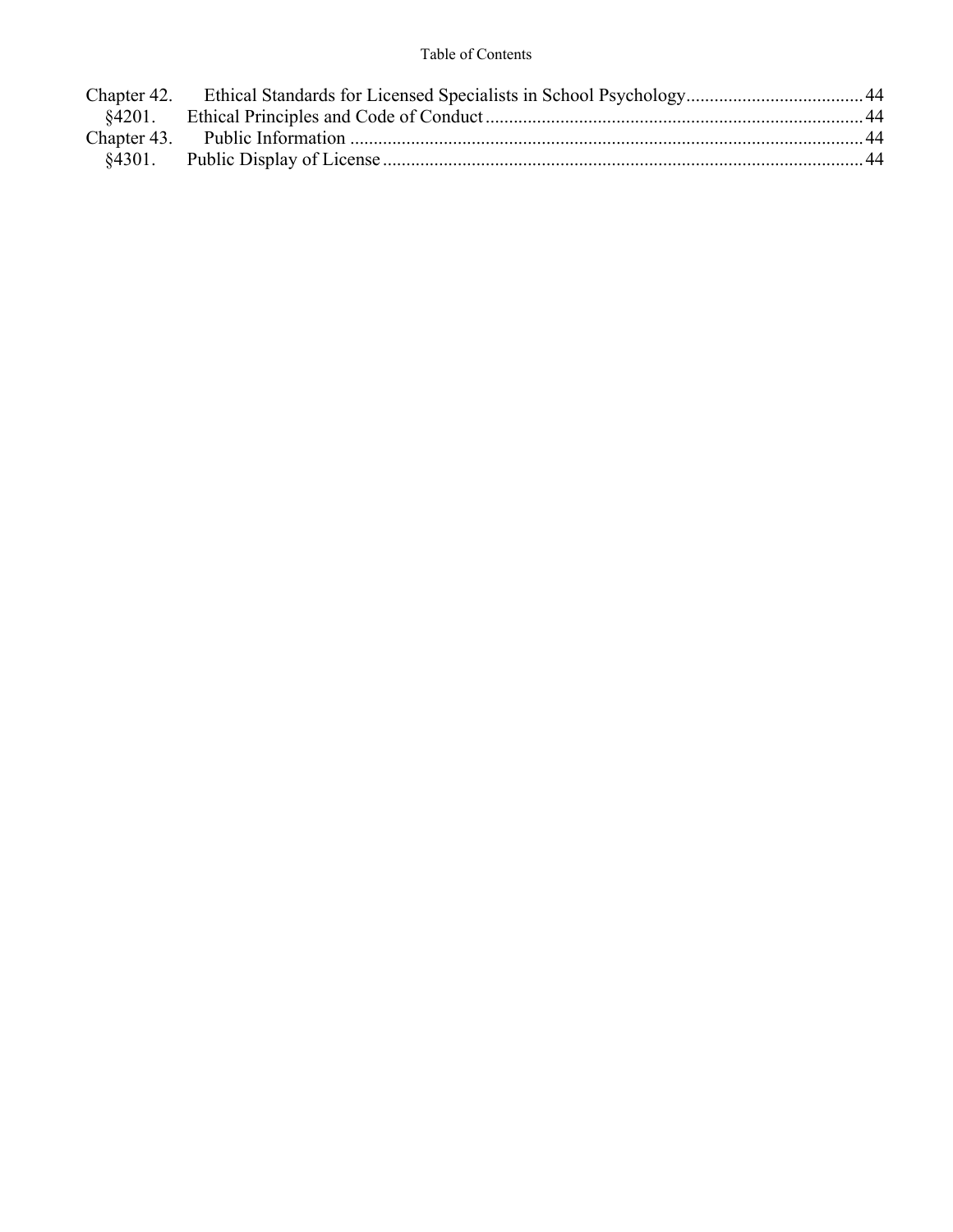Chapter 42. Ethical Standards for Licensed Specialists in School Psychology ..................................... 44
§4201. Ethical Principles and Code of Conduct ................................................................................ 44
Chapter 43. Public Information ............................................................................................................ 44
§4301. Public Display of License ...................................................................................................... 44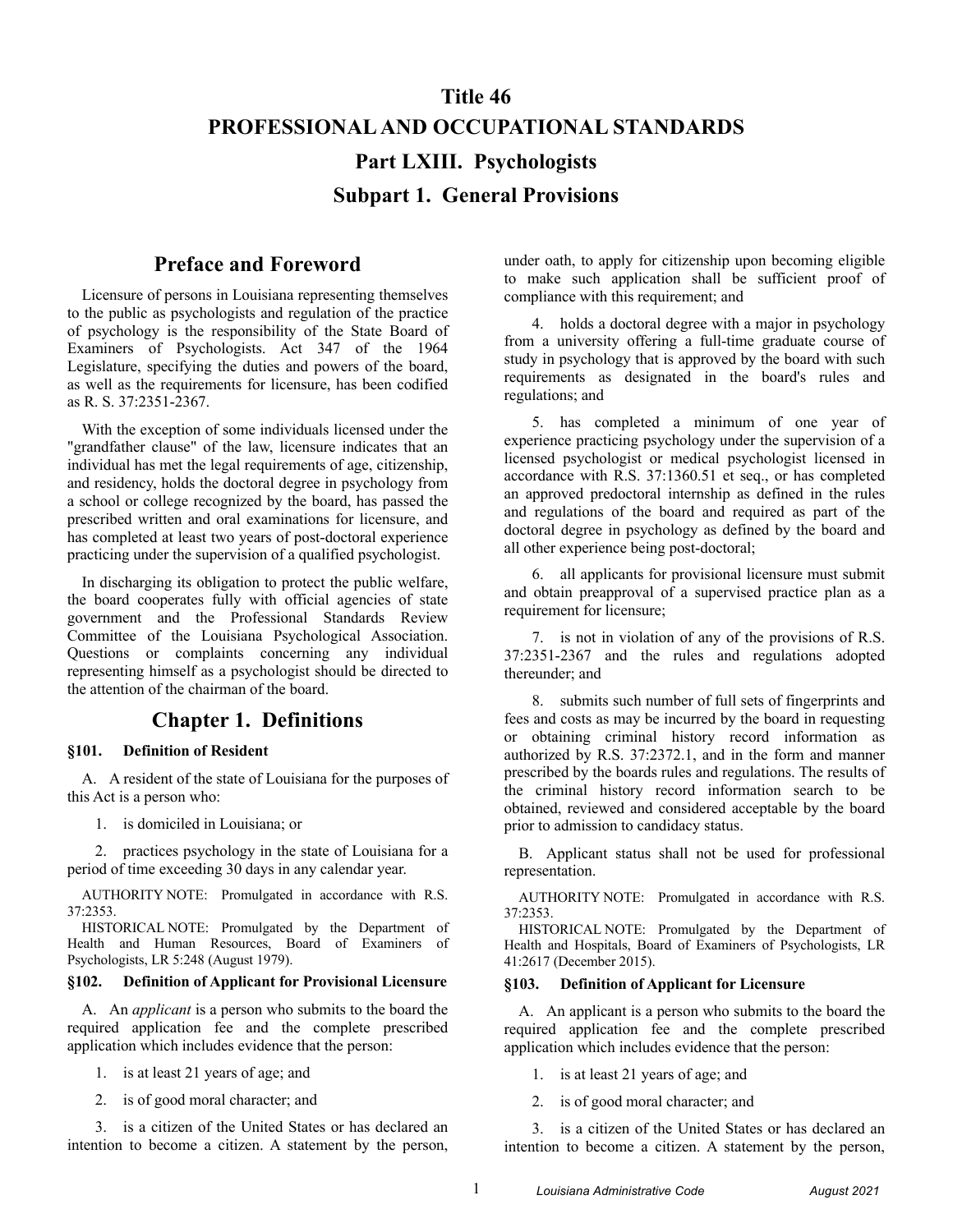# Title 46
# PROFESSIONAL AND OCCUPATIONAL STANDARDS
## Part LXIII. Psychologists
## Subpart 1. General Provisions

## Preface and Foreword

Licensure of persons in Louisiana representing themselves to the public as psychologists and regulation of the practice of psychology is the responsibility of the State Board of Examiners of Psychologists. Act 347 of the 1964 Legislature, specifying the duties and powers of the board, as well as the requirements for licensure, has been codified as R. S. 37:2351-2367.

With the exception of some individuals licensed under the "grandfather clause" of the law, licensure indicates that an individual has met the legal requirements of age, citizenship, and residency, holds the doctoral degree in psychology from a school or college recognized by the board, has passed the prescribed written and oral examinations for licensure, and has completed at least two years of post-doctoral experience practicing under the supervision of a qualified psychologist.

In discharging its obligation to protect the public welfare, the board cooperates fully with official agencies of state government and the Professional Standards Review Committee of the Louisiana Psychological Association. Questions or complaints concerning any individual representing himself as a psychologist should be directed to the attention of the chairman of the board.

## Chapter 1. Definitions

### §101. Definition of Resident

A. A resident of the state of Louisiana for the purposes of this Act is a person who:

1. is domiciled in Louisiana; or

2. practices psychology in the state of Louisiana for a period of time exceeding 30 days in any calendar year.

AUTHORITY NOTE: Promulgated in accordance with R.S. 37:2353.

HISTORICAL NOTE: Promulgated by the Department of Health and Human Resources, Board of Examiners of Psychologists, LR 5:248 (August 1979).

### §102. Definition of Applicant for Provisional Licensure

A. An *applicant* is a person who submits to the board the required application fee and the complete prescribed application which includes evidence that the person:

1. is at least 21 years of age; and

2. is of good moral character; and

3. is a citizen of the United States or has declared an intention to become a citizen. A statement by the person, under oath, to apply for citizenship upon becoming eligible to make such application shall be sufficient proof of compliance with this requirement; and

4. holds a doctoral degree with a major in psychology from a university offering a full-time graduate course of study in psychology that is approved by the board with such requirements as designated in the board's rules and regulations; and

5. has completed a minimum of one year of experience practicing psychology under the supervision of a licensed psychologist or medical psychologist licensed in accordance with R.S. 37:1360.51 et seq., or has completed an approved predoctoral internship as defined in the rules and regulations of the board and required as part of the doctoral degree in psychology as defined by the board and all other experience being post-doctoral;

6. all applicants for provisional licensure must submit and obtain preapproval of a supervised practice plan as a requirement for licensure;

7. is not in violation of any of the provisions of R.S. 37:2351-2367 and the rules and regulations adopted thereunder; and

8. submits such number of full sets of fingerprints and fees and costs as may be incurred by the board in requesting or obtaining criminal history record information as authorized by R.S. 37:2372.1, and in the form and manner prescribed by the boards rules and regulations. The results of the criminal history record information search to be obtained, reviewed and considered acceptable by the board prior to admission to candidacy status.

B. Applicant status shall not be used for professional representation.

AUTHORITY NOTE: Promulgated in accordance with R.S. 37:2353.

HISTORICAL NOTE: Promulgated by the Department of Health and Hospitals, Board of Examiners of Psychologists, LR 41:2617 (December 2015).

### §103. Definition of Applicant for Licensure

A. An applicant is a person who submits to the board the required application fee and the complete prescribed application which includes evidence that the person:

1. is at least 21 years of age; and

2. is of good moral character; and

3. is a citizen of the United States or has declared an intention to become a citizen. A statement by the person,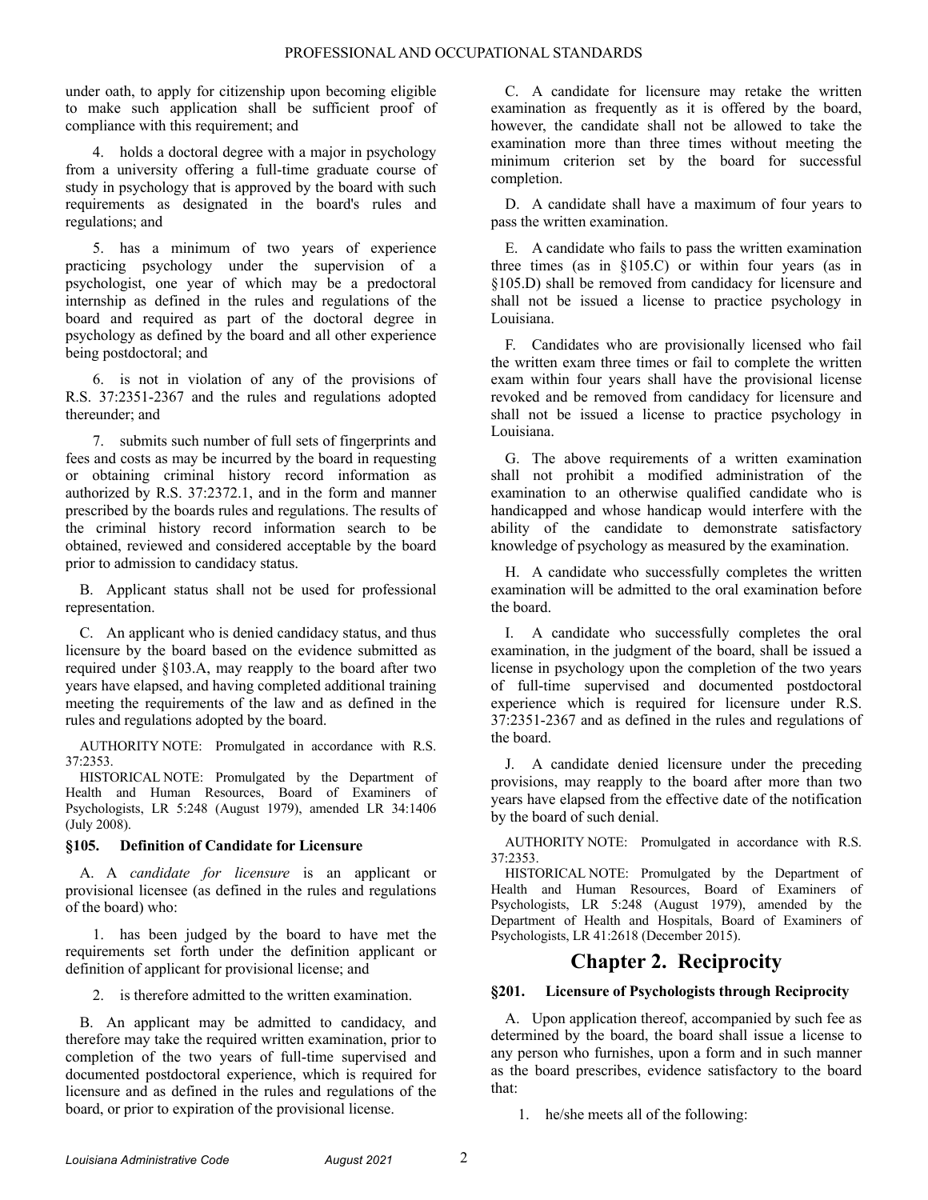under oath, to apply for citizenship upon becoming eligible to make such application shall be sufficient proof of compliance with this requirement; and

4. holds a doctoral degree with a major in psychology from a university offering a full-time graduate course of study in psychology that is approved by the board with such requirements as designated in the board's rules and regulations; and

5. has a minimum of two years of experience practicing psychology under the supervision of a psychologist, one year of which may be a predoctoral internship as defined in the rules and regulations of the board and required as part of the doctoral degree in psychology as defined by the board and all other experience being postdoctoral; and

6. is not in violation of any of the provisions of R.S. 37:2351-2367 and the rules and regulations adopted thereunder; and

7. submits such number of full sets of fingerprints and fees and costs as may be incurred by the board in requesting or obtaining criminal history record information as authorized by R.S. 37:2372.1, and in the form and manner prescribed by the boards rules and regulations. The results of the criminal history record information search to be obtained, reviewed and considered acceptable by the board prior to admission to candidacy status.

B. Applicant status shall not be used for professional representation.

C. An applicant who is denied candidacy status, and thus licensure by the board based on the evidence submitted as required under §103.A, may reapply to the board after two years have elapsed, and having completed additional training meeting the requirements of the law and as defined in the rules and regulations adopted by the board.

AUTHORITY NOTE: Promulgated in accordance with R.S. 37:2353.

HISTORICAL NOTE: Promulgated by the Department of Health and Human Resources, Board of Examiners of Psychologists, LR 5:248 (August 1979), amended LR 34:1406 (July 2008).

### §105. Definition of Candidate for Licensure

A. A *candidate for licensure* is an applicant or provisional licensee (as defined in the rules and regulations of the board) who:

1. has been judged by the board to have met the requirements set forth under the definition applicant or definition of applicant for provisional license; and

2. is therefore admitted to the written examination.

B. An applicant may be admitted to candidacy, and therefore may take the required written examination, prior to completion of the two years of full-time supervised and documented postdoctoral experience, which is required for licensure and as defined in the rules and regulations of the board, or prior to expiration of the provisional license.

C. A candidate for licensure may retake the written examination as frequently as it is offered by the board, however, the candidate shall not be allowed to take the examination more than three times without meeting the minimum criterion set by the board for successful completion.

D. A candidate shall have a maximum of four years to pass the written examination.

E. A candidate who fails to pass the written examination three times (as in §105.C) or within four years (as in §105.D) shall be removed from candidacy for licensure and shall not be issued a license to practice psychology in Louisiana.

F. Candidates who are provisionally licensed who fail the written exam three times or fail to complete the written exam within four years shall have the provisional license revoked and be removed from candidacy for licensure and shall not be issued a license to practice psychology in Louisiana.

G. The above requirements of a written examination shall not prohibit a modified administration of the examination to an otherwise qualified candidate who is handicapped and whose handicap would interfere with the ability of the candidate to demonstrate satisfactory knowledge of psychology as measured by the examination.

H. A candidate who successfully completes the written examination will be admitted to the oral examination before the board.

I. A candidate who successfully completes the oral examination, in the judgment of the board, shall be issued a license in psychology upon the completion of the two years of full-time supervised and documented postdoctoral experience which is required for licensure under R.S. 37:2351-2367 and as defined in the rules and regulations of the board.

J. A candidate denied licensure under the preceding provisions, may reapply to the board after more than two years have elapsed from the effective date of the notification by the board of such denial.

AUTHORITY NOTE: Promulgated in accordance with R.S. 37:2353.

HISTORICAL NOTE: Promulgated by the Department of Health and Human Resources, Board of Examiners of Psychologists, LR 5:248 (August 1979), amended by the Department of Health and Hospitals, Board of Examiners of Psychologists, LR 41:2618 (December 2015).

## Chapter 2. Reciprocity

### §201. Licensure of Psychologists through Reciprocity

A. Upon application thereof, accompanied by such fee as determined by the board, the board shall issue a license to any person who furnishes, upon a form and in such manner as the board prescribes, evidence satisfactory to the board that:

1. he/she meets all of the following: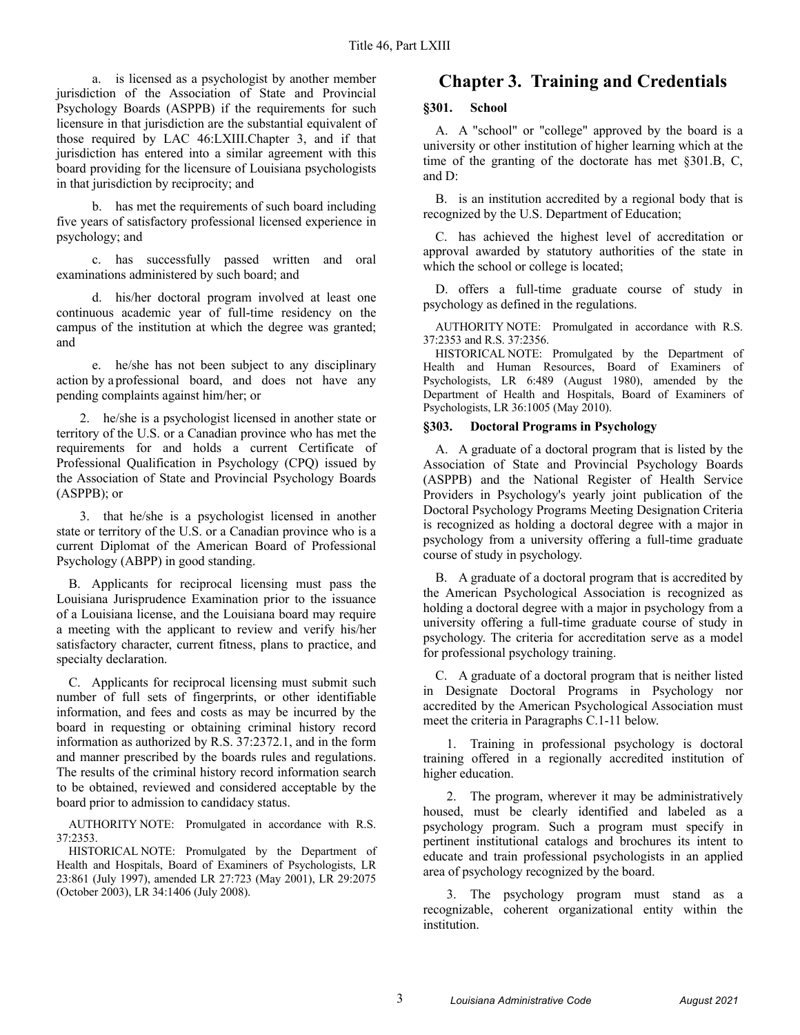a. is licensed as a psychologist by another member jurisdiction of the Association of State and Provincial Psychology Boards (ASPPB) if the requirements for such licensure in that jurisdiction are the substantial equivalent of those required by LAC 46:LXIII.Chapter 3, and if that jurisdiction has entered into a similar agreement with this board providing for the licensure of Louisiana psychologists in that jurisdiction by reciprocity; and

b. has met the requirements of such board including five years of satisfactory professional licensed experience in psychology; and

c. has successfully passed written and oral examinations administered by such board; and

d. his/her doctoral program involved at least one continuous academic year of full-time residency on the campus of the institution at which the degree was granted; and

e. he/she has not been subject to any disciplinary action by a professional board, and does not have any pending complaints against him/her; or

2. he/she is a psychologist licensed in another state or territory of the U.S. or a Canadian province who has met the requirements for and holds a current Certificate of Professional Qualification in Psychology (CPQ) issued by the Association of State and Provincial Psychology Boards (ASPPB); or

3. that he/she is a psychologist licensed in another state or territory of the U.S. or a Canadian province who is a current Diplomat of the American Board of Professional Psychology (ABPP) in good standing.

B. Applicants for reciprocal licensing must pass the Louisiana Jurisprudence Examination prior to the issuance of a Louisiana license, and the Louisiana board may require a meeting with the applicant to review and verify his/her satisfactory character, current fitness, plans to practice, and specialty declaration.

C. Applicants for reciprocal licensing must submit such number of full sets of fingerprints, or other identifiable information, and fees and costs as may be incurred by the board in requesting or obtaining criminal history record information as authorized by R.S. 37:2372.1, and in the form and manner prescribed by the boards rules and regulations. The results of the criminal history record information search to be obtained, reviewed and considered acceptable by the board prior to admission to candidacy status.

AUTHORITY NOTE: Promulgated in accordance with R.S. 37:2353.

HISTORICAL NOTE: Promulgated by the Department of Health and Hospitals, Board of Examiners of Psychologists, LR 23:861 (July 1997), amended LR 27:723 (May 2001), LR 29:2075 (October 2003), LR 34:1406 (July 2008).

# Chapter 3. Training and Credentials

### §301. School

A. A "school" or "college" approved by the board is a university or other institution of higher learning which at the time of the granting of the doctorate has met §301.B, C, and D:

B. is an institution accredited by a regional body that is recognized by the U.S. Department of Education;

C. has achieved the highest level of accreditation or approval awarded by statutory authorities of the state in which the school or college is located;

D. offers a full-time graduate course of study in psychology as defined in the regulations.

AUTHORITY NOTE: Promulgated in accordance with R.S. 37:2353 and R.S. 37:2356.

HISTORICAL NOTE: Promulgated by the Department of Health and Human Resources, Board of Examiners of Psychologists, LR 6:489 (August 1980), amended by the Department of Health and Hospitals, Board of Examiners of Psychologists, LR 36:1005 (May 2010).

### §303. Doctoral Programs in Psychology

A. A graduate of a doctoral program that is listed by the Association of State and Provincial Psychology Boards (ASPPB) and the National Register of Health Service Providers in Psychology's yearly joint publication of the Doctoral Psychology Programs Meeting Designation Criteria is recognized as holding a doctoral degree with a major in psychology from a university offering a full-time graduate course of study in psychology.

B. A graduate of a doctoral program that is accredited by the American Psychological Association is recognized as holding a doctoral degree with a major in psychology from a university offering a full-time graduate course of study in psychology. The criteria for accreditation serve as a model for professional psychology training.

C. A graduate of a doctoral program that is neither listed in Designate Doctoral Programs in Psychology nor accredited by the American Psychological Association must meet the criteria in Paragraphs C.1-11 below.

1. Training in professional psychology is doctoral training offered in a regionally accredited institution of higher education.

2. The program, wherever it may be administratively housed, must be clearly identified and labeled as a psychology program. Such a program must specify in pertinent institutional catalogs and brochures its intent to educate and train professional psychologists in an applied area of psychology recognized by the board.

3. The psychology program must stand as a recognizable, coherent organizational entity within the institution.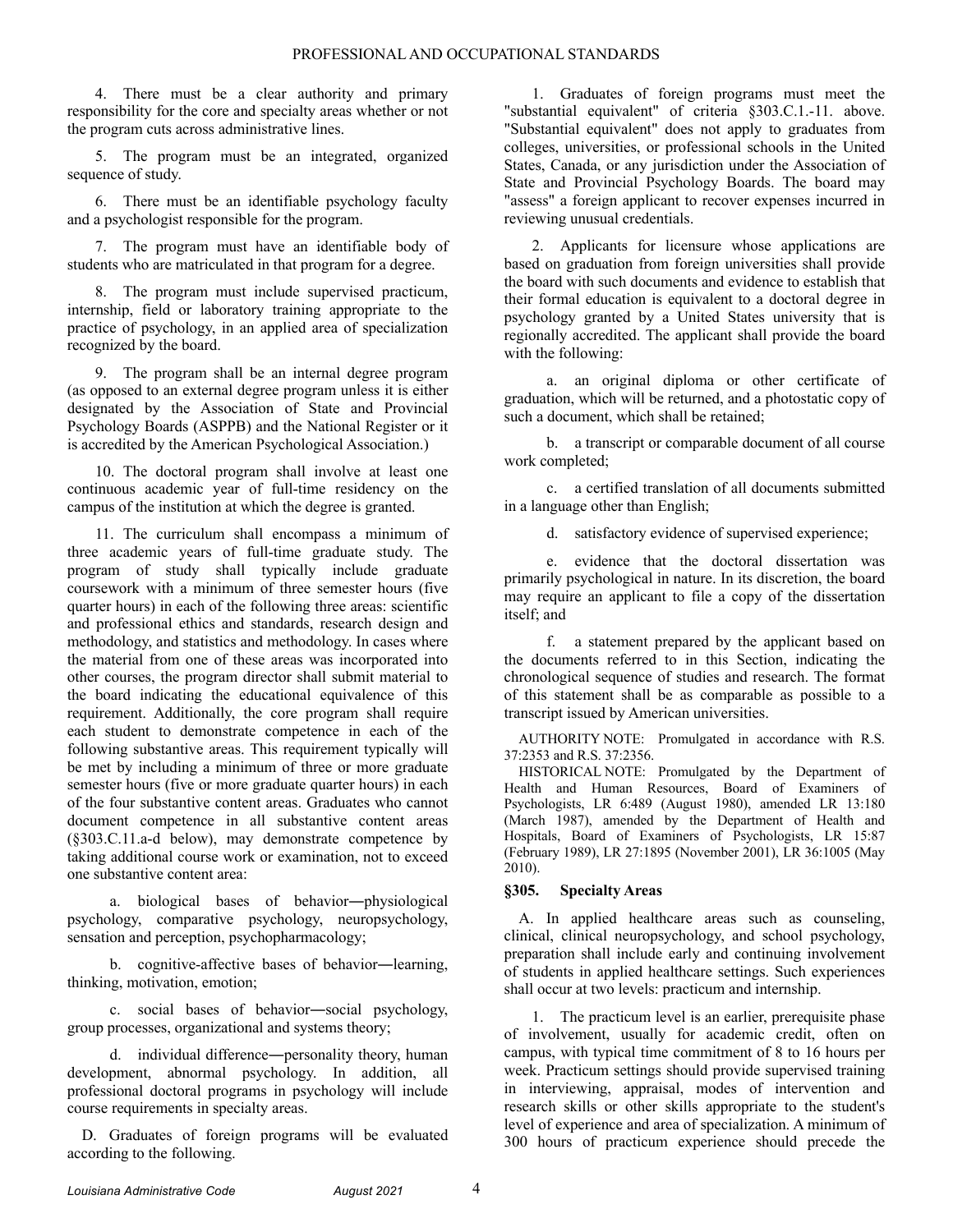4. There must be a clear authority and primary responsibility for the core and specialty areas whether or not the program cuts across administrative lines.

5. The program must be an integrated, organized sequence of study.

6. There must be an identifiable psychology faculty and a psychologist responsible for the program.

7. The program must have an identifiable body of students who are matriculated in that program for a degree.

8. The program must include supervised practicum, internship, field or laboratory training appropriate to the practice of psychology, in an applied area of specialization recognized by the board.

9. The program shall be an internal degree program (as opposed to an external degree program unless it is either designated by the Association of State and Provincial Psychology Boards (ASPPB) and the National Register or it is accredited by the American Psychological Association.)

10. The doctoral program shall involve at least one continuous academic year of full-time residency on the campus of the institution at which the degree is granted.

11. The curriculum shall encompass a minimum of three academic years of full-time graduate study. The program of study shall typically include graduate coursework with a minimum of three semester hours (five quarter hours) in each of the following three areas: scientific and professional ethics and standards, research design and methodology, and statistics and methodology. In cases where the material from one of these areas was incorporated into other courses, the program director shall submit material to the board indicating the educational equivalence of this requirement. Additionally, the core program shall require each student to demonstrate competence in each of the following substantive areas. This requirement typically will be met by including a minimum of three or more graduate semester hours (five or more graduate quarter hours) in each of the four substantive content areas. Graduates who cannot document competence in all substantive content areas (§303.C.11.a-d below), may demonstrate competence by taking additional course work or examination, not to exceed one substantive content area:

a. biological bases of behavior―physiological psychology, comparative psychology, neuropsychology, sensation and perception, psychopharmacology;

b. cognitive-affective bases of behavior―learning, thinking, motivation, emotion;

c. social bases of behavior―social psychology, group processes, organizational and systems theory;

d. individual difference―personality theory, human development, abnormal psychology. In addition, all professional doctoral programs in psychology will include course requirements in specialty areas.

D. Graduates of foreign programs will be evaluated according to the following.

1. Graduates of foreign programs must meet the "substantial equivalent" of criteria §303.C.1.-11. above. "Substantial equivalent" does not apply to graduates from colleges, universities, or professional schools in the United States, Canada, or any jurisdiction under the Association of State and Provincial Psychology Boards. The board may "assess" a foreign applicant to recover expenses incurred in reviewing unusual credentials.

2. Applicants for licensure whose applications are based on graduation from foreign universities shall provide the board with such documents and evidence to establish that their formal education is equivalent to a doctoral degree in psychology granted by a United States university that is regionally accredited. The applicant shall provide the board with the following:

a. an original diploma or other certificate of graduation, which will be returned, and a photostatic copy of such a document, which shall be retained;

b. a transcript or comparable document of all course work completed;

c. a certified translation of all documents submitted in a language other than English;

d. satisfactory evidence of supervised experience;

e. evidence that the doctoral dissertation was primarily psychological in nature. In its discretion, the board may require an applicant to file a copy of the dissertation itself; and

f. a statement prepared by the applicant based on the documents referred to in this Section, indicating the chronological sequence of studies and research. The format of this statement shall be as comparable as possible to a transcript issued by American universities.

AUTHORITY NOTE: Promulgated in accordance with R.S. 37:2353 and R.S. 37:2356.

HISTORICAL NOTE: Promulgated by the Department of Health and Human Resources, Board of Examiners of Psychologists, LR 6:489 (August 1980), amended LR 13:180 (March 1987), amended by the Department of Health and Hospitals, Board of Examiners of Psychologists, LR 15:87 (February 1989), LR 27:1895 (November 2001), LR 36:1005 (May 2010).

### §305. Specialty Areas

A. In applied healthcare areas such as counseling, clinical, clinical neuropsychology, and school psychology, preparation shall include early and continuing involvement of students in applied healthcare settings. Such experiences shall occur at two levels: practicum and internship.

1. The practicum level is an earlier, prerequisite phase of involvement, usually for academic credit, often on campus, with typical time commitment of 8 to 16 hours per week. Practicum settings should provide supervised training in interviewing, appraisal, modes of intervention and research skills or other skills appropriate to the student's level of experience and area of specialization. A minimum of 300 hours of practicum experience should precede the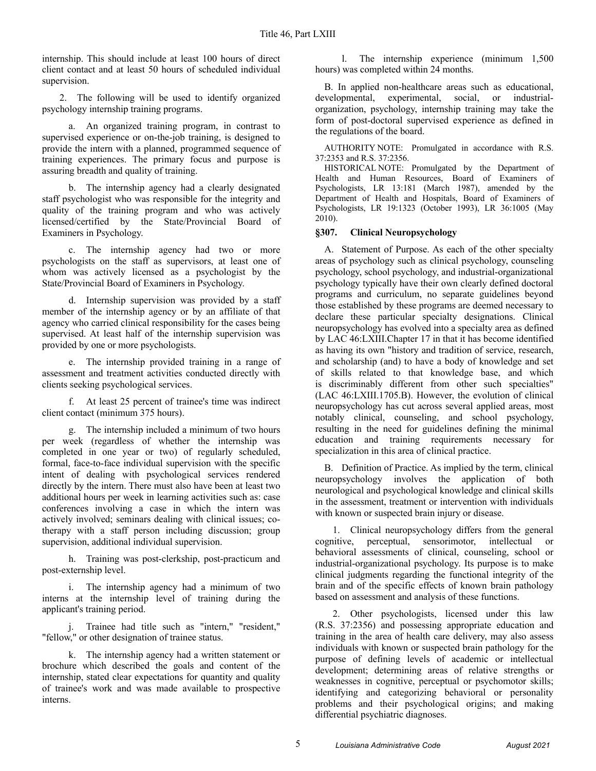internship. This should include at least 100 hours of direct client contact and at least 50 hours of scheduled individual supervision.

2. The following will be used to identify organized psychology internship training programs.

a. An organized training program, in contrast to supervised experience or on-the-job training, is designed to provide the intern with a planned, programmed sequence of training experiences. The primary focus and purpose is assuring breadth and quality of training.

b. The internship agency had a clearly designated staff psychologist who was responsible for the integrity and quality of the training program and who was actively licensed/certified by the State/Provincial Board of Examiners in Psychology.

c. The internship agency had two or more psychologists on the staff as supervisors, at least one of whom was actively licensed as a psychologist by the State/Provincial Board of Examiners in Psychology.

d. Internship supervision was provided by a staff member of the internship agency or by an affiliate of that agency who carried clinical responsibility for the cases being supervised. At least half of the internship supervision was provided by one or more psychologists.

e. The internship provided training in a range of assessment and treatment activities conducted directly with clients seeking psychological services.

f. At least 25 percent of trainee's time was indirect client contact (minimum 375 hours).

g. The internship included a minimum of two hours per week (regardless of whether the internship was completed in one year or two) of regularly scheduled, formal, face-to-face individual supervision with the specific intent of dealing with psychological services rendered directly by the intern. There must also have been at least two additional hours per week in learning activities such as: case conferences involving a case in which the intern was actively involved; seminars dealing with clinical issues; co-therapy with a staff person including discussion; group supervision, additional individual supervision.

h. Training was post-clerkship, post-practicum and post-externship level.

i. The internship agency had a minimum of two interns at the internship level of training during the applicant's training period.

j. Trainee had title such as "intern," "resident," "fellow," or other designation of trainee status.

k. The internship agency had a written statement or brochure which described the goals and content of the internship, stated clear expectations for quantity and quality of trainee's work and was made available to prospective interns.

l. The internship experience (minimum 1,500 hours) was completed within 24 months.

B. In applied non-healthcare areas such as educational, developmental, experimental, social, or industrial-organization, psychology, internship training may take the form of post-doctoral supervised experience as defined in the regulations of the board.

AUTHORITY NOTE: Promulgated in accordance with R.S. 37:2353 and R.S. 37:2356.

HISTORICAL NOTE: Promulgated by the Department of Health and Human Resources, Board of Examiners of Psychologists, LR 13:181 (March 1987), amended by the Department of Health and Hospitals, Board of Examiners of Psychologists, LR 19:1323 (October 1993), LR 36:1005 (May 2010).

### §307. Clinical Neuropsychology

A. Statement of Purpose. As each of the other specialty areas of psychology such as clinical psychology, counseling psychology, school psychology, and industrial-organizational psychology typically have their own clearly defined doctoral programs and curriculum, no separate guidelines beyond those established by these programs are deemed necessary to declare these particular specialty designations. Clinical neuropsychology has evolved into a specialty area as defined by LAC 46:LXIII.Chapter 17 in that it has become identified as having its own "history and tradition of service, research, and scholarship (and) to have a body of knowledge and set of skills related to that knowledge base, and which is discriminably different from other such specialties" (LAC 46:LXIII.1705.B). However, the evolution of clinical neuropsychology has cut across several applied areas, most notably clinical, counseling, and school psychology, resulting in the need for guidelines defining the minimal education and training requirements necessary for specialization in this area of clinical practice.

B. Definition of Practice. As implied by the term, clinical neuropsychology involves the application of both neurological and psychological knowledge and clinical skills in the assessment, treatment or intervention with individuals with known or suspected brain injury or disease.

1. Clinical neuropsychology differs from the general cognitive, perceptual, sensorimotor, intellectual or behavioral assessments of clinical, counseling, school or industrial-organizational psychology. Its purpose is to make clinical judgments regarding the functional integrity of the brain and of the specific effects of known brain pathology based on assessment and analysis of these functions.

2. Other psychologists, licensed under this law (R.S. 37:2356) and possessing appropriate education and training in the area of health care delivery, may also assess individuals with known or suspected brain pathology for the purpose of defining levels of academic or intellectual development; determining areas of relative strengths or weaknesses in cognitive, perceptual or psychomotor skills; identifying and categorizing behavioral or personality problems and their psychological origins; and making differential psychiatric diagnoses.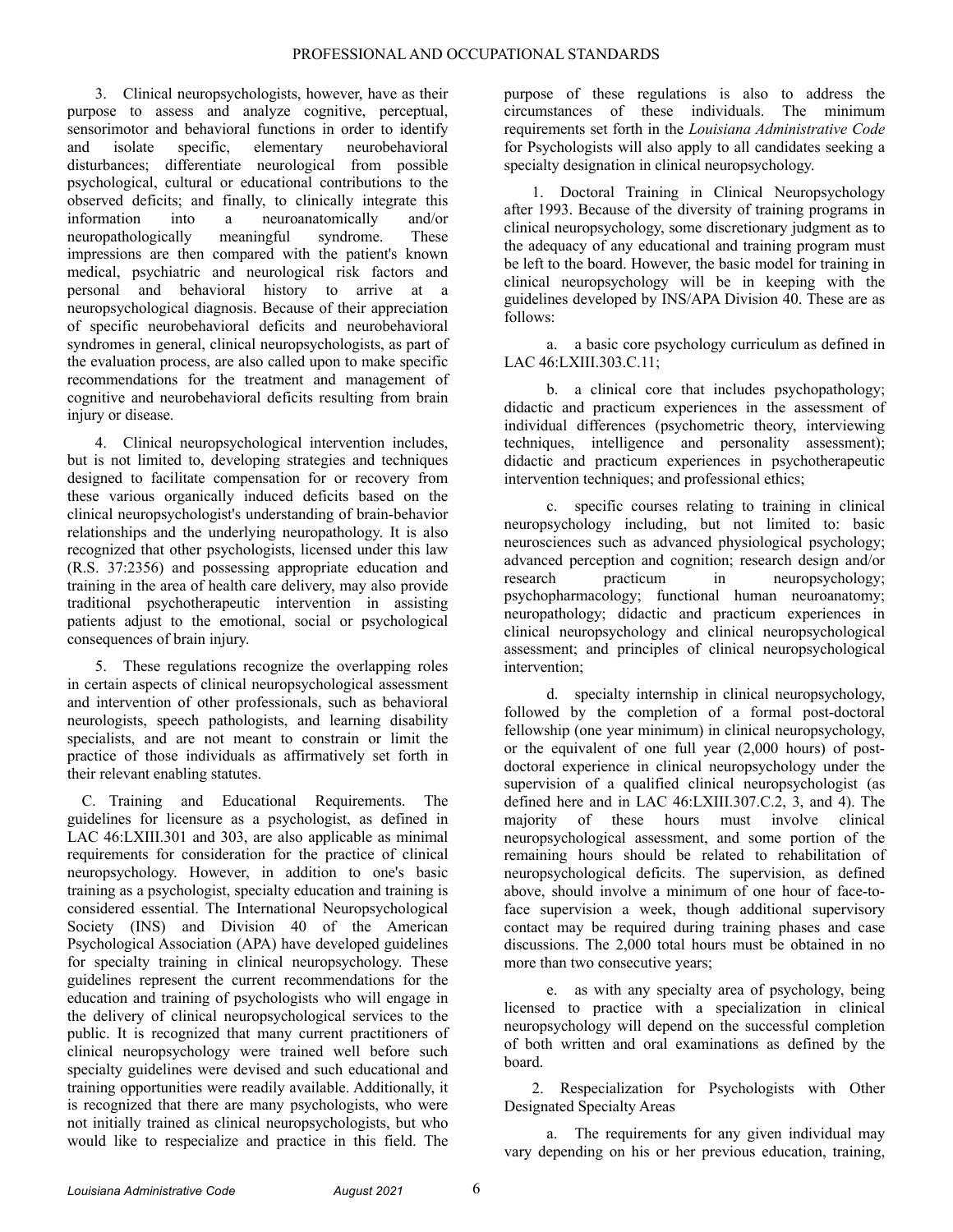3. Clinical neuropsychologists, however, have as their purpose to assess and analyze cognitive, perceptual, sensorimotor and behavioral functions in order to identify and isolate specific, elementary neurobehavioral disturbances; differentiate neurological from possible psychological, cultural or educational contributions to the observed deficits; and finally, to clinically integrate this information into a neuroanatomically and/or neuropathologically meaningful syndrome. These impressions are then compared with the patient's known medical, psychiatric and neurological risk factors and personal and behavioral history to arrive at a neuropsychological diagnosis. Because of their appreciation of specific neurobehavioral deficits and neurobehavioral syndromes in general, clinical neuropsychologists, as part of the evaluation process, are also called upon to make specific recommendations for the treatment and management of cognitive and neurobehavioral deficits resulting from brain injury or disease.

4. Clinical neuropsychological intervention includes, but is not limited to, developing strategies and techniques designed to facilitate compensation for or recovery from these various organically induced deficits based on the clinical neuropsychologist's understanding of brain-behavior relationships and the underlying neuropathology. It is also recognized that other psychologists, licensed under this law (R.S. 37:2356) and possessing appropriate education and training in the area of health care delivery, may also provide traditional psychotherapeutic intervention in assisting patients adjust to the emotional, social or psychological consequences of brain injury.

5. These regulations recognize the overlapping roles in certain aspects of clinical neuropsychological assessment and intervention of other professionals, such as behavioral neurologists, speech pathologists, and learning disability specialists, and are not meant to constrain or limit the practice of those individuals as affirmatively set forth in their relevant enabling statutes.

C. Training and Educational Requirements. The guidelines for licensure as a psychologist, as defined in LAC 46:LXIII.301 and 303, are also applicable as minimal requirements for consideration for the practice of clinical neuropsychology. However, in addition to one's basic training as a psychologist, specialty education and training is considered essential. The International Neuropsychological Society (INS) and Division 40 of the American Psychological Association (APA) have developed guidelines for specialty training in clinical neuropsychology. These guidelines represent the current recommendations for the education and training of psychologists who will engage in the delivery of clinical neuropsychological services to the public. It is recognized that many current practitioners of clinical neuropsychology were trained well before such specialty guidelines were devised and such educational and training opportunities were readily available. Additionally, it is recognized that there are many psychologists, who were not initially trained as clinical neuropsychologists, but who would like to respecialize and practice in this field. The purpose of these regulations is also to address the circumstances of these individuals. The minimum requirements set forth in the *Louisiana Administrative Code* for Psychologists will also apply to all candidates seeking a specialty designation in clinical neuropsychology.

1. Doctoral Training in Clinical Neuropsychology after 1993. Because of the diversity of training programs in clinical neuropsychology, some discretionary judgment as to the adequacy of any educational and training program must be left to the board. However, the basic model for training in clinical neuropsychology will be in keeping with the guidelines developed by INS/APA Division 40. These are as follows:

a. a basic core psychology curriculum as defined in LAC 46:LXIII.303.C.11;

b. a clinical core that includes psychopathology; didactic and practicum experiences in the assessment of individual differences (psychometric theory, interviewing techniques, intelligence and personality assessment); didactic and practicum experiences in psychotherapeutic intervention techniques; and professional ethics;

c. specific courses relating to training in clinical neuropsychology including, but not limited to: basic neurosciences such as advanced physiological psychology; advanced perception and cognition; research design and/or research practicum in neuropsychology; psychopharmacology; functional human neuroanatomy; neuropathology; didactic and practicum experiences in clinical neuropsychology and clinical neuropsychological assessment; and principles of clinical neuropsychological intervention;

d. specialty internship in clinical neuropsychology, followed by the completion of a formal post-doctoral fellowship (one year minimum) in clinical neuropsychology, or the equivalent of one full year (2,000 hours) of post-doctoral experience in clinical neuropsychology under the supervision of a qualified clinical neuropsychologist (as defined here and in LAC 46:LXIII.307.C.2, 3, and 4). The majority of these hours must involve clinical neuropsychological assessment, and some portion of the remaining hours should be related to rehabilitation of neuropsychological deficits. The supervision, as defined above, should involve a minimum of one hour of face-to-face supervision a week, though additional supervisory contact may be required during training phases and case discussions. The 2,000 total hours must be obtained in no more than two consecutive years;

e. as with any specialty area of psychology, being licensed to practice with a specialization in clinical neuropsychology will depend on the successful completion of both written and oral examinations as defined by the board.

2. Respecialization for Psychologists with Other Designated Specialty Areas

a. The requirements for any given individual may vary depending on his or her previous education, training,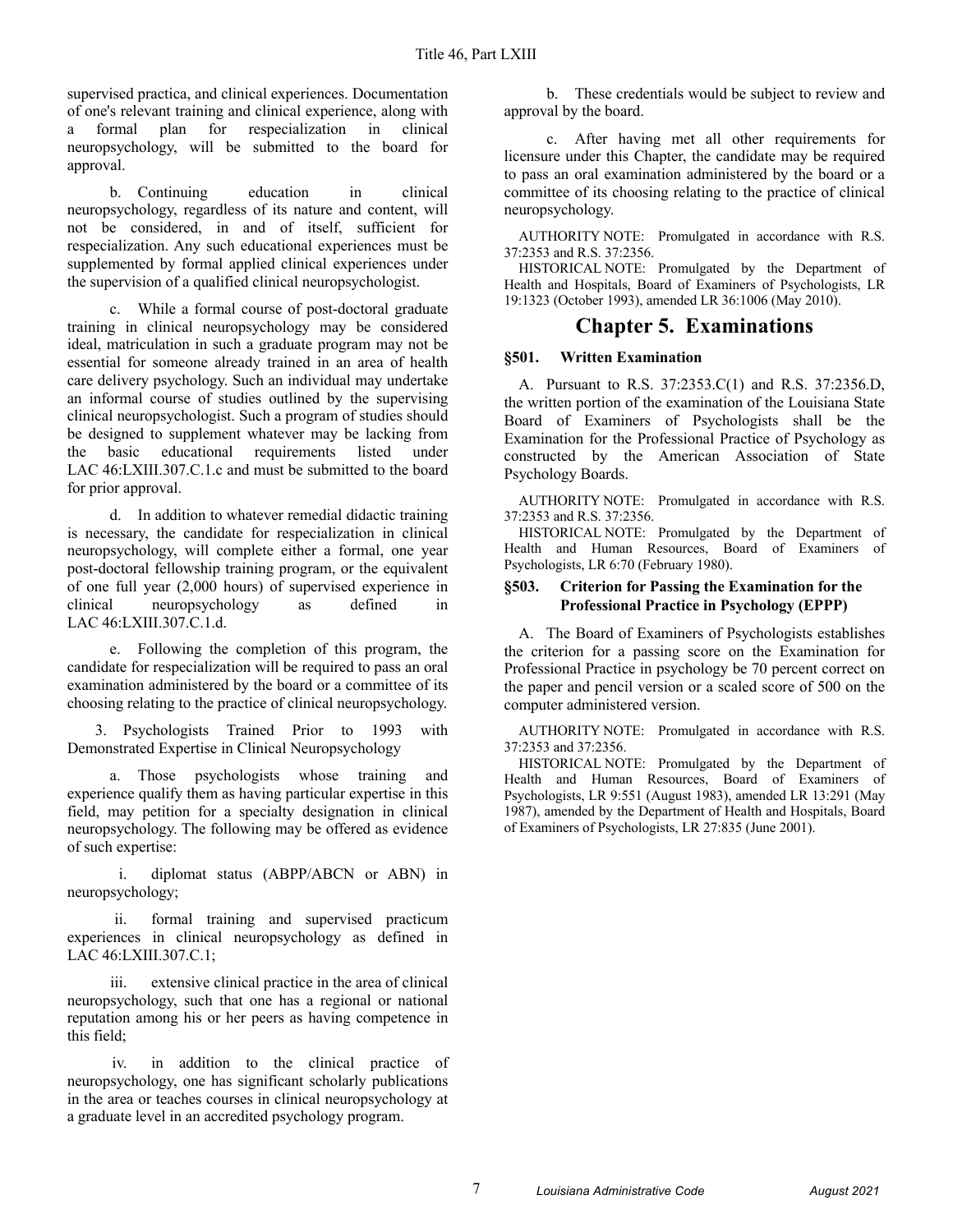supervised practica, and clinical experiences. Documentation of one's relevant training and clinical experience, along with a formal plan for respecialization in clinical neuropsychology, will be submitted to the board for approval.

b. Continuing education in clinical neuropsychology, regardless of its nature and content, will not be considered, in and of itself, sufficient for respecialization. Any such educational experiences must be supplemented by formal applied clinical experiences under the supervision of a qualified clinical neuropsychologist.

c. While a formal course of post-doctoral graduate training in clinical neuropsychology may be considered ideal, matriculation in such a graduate program may not be essential for someone already trained in an area of health care delivery psychology. Such an individual may undertake an informal course of studies outlined by the supervising clinical neuropsychologist. Such a program of studies should be designed to supplement whatever may be lacking from the basic educational requirements listed under LAC 46:LXIII.307.C.1.c and must be submitted to the board for prior approval.

d. In addition to whatever remedial didactic training is necessary, the candidate for respecialization in clinical neuropsychology, will complete either a formal, one year post-doctoral fellowship training program, or the equivalent of one full year (2,000 hours) of supervised experience in clinical neuropsychology as defined in LAC 46:LXIII.307.C.1.d.

e. Following the completion of this program, the candidate for respecialization will be required to pass an oral examination administered by the board or a committee of its choosing relating to the practice of clinical neuropsychology.

3. Psychologists Trained Prior to 1993 with Demonstrated Expertise in Clinical Neuropsychology

a. Those psychologists whose training and experience qualify them as having particular expertise in this field, may petition for a specialty designation in clinical neuropsychology. The following may be offered as evidence of such expertise:

i. diplomat status (ABPP/ABCN or ABN) in neuropsychology;

ii. formal training and supervised practicum experiences in clinical neuropsychology as defined in LAC 46:LXIII.307.C.1;

iii. extensive clinical practice in the area of clinical neuropsychology, such that one has a regional or national reputation among his or her peers as having competence in this field;

iv. in addition to the clinical practice of neuropsychology, one has significant scholarly publications in the area or teaches courses in clinical neuropsychology at a graduate level in an accredited psychology program.

b. These credentials would be subject to review and approval by the board.

c. After having met all other requirements for licensure under this Chapter, the candidate may be required to pass an oral examination administered by the board or a committee of its choosing relating to the practice of clinical neuropsychology.

AUTHORITY NOTE: Promulgated in accordance with R.S. 37:2353 and R.S. 37:2356.

HISTORICAL NOTE: Promulgated by the Department of Health and Hospitals, Board of Examiners of Psychologists, LR 19:1323 (October 1993), amended LR 36:1006 (May 2010).

# Chapter 5. Examinations

### §501. Written Examination

A. Pursuant to R.S. 37:2353.C(1) and R.S. 37:2356.D, the written portion of the examination of the Louisiana State Board of Examiners of Psychologists shall be the Examination for the Professional Practice of Psychology as constructed by the American Association of State Psychology Boards.

AUTHORITY NOTE: Promulgated in accordance with R.S. 37:2353 and R.S. 37:2356.

HISTORICAL NOTE: Promulgated by the Department of Health and Human Resources, Board of Examiners of Psychologists, LR 6:70 (February 1980).

### §503. Criterion for Passing the Examination for the Professional Practice in Psychology (EPPP)

A. The Board of Examiners of Psychologists establishes the criterion for a passing score on the Examination for Professional Practice in psychology be 70 percent correct on the paper and pencil version or a scaled score of 500 on the computer administered version.

AUTHORITY NOTE: Promulgated in accordance with R.S. 37:2353 and 37:2356.

HISTORICAL NOTE: Promulgated by the Department of Health and Human Resources, Board of Examiners of Psychologists, LR 9:551 (August 1983), amended LR 13:291 (May 1987), amended by the Department of Health and Hospitals, Board of Examiners of Psychologists, LR 27:835 (June 2001).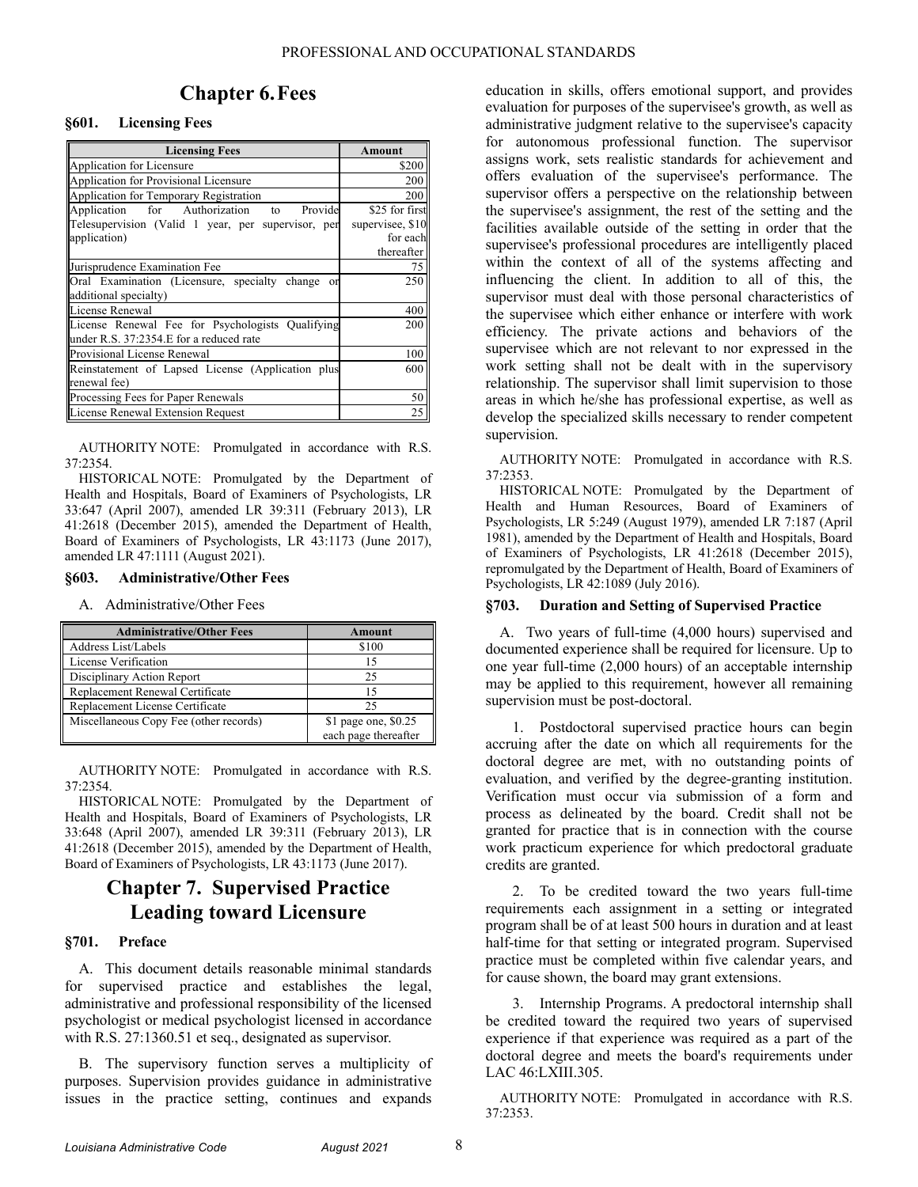# Chapter 6. Fees

## §601. Licensing Fees

| Licensing Fees | Amount |
|---|---|
| Application for Licensure | $200 |
| Application for Provisional Licensure | 200 |
| Application for Temporary Registration | 200 |
| Application for Authorization to Provide Telesupervision (Valid 1 year, per supervisor, per application) | $25 for first supervisee, $10 for each thereafter |
| Jurisprudence Examination Fee | 75 |
| Oral Examination (Licensure, specialty change or additional specialty) | 250 |
| License Renewal | 400 |
| License Renewal Fee for Psychologists Qualifying under R.S. 37:2354.E for a reduced rate | 200 |
| Provisional License Renewal | 100 |
| Reinstatement of Lapsed License (Application plus renewal fee) | 600 |
| Processing Fees for Paper Renewals | 50 |
| License Renewal Extension Request | 25 |

AUTHORITY NOTE: Promulgated in accordance with R.S. 37:2354.

HISTORICAL NOTE: Promulgated by the Department of Health and Hospitals, Board of Examiners of Psychologists, LR 33:647 (April 2007), amended LR 39:311 (February 2013), LR 41:2618 (December 2015), amended the Department of Health, Board of Examiners of Psychologists, LR 43:1173 (June 2017), amended LR 47:1111 (August 2021).

## §603. Administrative/Other Fees

A. Administrative/Other Fees

| Administrative/Other Fees | Amount |
|---|---|
| Address List/Labels | $100 |
| License Verification | 15 |
| Disciplinary Action Report | 25 |
| Replacement Renewal Certificate | 15 |
| Replacement License Certificate | 25 |
| Miscellaneous Copy Fee (other records) | $1 page one, $0.25 each page thereafter |

AUTHORITY NOTE: Promulgated in accordance with R.S. 37:2354.

HISTORICAL NOTE: Promulgated by the Department of Health and Hospitals, Board of Examiners of Psychologists, LR 33:648 (April 2007), amended LR 39:311 (February 2013), LR 41:2618 (December 2015), amended by the Department of Health, Board of Examiners of Psychologists, LR 43:1173 (June 2017).

# Chapter 7. Supervised Practice Leading toward Licensure

## §701. Preface

A. This document details reasonable minimal standards for supervised practice and establishes the legal, administrative and professional responsibility of the licensed psychologist or medical psychologist licensed in accordance with R.S. 27:1360.51 et seq., designated as supervisor.

B. The supervisory function serves a multiplicity of purposes. Supervision provides guidance in administrative issues in the practice setting, continues and expands education in skills, offers emotional support, and provides evaluation for purposes of the supervisee's growth, as well as administrative judgment relative to the supervisee's capacity for autonomous professional function. The supervisor assigns work, sets realistic standards for achievement and offers evaluation of the supervisee's performance. The supervisor offers a perspective on the relationship between the supervisee's assignment, the rest of the setting and the facilities available outside of the setting in order that the supervisee's professional procedures are intelligently placed within the context of all of the systems affecting and influencing the client. In addition to all of this, the supervisor must deal with those personal characteristics of the supervisee which either enhance or interfere with work efficiency. The private actions and behaviors of the supervisee which are not relevant to nor expressed in the work setting shall not be dealt with in the supervisory relationship. The supervisor shall limit supervision to those areas in which he/she has professional expertise, as well as develop the specialized skills necessary to render competent supervision.

AUTHORITY NOTE: Promulgated in accordance with R.S. 37:2353.

HISTORICAL NOTE: Promulgated by the Department of Health and Human Resources, Board of Examiners of Psychologists, LR 5:249 (August 1979), amended LR 7:187 (April 1981), amended by the Department of Health and Hospitals, Board of Examiners of Psychologists, LR 41:2618 (December 2015), repromulgated by the Department of Health, Board of Examiners of Psychologists, LR 42:1089 (July 2016).

## §703. Duration and Setting of Supervised Practice

A. Two years of full-time (4,000 hours) supervised and documented experience shall be required for licensure. Up to one year full-time (2,000 hours) of an acceptable internship may be applied to this requirement, however all remaining supervision must be post-doctoral.

1. Postdoctoral supervised practice hours can begin accruing after the date on which all requirements for the doctoral degree are met, with no outstanding points of evaluation, and verified by the degree-granting institution. Verification must occur via submission of a form and process as delineated by the board. Credit shall not be granted for practice that is in connection with the course work practicum experience for which predoctoral graduate credits are granted.

2. To be credited toward the two years full-time requirements each assignment in a setting or integrated program shall be of at least 500 hours in duration and at least half-time for that setting or integrated program. Supervised practice must be completed within five calendar years, and for cause shown, the board may grant extensions.

3. Internship Programs. A predoctoral internship shall be credited toward the required two years of supervised experience if that experience was required as a part of the doctoral degree and meets the board's requirements under LAC 46:LXIII.305.

AUTHORITY NOTE: Promulgated in accordance with R.S. 37:2353.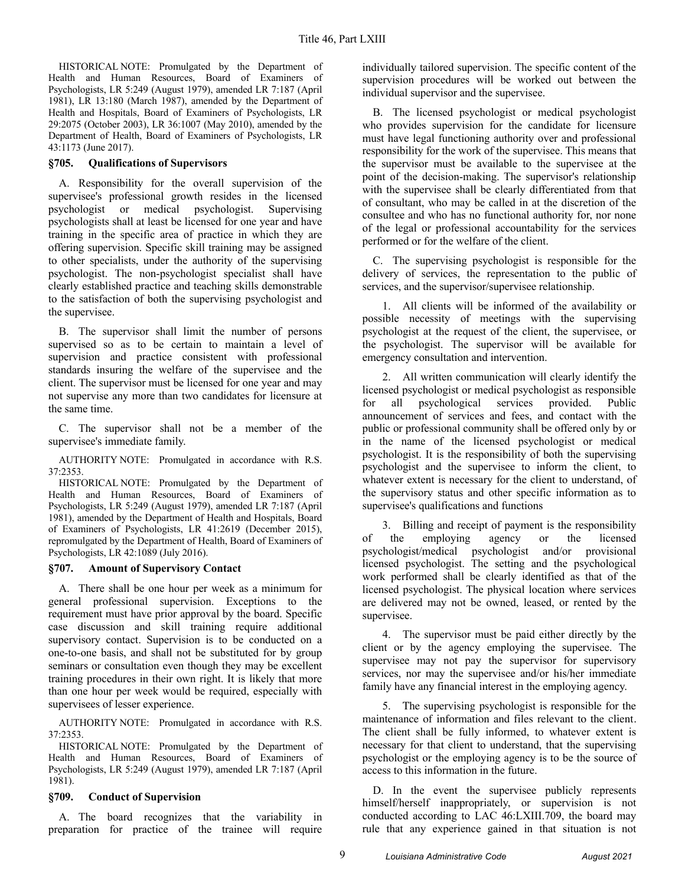HISTORICAL NOTE: Promulgated by the Department of Health and Human Resources, Board of Examiners of Psychologists, LR 5:249 (August 1979), amended LR 7:187 (April 1981), LR 13:180 (March 1987), amended by the Department of Health and Hospitals, Board of Examiners of Psychologists, LR 29:2075 (October 2003), LR 36:1007 (May 2010), amended by the Department of Health, Board of Examiners of Psychologists, LR 43:1173 (June 2017).

### §705. Qualifications of Supervisors

A. Responsibility for the overall supervision of the supervisee's professional growth resides in the licensed psychologist or medical psychologist. Supervising psychologists shall at least be licensed for one year and have training in the specific area of practice in which they are offering supervision. Specific skill training may be assigned to other specialists, under the authority of the supervising psychologist. The non-psychologist specialist shall have clearly established practice and teaching skills demonstrable to the satisfaction of both the supervising psychologist and the supervisee.

B. The supervisor shall limit the number of persons supervised so as to be certain to maintain a level of supervision and practice consistent with professional standards insuring the welfare of the supervisee and the client. The supervisor must be licensed for one year and may not supervise any more than two candidates for licensure at the same time.

C. The supervisor shall not be a member of the supervisee's immediate family.

AUTHORITY NOTE: Promulgated in accordance with R.S. 37:2353.

HISTORICAL NOTE: Promulgated by the Department of Health and Human Resources, Board of Examiners of Psychologists, LR 5:249 (August 1979), amended LR 7:187 (April 1981), amended by the Department of Health and Hospitals, Board of Examiners of Psychologists, LR 41:2619 (December 2015), repromulgated by the Department of Health, Board of Examiners of Psychologists, LR 42:1089 (July 2016).

### §707. Amount of Supervisory Contact

A. There shall be one hour per week as a minimum for general professional supervision. Exceptions to the requirement must have prior approval by the board. Specific case discussion and skill training require additional supervisory contact. Supervision is to be conducted on a one-to-one basis, and shall not be substituted for by group seminars or consultation even though they may be excellent training procedures in their own right. It is likely that more than one hour per week would be required, especially with supervisees of lesser experience.

AUTHORITY NOTE: Promulgated in accordance with R.S. 37:2353.

HISTORICAL NOTE: Promulgated by the Department of Health and Human Resources, Board of Examiners of Psychologists, LR 5:249 (August 1979), amended LR 7:187 (April 1981).

### §709. Conduct of Supervision

A. The board recognizes that the variability in preparation for practice of the trainee will require individually tailored supervision. The specific content of the supervision procedures will be worked out between the individual supervisor and the supervisee.

B. The licensed psychologist or medical psychologist who provides supervision for the candidate for licensure must have legal functioning authority over and professional responsibility for the work of the supervisee. This means that the supervisor must be available to the supervisee at the point of the decision-making. The supervisor's relationship with the supervisee shall be clearly differentiated from that of consultant, who may be called in at the discretion of the consultee and who has no functional authority for, nor none of the legal or professional accountability for the services performed or for the welfare of the client.

C. The supervising psychologist is responsible for the delivery of services, the representation to the public of services, and the supervisor/supervisee relationship.

1. All clients will be informed of the availability or possible necessity of meetings with the supervising psychologist at the request of the client, the supervisee, or the psychologist. The supervisor will be available for emergency consultation and intervention.

2. All written communication will clearly identify the licensed psychologist or medical psychologist as responsible for all psychological services provided. Public announcement of services and fees, and contact with the public or professional community shall be offered only by or in the name of the licensed psychologist or medical psychologist. It is the responsibility of both the supervising psychologist and the supervisee to inform the client, to whatever extent is necessary for the client to understand, of the supervisory status and other specific information as to supervisee's qualifications and functions

3. Billing and receipt of payment is the responsibility of the employing agency or the licensed psychologist/medical psychologist and/or provisional licensed psychologist. The setting and the psychological work performed shall be clearly identified as that of the licensed psychologist. The physical location where services are delivered may not be owned, leased, or rented by the supervisee.

4. The supervisor must be paid either directly by the client or by the agency employing the supervisee. The supervisee may not pay the supervisor for supervisory services, nor may the supervisee and/or his/her immediate family have any financial interest in the employing agency.

5. The supervising psychologist is responsible for the maintenance of information and files relevant to the client. The client shall be fully informed, to whatever extent is necessary for that client to understand, that the supervising psychologist or the employing agency is to be the source of access to this information in the future.

D. In the event the supervisee publicly represents himself/herself inappropriately, or supervision is not conducted according to LAC 46:LXIII.709, the board may rule that any experience gained in that situation is not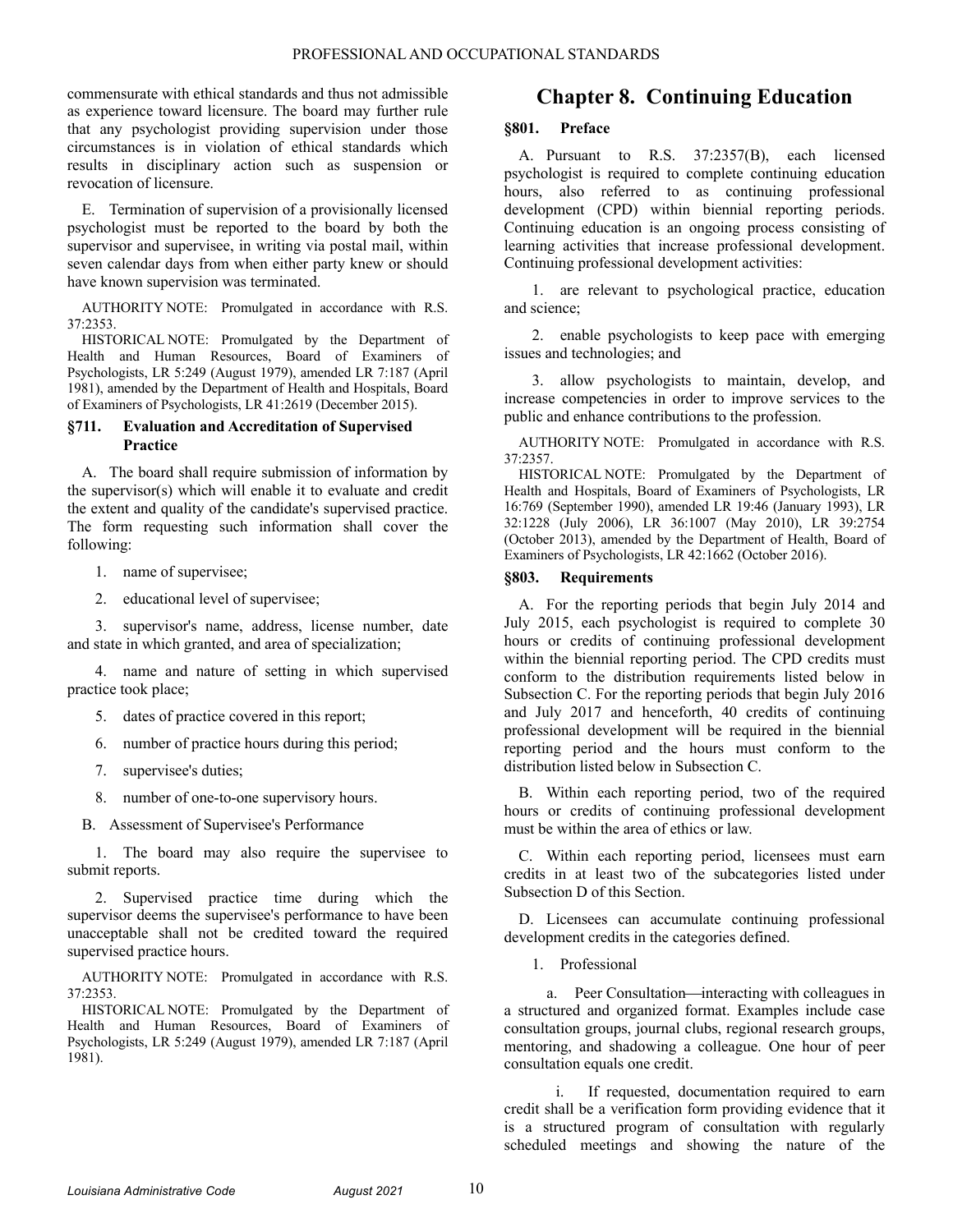commensurate with ethical standards and thus not admissible as experience toward licensure. The board may further rule that any psychologist providing supervision under those circumstances is in violation of ethical standards which results in disciplinary action such as suspension or revocation of licensure.

E. Termination of supervision of a provisionally licensed psychologist must be reported to the board by both the supervisor and supervisee, in writing via postal mail, within seven calendar days from when either party knew or should have known supervision was terminated.

AUTHORITY NOTE: Promulgated in accordance with R.S. 37:2353.

HISTORICAL NOTE: Promulgated by the Department of Health and Human Resources, Board of Examiners of Psychologists, LR 5:249 (August 1979), amended LR 7:187 (April 1981), amended by the Department of Health and Hospitals, Board of Examiners of Psychologists, LR 41:2619 (December 2015).

### §711. Evaluation and Accreditation of Supervised Practice

A. The board shall require submission of information by the supervisor(s) which will enable it to evaluate and credit the extent and quality of the candidate's supervised practice. The form requesting such information shall cover the following:

1. name of supervisee;

2. educational level of supervisee;

3. supervisor's name, address, license number, date and state in which granted, and area of specialization;

4. name and nature of setting in which supervised practice took place;

5. dates of practice covered in this report;

6. number of practice hours during this period;

7. supervisee's duties;

8. number of one-to-one supervisory hours.

B. Assessment of Supervisee's Performance

1. The board may also require the supervisee to submit reports.

2. Supervised practice time during which the supervisor deems the supervisee's performance to have been unacceptable shall not be credited toward the required supervised practice hours.

AUTHORITY NOTE: Promulgated in accordance with R.S. 37:2353.

HISTORICAL NOTE: Promulgated by the Department of Health and Human Resources, Board of Examiners of Psychologists, LR 5:249 (August 1979), amended LR 7:187 (April 1981).

## Chapter 8. Continuing Education

### §801. Preface

A. Pursuant to R.S. 37:2357(B), each licensed psychologist is required to complete continuing education hours, also referred to as continuing professional development (CPD) within biennial reporting periods. Continuing education is an ongoing process consisting of learning activities that increase professional development. Continuing professional development activities:

1. are relevant to psychological practice, education and science;

2. enable psychologists to keep pace with emerging issues and technologies; and

3. allow psychologists to maintain, develop, and increase competencies in order to improve services to the public and enhance contributions to the profession.

AUTHORITY NOTE: Promulgated in accordance with R.S. 37:2357.

HISTORICAL NOTE: Promulgated by the Department of Health and Hospitals, Board of Examiners of Psychologists, LR 16:769 (September 1990), amended LR 19:46 (January 1993), LR 32:1228 (July 2006), LR 36:1007 (May 2010), LR 39:2754 (October 2013), amended by the Department of Health, Board of Examiners of Psychologists, LR 42:1662 (October 2016).

### §803. Requirements

A. For the reporting periods that begin July 2014 and July 2015, each psychologist is required to complete 30 hours or credits of continuing professional development within the biennial reporting period. The CPD credits must conform to the distribution requirements listed below in Subsection C. For the reporting periods that begin July 2016 and July 2017 and henceforth, 40 credits of continuing professional development will be required in the biennial reporting period and the hours must conform to the distribution listed below in Subsection C.

B. Within each reporting period, two of the required hours or credits of continuing professional development must be within the area of ethics or law.

C. Within each reporting period, licensees must earn credits in at least two of the subcategories listed under Subsection D of this Section.

D. Licensees can accumulate continuing professional development credits in the categories defined.

1. Professional

a. Peer Consultation—interacting with colleagues in a structured and organized format. Examples include case consultation groups, journal clubs, regional research groups, mentoring, and shadowing a colleague. One hour of peer consultation equals one credit.

i. If requested, documentation required to earn credit shall be a verification form providing evidence that it is a structured program of consultation with regularly scheduled meetings and showing the nature of the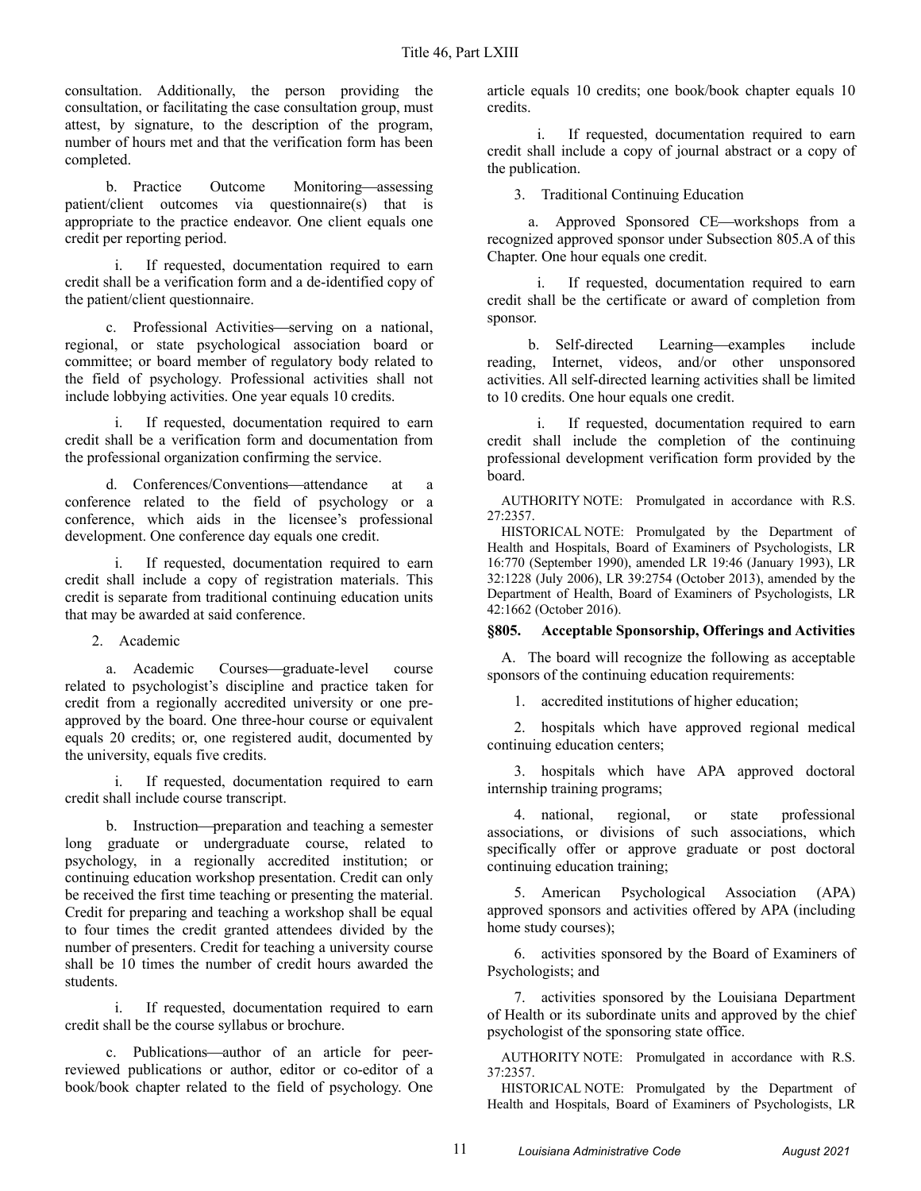consultation. Additionally, the person providing the consultation, or facilitating the case consultation group, must attest, by signature, to the description of the program, number of hours met and that the verification form has been completed.

b. Practice Outcome Monitoring—assessing patient/client outcomes via questionnaire(s) that is appropriate to the practice endeavor. One client equals one credit per reporting period.

i. If requested, documentation required to earn credit shall be a verification form and a de-identified copy of the patient/client questionnaire.

c. Professional Activities—serving on a national, regional, or state psychological association board or committee; or board member of regulatory body related to the field of psychology. Professional activities shall not include lobbying activities. One year equals 10 credits.

i. If requested, documentation required to earn credit shall be a verification form and documentation from the professional organization confirming the service.

d. Conferences/Conventions—attendance at a conference related to the field of psychology or a conference, which aids in the licensee's professional development. One conference day equals one credit.

i. If requested, documentation required to earn credit shall include a copy of registration materials. This credit is separate from traditional continuing education units that may be awarded at said conference.

2. Academic

a. Academic Courses—graduate-level course related to psychologist's discipline and practice taken for credit from a regionally accredited university or one pre-approved by the board. One three-hour course or equivalent equals 20 credits; or, one registered audit, documented by the university, equals five credits.

i. If requested, documentation required to earn credit shall include course transcript.

b. Instruction—preparation and teaching a semester long graduate or undergraduate course, related to psychology, in a regionally accredited institution; or continuing education workshop presentation. Credit can only be received the first time teaching or presenting the material. Credit for preparing and teaching a workshop shall be equal to four times the credit granted attendees divided by the number of presenters. Credit for teaching a university course shall be 10 times the number of credit hours awarded the students.

i. If requested, documentation required to earn credit shall be the course syllabus or brochure.

c. Publications—author of an article for peer-reviewed publications or author, editor or co-editor of a book/book chapter related to the field of psychology. One article equals 10 credits; one book/book chapter equals 10 credits.

i. If requested, documentation required to earn credit shall include a copy of journal abstract or a copy of the publication.

3. Traditional Continuing Education

a. Approved Sponsored CE—workshops from a recognized approved sponsor under Subsection 805.A of this Chapter. One hour equals one credit.

i. If requested, documentation required to earn credit shall be the certificate or award of completion from sponsor.

b. Self-directed Learning—examples include reading, Internet, videos, and/or other unsponsored activities. All self-directed learning activities shall be limited to 10 credits. One hour equals one credit.

i. If requested, documentation required to earn credit shall include the completion of the continuing professional development verification form provided by the board.

AUTHORITY NOTE: Promulgated in accordance with R.S. 27:2357.

HISTORICAL NOTE: Promulgated by the Department of Health and Hospitals, Board of Examiners of Psychologists, LR 16:770 (September 1990), amended LR 19:46 (January 1993), LR 32:1228 (July 2006), LR 39:2754 (October 2013), amended by the Department of Health, Board of Examiners of Psychologists, LR 42:1662 (October 2016).

### §805. Acceptable Sponsorship, Offerings and Activities

A. The board will recognize the following as acceptable sponsors of the continuing education requirements:

1. accredited institutions of higher education;

2. hospitals which have approved regional medical continuing education centers;

3. hospitals which have APA approved doctoral internship training programs;

4. national, regional, or state professional associations, or divisions of such associations, which specifically offer or approve graduate or post doctoral continuing education training;

5. American Psychological Association (APA) approved sponsors and activities offered by APA (including home study courses);

6. activities sponsored by the Board of Examiners of Psychologists; and

7. activities sponsored by the Louisiana Department of Health or its subordinate units and approved by the chief psychologist of the sponsoring state office.

AUTHORITY NOTE: Promulgated in accordance with R.S. 37:2357.

HISTORICAL NOTE: Promulgated by the Department of Health and Hospitals, Board of Examiners of Psychologists, LR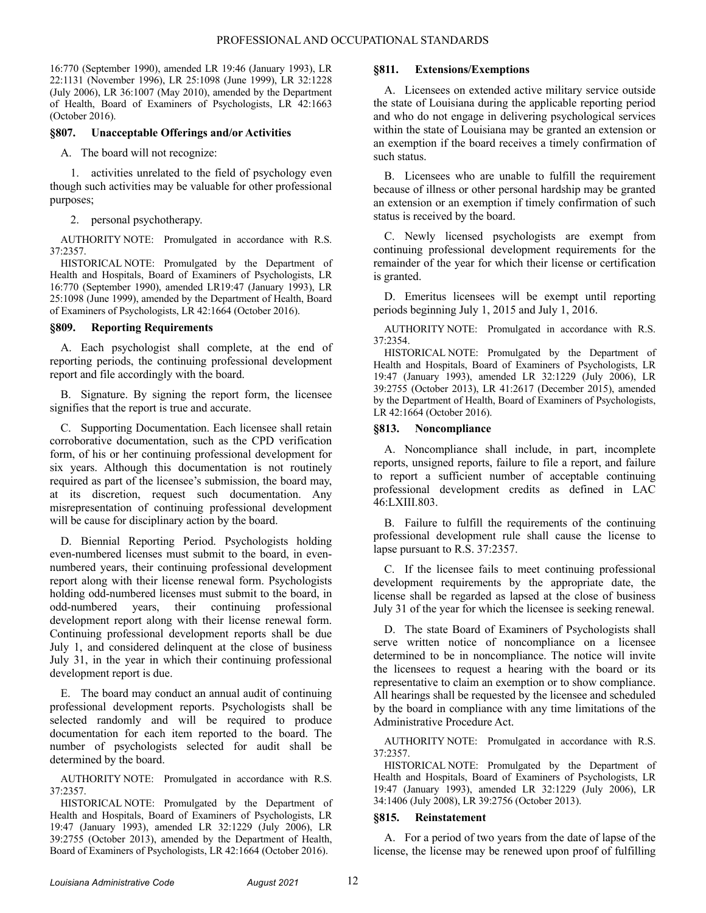16:770 (September 1990), amended LR 19:46 (January 1993), LR 22:1131 (November 1996), LR 25:1098 (June 1999), LR 32:1228 (July 2006), LR 36:1007 (May 2010), amended by the Department of Health, Board of Examiners of Psychologists, LR 42:1663 (October 2016).

### §807. Unacceptable Offerings and/or Activities

A. The board will not recognize:

1. activities unrelated to the field of psychology even though such activities may be valuable for other professional purposes;

2. personal psychotherapy.

AUTHORITY NOTE: Promulgated in accordance with R.S. 37:2357.

HISTORICAL NOTE: Promulgated by the Department of Health and Hospitals, Board of Examiners of Psychologists, LR 16:770 (September 1990), amended LR19:47 (January 1993), LR 25:1098 (June 1999), amended by the Department of Health, Board of Examiners of Psychologists, LR 42:1664 (October 2016).

### §809. Reporting Requirements

A. Each psychologist shall complete, at the end of reporting periods, the continuing professional development report and file accordingly with the board.

B. Signature. By signing the report form, the licensee signifies that the report is true and accurate.

C. Supporting Documentation. Each licensee shall retain corroborative documentation, such as the CPD verification form, of his or her continuing professional development for six years. Although this documentation is not routinely required as part of the licensee's submission, the board may, at its discretion, request such documentation. Any misrepresentation of continuing professional development will be cause for disciplinary action by the board.

D. Biennial Reporting Period. Psychologists holding even-numbered licenses must submit to the board, in even-numbered years, their continuing professional development report along with their license renewal form. Psychologists holding odd-numbered licenses must submit to the board, in odd-numbered years, their continuing professional development report along with their license renewal form. Continuing professional development reports shall be due July 1, and considered delinquent at the close of business July 31, in the year in which their continuing professional development report is due.

E. The board may conduct an annual audit of continuing professional development reports. Psychologists shall be selected randomly and will be required to produce documentation for each item reported to the board. The number of psychologists selected for audit shall be determined by the board.

AUTHORITY NOTE: Promulgated in accordance with R.S. 37:2357.

HISTORICAL NOTE: Promulgated by the Department of Health and Hospitals, Board of Examiners of Psychologists, LR 19:47 (January 1993), amended LR 32:1229 (July 2006), LR 39:2755 (October 2013), amended by the Department of Health, Board of Examiners of Psychologists, LR 42:1664 (October 2016).

### §811. Extensions/Exemptions

A. Licensees on extended active military service outside the state of Louisiana during the applicable reporting period and who do not engage in delivering psychological services within the state of Louisiana may be granted an extension or an exemption if the board receives a timely confirmation of such status.

B. Licensees who are unable to fulfill the requirement because of illness or other personal hardship may be granted an extension or an exemption if timely confirmation of such status is received by the board.

C. Newly licensed psychologists are exempt from continuing professional development requirements for the remainder of the year for which their license or certification is granted.

D. Emeritus licensees will be exempt until reporting periods beginning July 1, 2015 and July 1, 2016.

AUTHORITY NOTE: Promulgated in accordance with R.S. 37:2354.

HISTORICAL NOTE: Promulgated by the Department of Health and Hospitals, Board of Examiners of Psychologists, LR 19:47 (January 1993), amended LR 32:1229 (July 2006), LR 39:2755 (October 2013), LR 41:2617 (December 2015), amended by the Department of Health, Board of Examiners of Psychologists, LR 42:1664 (October 2016).

### §813. Noncompliance

A. Noncompliance shall include, in part, incomplete reports, unsigned reports, failure to file a report, and failure to report a sufficient number of acceptable continuing professional development credits as defined in LAC 46:LXIII.803.

B. Failure to fulfill the requirements of the continuing professional development rule shall cause the license to lapse pursuant to R.S. 37:2357.

C. If the licensee fails to meet continuing professional development requirements by the appropriate date, the license shall be regarded as lapsed at the close of business July 31 of the year for which the licensee is seeking renewal.

D. The state Board of Examiners of Psychologists shall serve written notice of noncompliance on a licensee determined to be in noncompliance. The notice will invite the licensees to request a hearing with the board or its representative to claim an exemption or to show compliance. All hearings shall be requested by the licensee and scheduled by the board in compliance with any time limitations of the Administrative Procedure Act.

AUTHORITY NOTE: Promulgated in accordance with R.S. 37:2357.

HISTORICAL NOTE: Promulgated by the Department of Health and Hospitals, Board of Examiners of Psychologists, LR 19:47 (January 1993), amended LR 32:1229 (July 2006), LR 34:1406 (July 2008), LR 39:2756 (October 2013).

### §815. Reinstatement

A. For a period of two years from the date of lapse of the license, the license may be renewed upon proof of fulfilling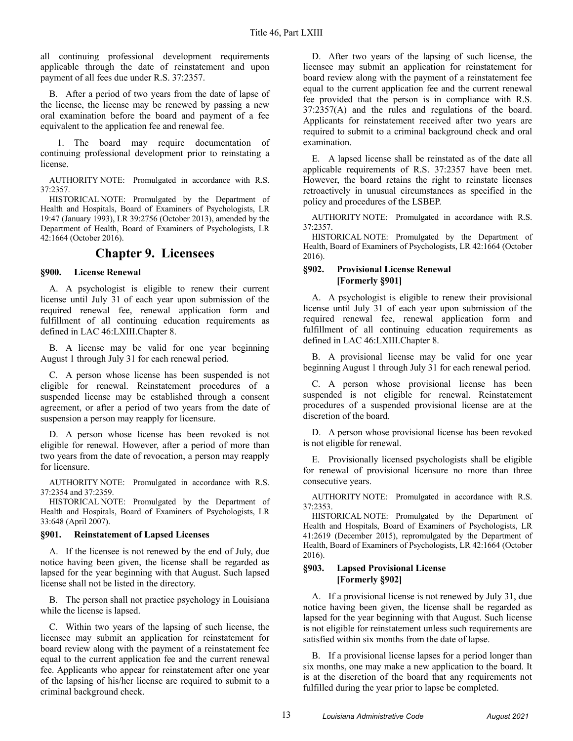all continuing professional development requirements applicable through the date of reinstatement and upon payment of all fees due under R.S. 37:2357.

B. After a period of two years from the date of lapse of the license, the license may be renewed by passing a new oral examination before the board and payment of a fee equivalent to the application fee and renewal fee.

1. The board may require documentation of continuing professional development prior to reinstating a license.

AUTHORITY NOTE: Promulgated in accordance with R.S. 37:2357.

HISTORICAL NOTE: Promulgated by the Department of Health and Hospitals, Board of Examiners of Psychologists, LR 19:47 (January 1993), LR 39:2756 (October 2013), amended by the Department of Health, Board of Examiners of Psychologists, LR 42:1664 (October 2016).

# Chapter 9. Licensees

### §900. License Renewal

A. A psychologist is eligible to renew their current license until July 31 of each year upon submission of the required renewal fee, renewal application form and fulfillment of all continuing education requirements as defined in LAC 46:LXIII.Chapter 8.

B. A license may be valid for one year beginning August 1 through July 31 for each renewal period.

C. A person whose license has been suspended is not eligible for renewal. Reinstatement procedures of a suspended license may be established through a consent agreement, or after a period of two years from the date of suspension a person may reapply for licensure.

D. A person whose license has been revoked is not eligible for renewal. However, after a period of more than two years from the date of revocation, a person may reapply for licensure.

AUTHORITY NOTE: Promulgated in accordance with R.S. 37:2354 and 37:2359.

HISTORICAL NOTE: Promulgated by the Department of Health and Hospitals, Board of Examiners of Psychologists, LR 33:648 (April 2007).

### §901. Reinstatement of Lapsed Licenses

A. If the licensee is not renewed by the end of July, due notice having been given, the license shall be regarded as lapsed for the year beginning with that August. Such lapsed license shall not be listed in the directory.

B. The person shall not practice psychology in Louisiana while the license is lapsed.

C. Within two years of the lapsing of such license, the licensee may submit an application for reinstatement for board review along with the payment of a reinstatement fee equal to the current application fee and the current renewal fee. Applicants who appear for reinstatement after one year of the lapsing of his/her license are required to submit to a criminal background check.

D. After two years of the lapsing of such license, the licensee may submit an application for reinstatement for board review along with the payment of a reinstatement fee equal to the current application fee and the current renewal fee provided that the person is in compliance with R.S. 37:2357(A) and the rules and regulations of the board. Applicants for reinstatement received after two years are required to submit to a criminal background check and oral examination.

E. A lapsed license shall be reinstated as of the date all applicable requirements of R.S. 37:2357 have been met. However, the board retains the right to reinstate licenses retroactively in unusual circumstances as specified in the policy and procedures of the LSBEP.

AUTHORITY NOTE: Promulgated in accordance with R.S. 37:2357.

HISTORICAL NOTE: Promulgated by the Department of Health, Board of Examiners of Psychologists, LR 42:1664 (October 2016).

### §902. Provisional License Renewal [Formerly §901]

A. A psychologist is eligible to renew their provisional license until July 31 of each year upon submission of the required renewal fee, renewal application form and fulfillment of all continuing education requirements as defined in LAC 46:LXIII.Chapter 8.

B. A provisional license may be valid for one year beginning August 1 through July 31 for each renewal period.

C. A person whose provisional license has been suspended is not eligible for renewal. Reinstatement procedures of a suspended provisional license are at the discretion of the board.

D. A person whose provisional license has been revoked is not eligible for renewal.

E. Provisionally licensed psychologists shall be eligible for renewal of provisional licensure no more than three consecutive years.

AUTHORITY NOTE: Promulgated in accordance with R.S. 37:2353.

HISTORICAL NOTE: Promulgated by the Department of Health and Hospitals, Board of Examiners of Psychologists, LR 41:2619 (December 2015), repromulgated by the Department of Health, Board of Examiners of Psychologists, LR 42:1664 (October 2016).

### §903. Lapsed Provisional License [Formerly §902]

A. If a provisional license is not renewed by July 31, due notice having been given, the license shall be regarded as lapsed for the year beginning with that August. Such license is not eligible for reinstatement unless such requirements are satisfied within six months from the date of lapse.

B. If a provisional license lapses for a period longer than six months, one may make a new application to the board. It is at the discretion of the board that any requirements not fulfilled during the year prior to lapse be completed.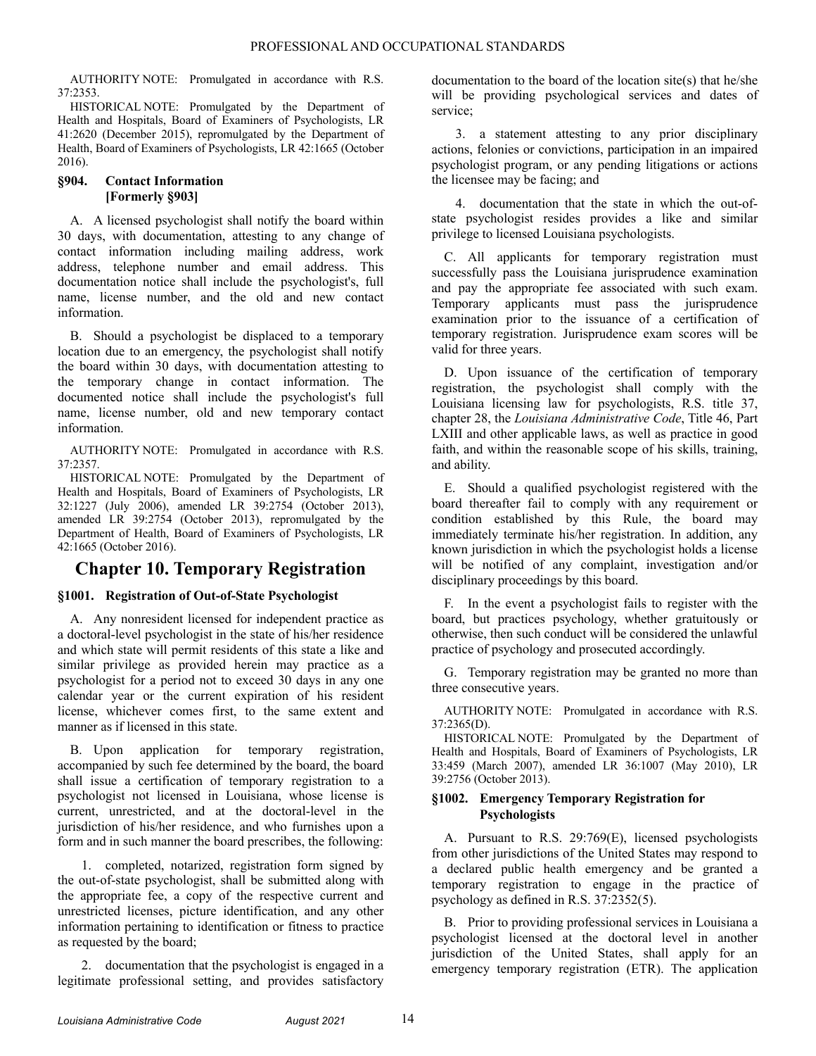AUTHORITY NOTE: Promulgated in accordance with R.S. 37:2353.

HISTORICAL NOTE: Promulgated by the Department of Health and Hospitals, Board of Examiners of Psychologists, LR 41:2620 (December 2015), repromulgated by the Department of Health, Board of Examiners of Psychologists, LR 42:1665 (October 2016).

### §904. Contact Information [Formerly §903]

A. A licensed psychologist shall notify the board within 30 days, with documentation, attesting to any change of contact information including mailing address, work address, telephone number and email address. This documentation notice shall include the psychologist's, full name, license number, and the old and new contact information.

B. Should a psychologist be displaced to a temporary location due to an emergency, the psychologist shall notify the board within 30 days, with documentation attesting to the temporary change in contact information. The documented notice shall include the psychologist's full name, license number, old and new temporary contact information.

AUTHORITY NOTE: Promulgated in accordance with R.S. 37:2357.

HISTORICAL NOTE: Promulgated by the Department of Health and Hospitals, Board of Examiners of Psychologists, LR 32:1227 (July 2006), amended LR 39:2754 (October 2013), amended LR 39:2754 (October 2013), repromulgated by the Department of Health, Board of Examiners of Psychologists, LR 42:1665 (October 2016).

## Chapter 10. Temporary Registration

### §1001. Registration of Out-of-State Psychologist

A. Any nonresident licensed for independent practice as a doctoral-level psychologist in the state of his/her residence and which state will permit residents of this state a like and similar privilege as provided herein may practice as a psychologist for a period not to exceed 30 days in any one calendar year or the current expiration of his resident license, whichever comes first, to the same extent and manner as if licensed in this state.

B. Upon application for temporary registration, accompanied by such fee determined by the board, the board shall issue a certification of temporary registration to a psychologist not licensed in Louisiana, whose license is current, unrestricted, and at the doctoral-level in the jurisdiction of his/her residence, and who furnishes upon a form and in such manner the board prescribes, the following:

1. completed, notarized, registration form signed by the out-of-state psychologist, shall be submitted along with the appropriate fee, a copy of the respective current and unrestricted licenses, picture identification, and any other information pertaining to identification or fitness to practice as requested by the board;

2. documentation that the psychologist is engaged in a legitimate professional setting, and provides satisfactory documentation to the board of the location site(s) that he/she will be providing psychological services and dates of service;

3. a statement attesting to any prior disciplinary actions, felonies or convictions, participation in an impaired psychologist program, or any pending litigations or actions the licensee may be facing; and

4. documentation that the state in which the out-of-state psychologist resides provides a like and similar privilege to licensed Louisiana psychologists.

C. All applicants for temporary registration must successfully pass the Louisiana jurisprudence examination and pay the appropriate fee associated with such exam. Temporary applicants must pass the jurisprudence examination prior to the issuance of a certification of temporary registration. Jurisprudence exam scores will be valid for three years.

D. Upon issuance of the certification of temporary registration, the psychologist shall comply with the Louisiana licensing law for psychologists, R.S. title 37, chapter 28, the *Louisiana Administrative Code*, Title 46, Part LXIII and other applicable laws, as well as practice in good faith, and within the reasonable scope of his skills, training, and ability.

E. Should a qualified psychologist registered with the board thereafter fail to comply with any requirement or condition established by this Rule, the board may immediately terminate his/her registration. In addition, any known jurisdiction in which the psychologist holds a license will be notified of any complaint, investigation and/or disciplinary proceedings by this board.

F. In the event a psychologist fails to register with the board, but practices psychology, whether gratuitously or otherwise, then such conduct will be considered the unlawful practice of psychology and prosecuted accordingly.

G. Temporary registration may be granted no more than three consecutive years.

AUTHORITY NOTE: Promulgated in accordance with R.S. 37:2365(D).

HISTORICAL NOTE: Promulgated by the Department of Health and Hospitals, Board of Examiners of Psychologists, LR 33:459 (March 2007), amended LR 36:1007 (May 2010), LR 39:2756 (October 2013).

### §1002. Emergency Temporary Registration for Psychologists

A. Pursuant to R.S. 29:769(E), licensed psychologists from other jurisdictions of the United States may respond to a declared public health emergency and be granted a temporary registration to engage in the practice of psychology as defined in R.S. 37:2352(5).

B. Prior to providing professional services in Louisiana a psychologist licensed at the doctoral level in another jurisdiction of the United States, shall apply for an emergency temporary registration (ETR). The application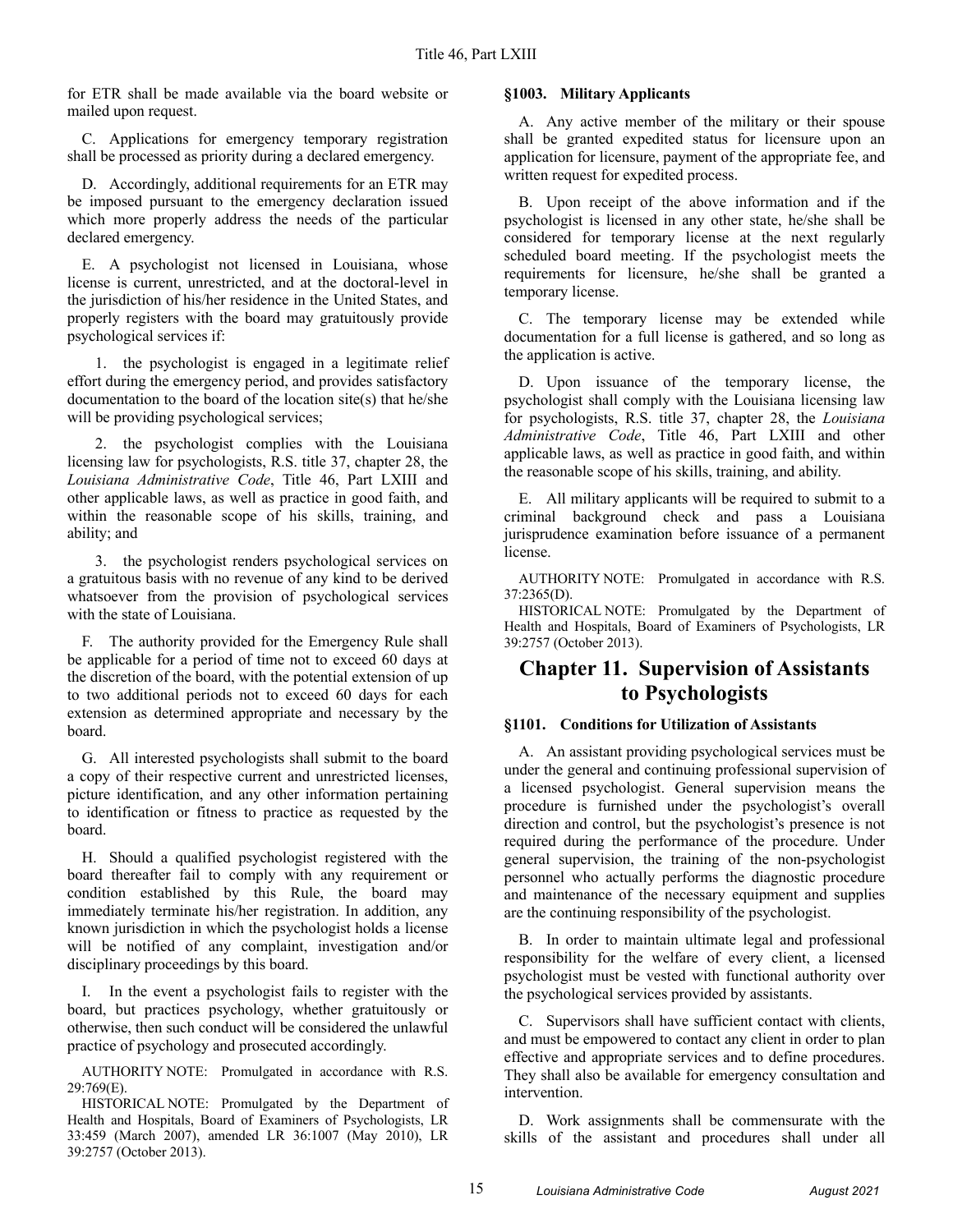for ETR shall be made available via the board website or mailed upon request.

C. Applications for emergency temporary registration shall be processed as priority during a declared emergency.

D. Accordingly, additional requirements for an ETR may be imposed pursuant to the emergency declaration issued which more properly address the needs of the particular declared emergency.

E. A psychologist not licensed in Louisiana, whose license is current, unrestricted, and at the doctoral-level in the jurisdiction of his/her residence in the United States, and properly registers with the board may gratuitously provide psychological services if:

1. the psychologist is engaged in a legitimate relief effort during the emergency period, and provides satisfactory documentation to the board of the location site(s) that he/she will be providing psychological services;

2. the psychologist complies with the Louisiana licensing law for psychologists, R.S. title 37, chapter 28, the *Louisiana Administrative Code*, Title 46, Part LXIII and other applicable laws, as well as practice in good faith, and within the reasonable scope of his skills, training, and ability; and

3. the psychologist renders psychological services on a gratuitous basis with no revenue of any kind to be derived whatsoever from the provision of psychological services with the state of Louisiana.

F. The authority provided for the Emergency Rule shall be applicable for a period of time not to exceed 60 days at the discretion of the board, with the potential extension of up to two additional periods not to exceed 60 days for each extension as determined appropriate and necessary by the board.

G. All interested psychologists shall submit to the board a copy of their respective current and unrestricted licenses, picture identification, and any other information pertaining to identification or fitness to practice as requested by the board.

H. Should a qualified psychologist registered with the board thereafter fail to comply with any requirement or condition established by this Rule, the board may immediately terminate his/her registration. In addition, any known jurisdiction in which the psychologist holds a license will be notified of any complaint, investigation and/or disciplinary proceedings by this board.

I. In the event a psychologist fails to register with the board, but practices psychology, whether gratuitously or otherwise, then such conduct will be considered the unlawful practice of psychology and prosecuted accordingly.

AUTHORITY NOTE: Promulgated in accordance with R.S. 29:769(E).

HISTORICAL NOTE: Promulgated by the Department of Health and Hospitals, Board of Examiners of Psychologists, LR 33:459 (March 2007), amended LR 36:1007 (May 2010), LR 39:2757 (October 2013).

### §1003. Military Applicants

A. Any active member of the military or their spouse shall be granted expedited status for licensure upon an application for licensure, payment of the appropriate fee, and written request for expedited process.

B. Upon receipt of the above information and if the psychologist is licensed in any other state, he/she shall be considered for temporary license at the next regularly scheduled board meeting. If the psychologist meets the requirements for licensure, he/she shall be granted a temporary license.

C. The temporary license may be extended while documentation for a full license is gathered, and so long as the application is active.

D. Upon issuance of the temporary license, the psychologist shall comply with the Louisiana licensing law for psychologists, R.S. title 37, chapter 28, the *Louisiana Administrative Code*, Title 46, Part LXIII and other applicable laws, as well as practice in good faith, and within the reasonable scope of his skills, training, and ability.

E. All military applicants will be required to submit to a criminal background check and pass a Louisiana jurisprudence examination before issuance of a permanent license.

AUTHORITY NOTE: Promulgated in accordance with R.S. 37:2365(D).

HISTORICAL NOTE: Promulgated by the Department of Health and Hospitals, Board of Examiners of Psychologists, LR 39:2757 (October 2013).

## Chapter 11. Supervision of Assistants to Psychologists

### §1101. Conditions for Utilization of Assistants

A. An assistant providing psychological services must be under the general and continuing professional supervision of a licensed psychologist. General supervision means the procedure is furnished under the psychologist's overall direction and control, but the psychologist's presence is not required during the performance of the procedure. Under general supervision, the training of the non-psychologist personnel who actually performs the diagnostic procedure and maintenance of the necessary equipment and supplies are the continuing responsibility of the psychologist.

B. In order to maintain ultimate legal and professional responsibility for the welfare of every client, a licensed psychologist must be vested with functional authority over the psychological services provided by assistants.

C. Supervisors shall have sufficient contact with clients, and must be empowered to contact any client in order to plan effective and appropriate services and to define procedures. They shall also be available for emergency consultation and intervention.

D. Work assignments shall be commensurate with the skills of the assistant and procedures shall under all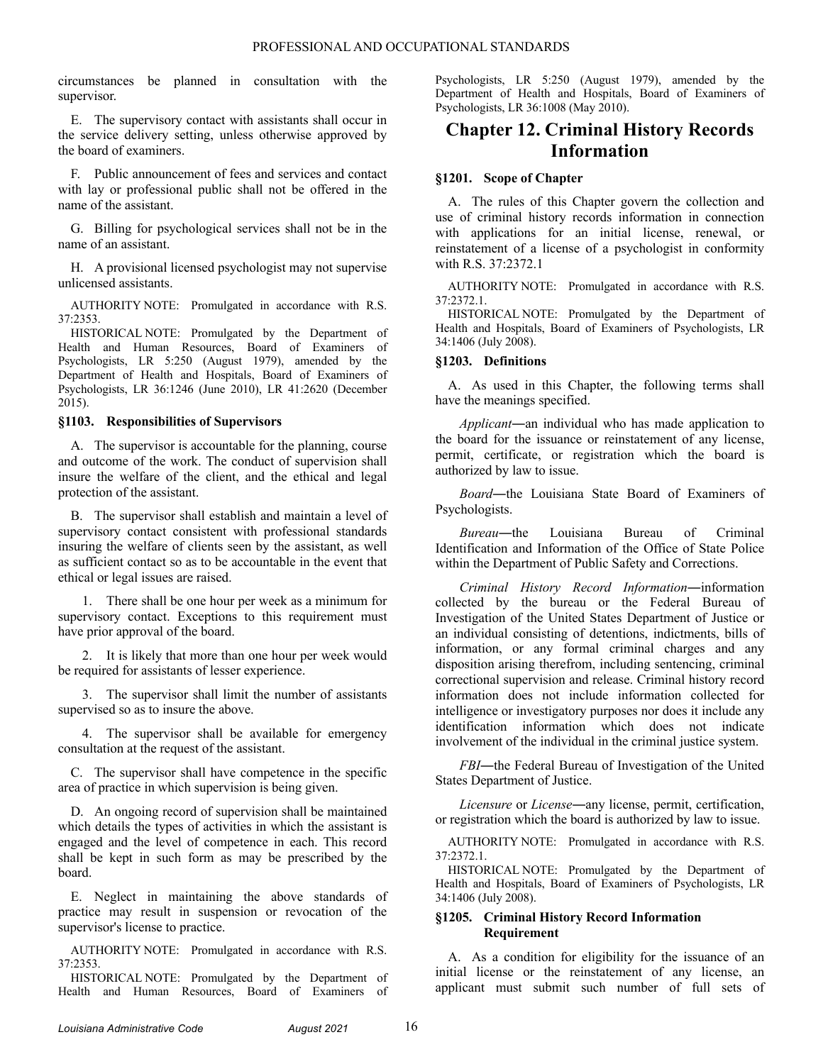circumstances be planned in consultation with the supervisor.

E. The supervisory contact with assistants shall occur in the service delivery setting, unless otherwise approved by the board of examiners.

F. Public announcement of fees and services and contact with lay or professional public shall not be offered in the name of the assistant.

G. Billing for psychological services shall not be in the name of an assistant.

H. A provisional licensed psychologist may not supervise unlicensed assistants.

AUTHORITY NOTE: Promulgated in accordance with R.S. 37:2353.

HISTORICAL NOTE: Promulgated by the Department of Health and Human Resources, Board of Examiners of Psychologists, LR 5:250 (August 1979), amended by the Department of Health and Hospitals, Board of Examiners of Psychologists, LR 36:1246 (June 2010), LR 41:2620 (December 2015).

### §1103. Responsibilities of Supervisors

A. The supervisor is accountable for the planning, course and outcome of the work. The conduct of supervision shall insure the welfare of the client, and the ethical and legal protection of the assistant.

B. The supervisor shall establish and maintain a level of supervisory contact consistent with professional standards insuring the welfare of clients seen by the assistant, as well as sufficient contact so as to be accountable in the event that ethical or legal issues are raised.

1. There shall be one hour per week as a minimum for supervisory contact. Exceptions to this requirement must have prior approval of the board.

2. It is likely that more than one hour per week would be required for assistants of lesser experience.

3. The supervisor shall limit the number of assistants supervised so as to insure the above.

4. The supervisor shall be available for emergency consultation at the request of the assistant.

C. The supervisor shall have competence in the specific area of practice in which supervision is being given.

D. An ongoing record of supervision shall be maintained which details the types of activities in which the assistant is engaged and the level of competence in each. This record shall be kept in such form as may be prescribed by the board.

E. Neglect in maintaining the above standards of practice may result in suspension or revocation of the supervisor's license to practice.

AUTHORITY NOTE: Promulgated in accordance with R.S. 37:2353.

HISTORICAL NOTE: Promulgated by the Department of Health and Human Resources, Board of Examiners of Psychologists, LR 5:250 (August 1979), amended by the Department of Health and Hospitals, Board of Examiners of Psychologists, LR 36:1008 (May 2010).

## Chapter 12. Criminal History Records Information

### §1201. Scope of Chapter

A. The rules of this Chapter govern the collection and use of criminal history records information in connection with applications for an initial license, renewal, or reinstatement of a license of a psychologist in conformity with R.S. 37:2372.1

AUTHORITY NOTE: Promulgated in accordance with R.S. 37:2372.1.

HISTORICAL NOTE: Promulgated by the Department of Health and Hospitals, Board of Examiners of Psychologists, LR 34:1406 (July 2008).

### §1203. Definitions

A. As used in this Chapter, the following terms shall have the meanings specified.

*Applicant*―an individual who has made application to the board for the issuance or reinstatement of any license, permit, certificate, or registration which the board is authorized by law to issue.

*Board*―the Louisiana State Board of Examiners of Psychologists.

*Bureau*―the Louisiana Bureau of Criminal Identification and Information of the Office of State Police within the Department of Public Safety and Corrections.

*Criminal History Record Information*―information collected by the bureau or the Federal Bureau of Investigation of the United States Department of Justice or an individual consisting of detentions, indictments, bills of information, or any formal criminal charges and any disposition arising therefrom, including sentencing, criminal correctional supervision and release. Criminal history record information does not include information collected for intelligence or investigatory purposes nor does it include any identification information which does not indicate involvement of the individual in the criminal justice system.

*FBI*―the Federal Bureau of Investigation of the United States Department of Justice.

*Licensure* or *License*―any license, permit, certification, or registration which the board is authorized by law to issue.

AUTHORITY NOTE: Promulgated in accordance with R.S. 37:2372.1.

HISTORICAL NOTE: Promulgated by the Department of Health and Hospitals, Board of Examiners of Psychologists, LR 34:1406 (July 2008).

### §1205. Criminal History Record Information Requirement

A. As a condition for eligibility for the issuance of an initial license or the reinstatement of any license, an applicant must submit such number of full sets of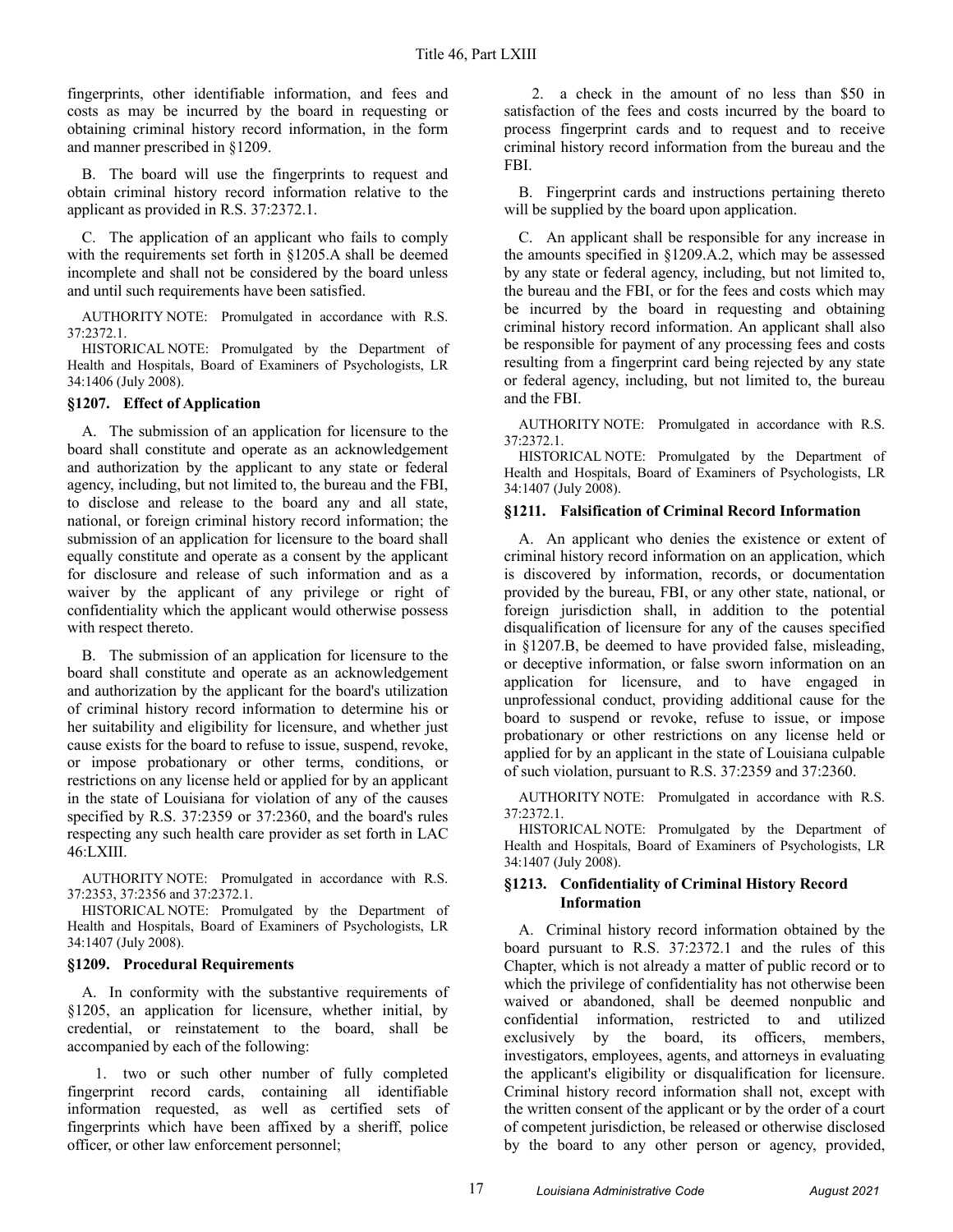fingerprints, other identifiable information, and fees and costs as may be incurred by the board in requesting or obtaining criminal history record information, in the form and manner prescribed in §1209.

B. The board will use the fingerprints to request and obtain criminal history record information relative to the applicant as provided in R.S. 37:2372.1.

C. The application of an applicant who fails to comply with the requirements set forth in §1205.A shall be deemed incomplete and shall not be considered by the board unless and until such requirements have been satisfied.

AUTHORITY NOTE: Promulgated in accordance with R.S. 37:2372.1.

HISTORICAL NOTE: Promulgated by the Department of Health and Hospitals, Board of Examiners of Psychologists, LR 34:1406 (July 2008).

### §1207. Effect of Application

A. The submission of an application for licensure to the board shall constitute and operate as an acknowledgement and authorization by the applicant to any state or federal agency, including, but not limited to, the bureau and the FBI, to disclose and release to the board any and all state, national, or foreign criminal history record information; the submission of an application for licensure to the board shall equally constitute and operate as a consent by the applicant for disclosure and release of such information and as a waiver by the applicant of any privilege or right of confidentiality which the applicant would otherwise possess with respect thereto.

B. The submission of an application for licensure to the board shall constitute and operate as an acknowledgement and authorization by the applicant for the board's utilization of criminal history record information to determine his or her suitability and eligibility for licensure, and whether just cause exists for the board to refuse to issue, suspend, revoke, or impose probationary or other terms, conditions, or restrictions on any license held or applied for by an applicant in the state of Louisiana for violation of any of the causes specified by R.S. 37:2359 or 37:2360, and the board's rules respecting any such health care provider as set forth in LAC 46:LXIII.

AUTHORITY NOTE: Promulgated in accordance with R.S. 37:2353, 37:2356 and 37:2372.1.

HISTORICAL NOTE: Promulgated by the Department of Health and Hospitals, Board of Examiners of Psychologists, LR 34:1407 (July 2008).

### §1209. Procedural Requirements

A. In conformity with the substantive requirements of §1205, an application for licensure, whether initial, by credential, or reinstatement to the board, shall be accompanied by each of the following:

1. two or such other number of fully completed fingerprint record cards, containing all identifiable information requested, as well as certified sets of fingerprints which have been affixed by a sheriff, police officer, or other law enforcement personnel;

2. a check in the amount of no less than $50 in satisfaction of the fees and costs incurred by the board to process fingerprint cards and to request and to receive criminal history record information from the bureau and the FBI.

B. Fingerprint cards and instructions pertaining thereto will be supplied by the board upon application.

C. An applicant shall be responsible for any increase in the amounts specified in §1209.A.2, which may be assessed by any state or federal agency, including, but not limited to, the bureau and the FBI, or for the fees and costs which may be incurred by the board in requesting and obtaining criminal history record information. An applicant shall also be responsible for payment of any processing fees and costs resulting from a fingerprint card being rejected by any state or federal agency, including, but not limited to, the bureau and the FBI.

AUTHORITY NOTE: Promulgated in accordance with R.S. 37:2372.1.

HISTORICAL NOTE: Promulgated by the Department of Health and Hospitals, Board of Examiners of Psychologists, LR 34:1407 (July 2008).

### §1211. Falsification of Criminal Record Information

A. An applicant who denies the existence or extent of criminal history record information on an application, which is discovered by information, records, or documentation provided by the bureau, FBI, or any other state, national, or foreign jurisdiction shall, in addition to the potential disqualification of licensure for any of the causes specified in §1207.B, be deemed to have provided false, misleading, or deceptive information, or false sworn information on an application for licensure, and to have engaged in unprofessional conduct, providing additional cause for the board to suspend or revoke, refuse to issue, or impose probationary or other restrictions on any license held or applied for by an applicant in the state of Louisiana culpable of such violation, pursuant to R.S. 37:2359 and 37:2360.

AUTHORITY NOTE: Promulgated in accordance with R.S. 37:2372.1.

HISTORICAL NOTE: Promulgated by the Department of Health and Hospitals, Board of Examiners of Psychologists, LR 34:1407 (July 2008).

### §1213. Confidentiality of Criminal History Record Information

A. Criminal history record information obtained by the board pursuant to R.S. 37:2372.1 and the rules of this Chapter, which is not already a matter of public record or to which the privilege of confidentiality has not otherwise been waived or abandoned, shall be deemed nonpublic and confidential information, restricted to and utilized exclusively by the board, its officers, members, investigators, employees, agents, and attorneys in evaluating the applicant's eligibility or disqualification for licensure. Criminal history record information shall not, except with the written consent of the applicant or by the order of a court of competent jurisdiction, be released or otherwise disclosed by the board to any other person or agency, provided,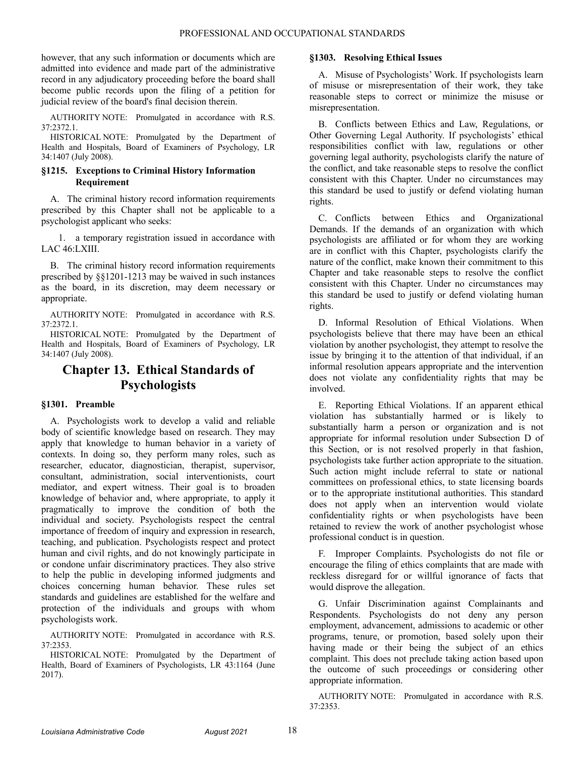however, that any such information or documents which are admitted into evidence and made part of the administrative record in any adjudicatory proceeding before the board shall become public records upon the filing of a petition for judicial review of the board's final decision therein.

AUTHORITY NOTE: Promulgated in accordance with R.S. 37:2372.1.

HISTORICAL NOTE: Promulgated by the Department of Health and Hospitals, Board of Examiners of Psychology, LR 34:1407 (July 2008).

### §1215. Exceptions to Criminal History Information Requirement

A. The criminal history record information requirements prescribed by this Chapter shall not be applicable to a psychologist applicant who seeks:

1. a temporary registration issued in accordance with LAC 46:LXIII.

B. The criminal history record information requirements prescribed by §§1201-1213 may be waived in such instances as the board, in its discretion, may deem necessary or appropriate.

AUTHORITY NOTE: Promulgated in accordance with R.S. 37:2372.1.

HISTORICAL NOTE: Promulgated by the Department of Health and Hospitals, Board of Examiners of Psychology, LR 34:1407 (July 2008).

## Chapter 13. Ethical Standards of Psychologists

### §1301. Preamble

A. Psychologists work to develop a valid and reliable body of scientific knowledge based on research. They may apply that knowledge to human behavior in a variety of contexts. In doing so, they perform many roles, such as researcher, educator, diagnostician, therapist, supervisor, consultant, administration, social interventionists, court mediator, and expert witness. Their goal is to broaden knowledge of behavior and, where appropriate, to apply it pragmatically to improve the condition of both the individual and society. Psychologists respect the central importance of freedom of inquiry and expression in research, teaching, and publication. Psychologists respect and protect human and civil rights, and do not knowingly participate in or condone unfair discriminatory practices. They also strive to help the public in developing informed judgments and choices concerning human behavior. These rules set standards and guidelines are established for the welfare and protection of the individuals and groups with whom psychologists work.

AUTHORITY NOTE: Promulgated in accordance with R.S. 37:2353.

HISTORICAL NOTE: Promulgated by the Department of Health, Board of Examiners of Psychologists, LR 43:1164 (June 2017).

### §1303. Resolving Ethical Issues

A. Misuse of Psychologists' Work. If psychologists learn of misuse or misrepresentation of their work, they take reasonable steps to correct or minimize the misuse or misrepresentation.

B. Conflicts between Ethics and Law, Regulations, or Other Governing Legal Authority. If psychologists' ethical responsibilities conflict with law, regulations or other governing legal authority, psychologists clarify the nature of the conflict, and take reasonable steps to resolve the conflict consistent with this Chapter. Under no circumstances may this standard be used to justify or defend violating human rights.

C. Conflicts between Ethics and Organizational Demands. If the demands of an organization with which psychologists are affiliated or for whom they are working are in conflict with this Chapter, psychologists clarify the nature of the conflict, make known their commitment to this Chapter and take reasonable steps to resolve the conflict consistent with this Chapter. Under no circumstances may this standard be used to justify or defend violating human rights.

D. Informal Resolution of Ethical Violations. When psychologists believe that there may have been an ethical violation by another psychologist, they attempt to resolve the issue by bringing it to the attention of that individual, if an informal resolution appears appropriate and the intervention does not violate any confidentiality rights that may be involved.

E. Reporting Ethical Violations. If an apparent ethical violation has substantially harmed or is likely to substantially harm a person or organization and is not appropriate for informal resolution under Subsection D of this Section, or is not resolved properly in that fashion, psychologists take further action appropriate to the situation. Such action might include referral to state or national committees on professional ethics, to state licensing boards or to the appropriate institutional authorities. This standard does not apply when an intervention would violate confidentiality rights or when psychologists have been retained to review the work of another psychologist whose professional conduct is in question.

F. Improper Complaints. Psychologists do not file or encourage the filing of ethics complaints that are made with reckless disregard for or willful ignorance of facts that would disprove the allegation.

G. Unfair Discrimination against Complainants and Respondents. Psychologists do not deny any person employment, advancement, admissions to academic or other programs, tenure, or promotion, based solely upon their having made or their being the subject of an ethics complaint. This does not preclude taking action based upon the outcome of such proceedings or considering other appropriate information.

AUTHORITY NOTE: Promulgated in accordance with R.S. 37:2353.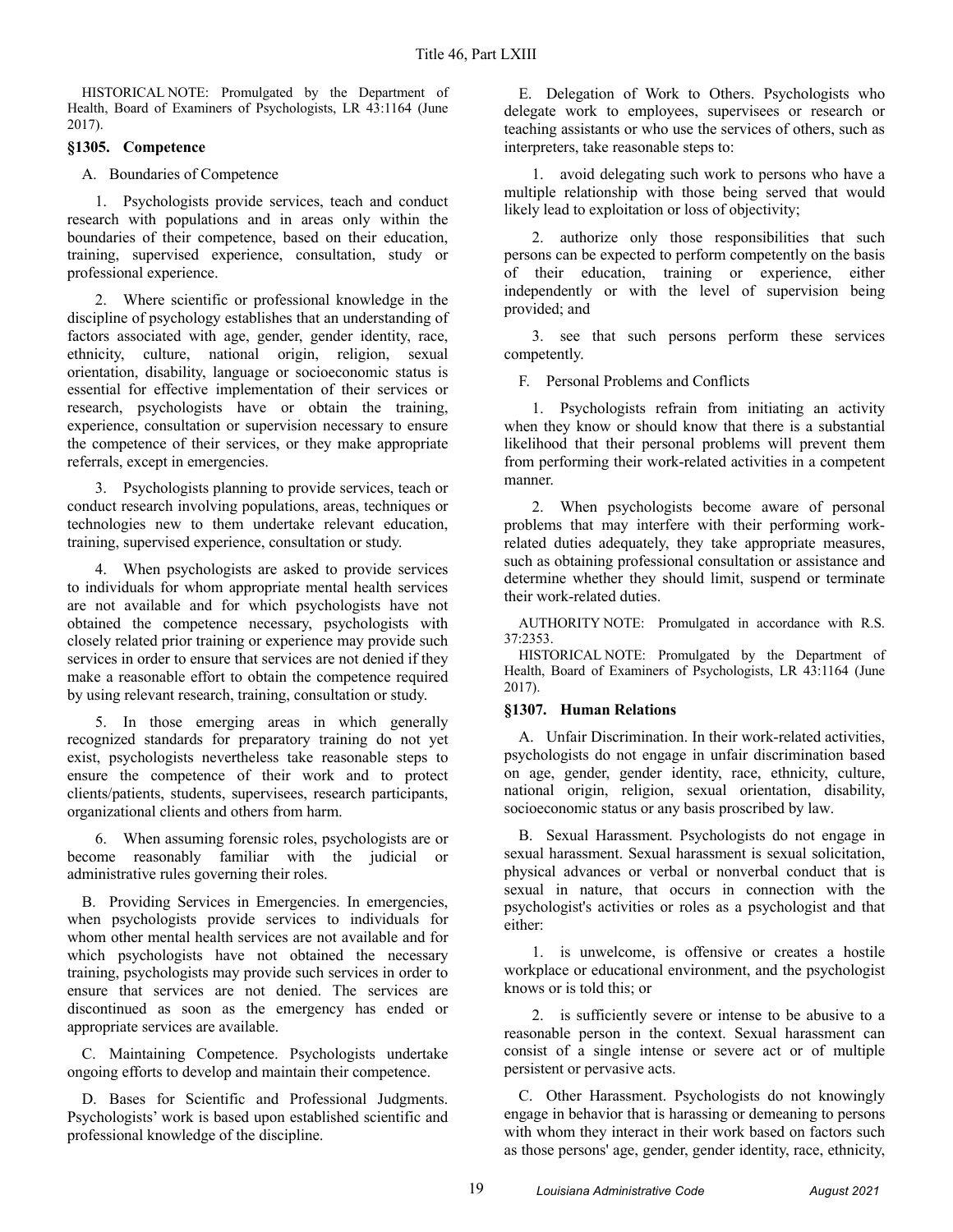HISTORICAL NOTE: Promulgated by the Department of Health, Board of Examiners of Psychologists, LR 43:1164 (June 2017).

### §1305. Competence

A. Boundaries of Competence

1. Psychologists provide services, teach and conduct research with populations and in areas only within the boundaries of their competence, based on their education, training, supervised experience, consultation, study or professional experience.

2. Where scientific or professional knowledge in the discipline of psychology establishes that an understanding of factors associated with age, gender, gender identity, race, ethnicity, culture, national origin, religion, sexual orientation, disability, language or socioeconomic status is essential for effective implementation of their services or research, psychologists have or obtain the training, experience, consultation or supervision necessary to ensure the competence of their services, or they make appropriate referrals, except in emergencies.

3. Psychologists planning to provide services, teach or conduct research involving populations, areas, techniques or technologies new to them undertake relevant education, training, supervised experience, consultation or study.

4. When psychologists are asked to provide services to individuals for whom appropriate mental health services are not available and for which psychologists have not obtained the competence necessary, psychologists with closely related prior training or experience may provide such services in order to ensure that services are not denied if they make a reasonable effort to obtain the competence required by using relevant research, training, consultation or study.

5. In those emerging areas in which generally recognized standards for preparatory training do not yet exist, psychologists nevertheless take reasonable steps to ensure the competence of their work and to protect clients/patients, students, supervisees, research participants, organizational clients and others from harm.

6. When assuming forensic roles, psychologists are or become reasonably familiar with the judicial or administrative rules governing their roles.

B. Providing Services in Emergencies. In emergencies, when psychologists provide services to individuals for whom other mental health services are not available and for which psychologists have not obtained the necessary training, psychologists may provide such services in order to ensure that services are not denied. The services are discontinued as soon as the emergency has ended or appropriate services are available.

C. Maintaining Competence. Psychologists undertake ongoing efforts to develop and maintain their competence.

D. Bases for Scientific and Professional Judgments. Psychologists' work is based upon established scientific and professional knowledge of the discipline.

E. Delegation of Work to Others. Psychologists who delegate work to employees, supervisees or research or teaching assistants or who use the services of others, such as interpreters, take reasonable steps to:

1. avoid delegating such work to persons who have a multiple relationship with those being served that would likely lead to exploitation or loss of objectivity;

2. authorize only those responsibilities that such persons can be expected to perform competently on the basis of their education, training or experience, either independently or with the level of supervision being provided; and

3. see that such persons perform these services competently.

F. Personal Problems and Conflicts

1. Psychologists refrain from initiating an activity when they know or should know that there is a substantial likelihood that their personal problems will prevent them from performing their work-related activities in a competent manner.

2. When psychologists become aware of personal problems that may interfere with their performing work-related duties adequately, they take appropriate measures, such as obtaining professional consultation or assistance and determine whether they should limit, suspend or terminate their work-related duties.

AUTHORITY NOTE: Promulgated in accordance with R.S. 37:2353.

HISTORICAL NOTE: Promulgated by the Department of Health, Board of Examiners of Psychologists, LR 43:1164 (June 2017).

### §1307. Human Relations

A. Unfair Discrimination. In their work-related activities, psychologists do not engage in unfair discrimination based on age, gender, gender identity, race, ethnicity, culture, national origin, religion, sexual orientation, disability, socioeconomic status or any basis proscribed by law.

B. Sexual Harassment. Psychologists do not engage in sexual harassment. Sexual harassment is sexual solicitation, physical advances or verbal or nonverbal conduct that is sexual in nature, that occurs in connection with the psychologist's activities or roles as a psychologist and that either:

1. is unwelcome, is offensive or creates a hostile workplace or educational environment, and the psychologist knows or is told this; or

2. is sufficiently severe or intense to be abusive to a reasonable person in the context. Sexual harassment can consist of a single intense or severe act or of multiple persistent or pervasive acts.

C. Other Harassment. Psychologists do not knowingly engage in behavior that is harassing or demeaning to persons with whom they interact in their work based on factors such as those persons' age, gender, gender identity, race, ethnicity,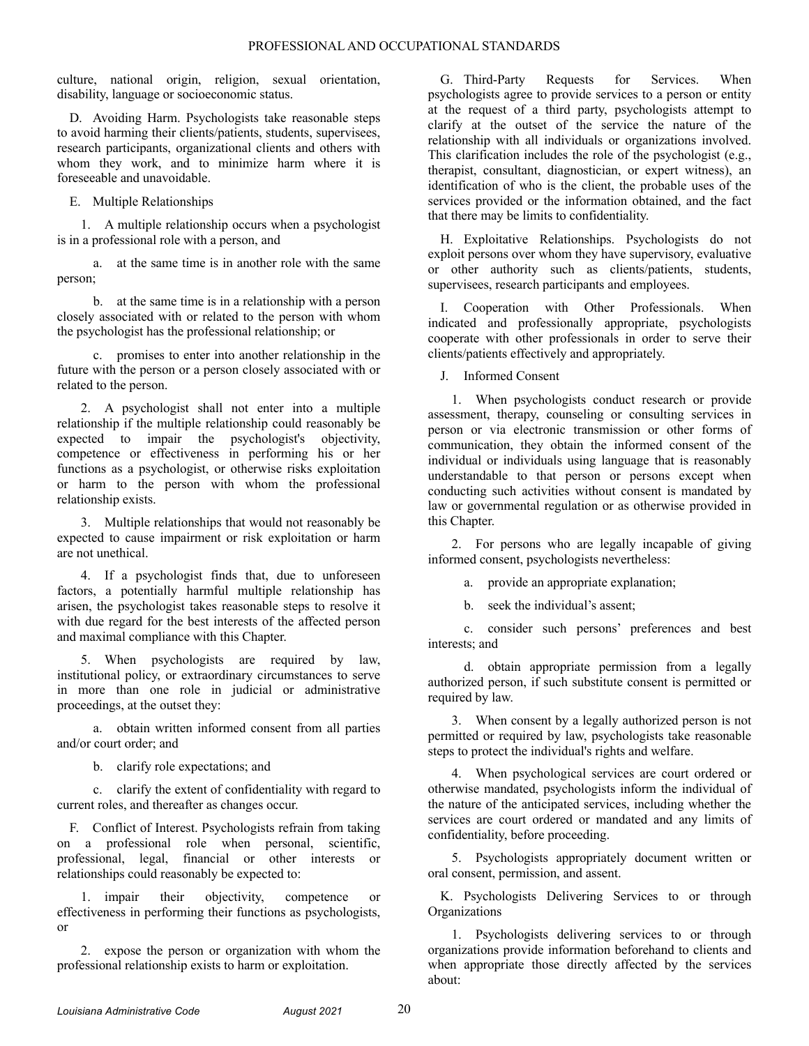culture, national origin, religion, sexual orientation, disability, language or socioeconomic status.

D. Avoiding Harm. Psychologists take reasonable steps to avoid harming their clients/patients, students, supervisees, research participants, organizational clients and others with whom they work, and to minimize harm where it is foreseeable and unavoidable.

E. Multiple Relationships

1. A multiple relationship occurs when a psychologist is in a professional role with a person, and

a. at the same time is in another role with the same person;

b. at the same time is in a relationship with a person closely associated with or related to the person with whom the psychologist has the professional relationship; or

c. promises to enter into another relationship in the future with the person or a person closely associated with or related to the person.

2. A psychologist shall not enter into a multiple relationship if the multiple relationship could reasonably be expected to impair the psychologist's objectivity, competence or effectiveness in performing his or her functions as a psychologist, or otherwise risks exploitation or harm to the person with whom the professional relationship exists.

3. Multiple relationships that would not reasonably be expected to cause impairment or risk exploitation or harm are not unethical.

4. If a psychologist finds that, due to unforeseen factors, a potentially harmful multiple relationship has arisen, the psychologist takes reasonable steps to resolve it with due regard for the best interests of the affected person and maximal compliance with this Chapter.

5. When psychologists are required by law, institutional policy, or extraordinary circumstances to serve in more than one role in judicial or administrative proceedings, at the outset they:

a. obtain written informed consent from all parties and/or court order; and

b. clarify role expectations; and

c. clarify the extent of confidentiality with regard to current roles, and thereafter as changes occur.

F. Conflict of Interest. Psychologists refrain from taking on a professional role when personal, scientific, professional, legal, financial or other interests or relationships could reasonably be expected to:

1. impair their objectivity, competence or effectiveness in performing their functions as psychologists, or

2. expose the person or organization with whom the professional relationship exists to harm or exploitation.

G. Third-Party Requests for Services. When psychologists agree to provide services to a person or entity at the request of a third party, psychologists attempt to clarify at the outset of the service the nature of the relationship with all individuals or organizations involved. This clarification includes the role of the psychologist (e.g., therapist, consultant, diagnostician, or expert witness), an identification of who is the client, the probable uses of the services provided or the information obtained, and the fact that there may be limits to confidentiality.

H. Exploitative Relationships. Psychologists do not exploit persons over whom they have supervisory, evaluative or other authority such as clients/patients, students, supervisees, research participants and employees.

I. Cooperation with Other Professionals. When indicated and professionally appropriate, psychologists cooperate with other professionals in order to serve their clients/patients effectively and appropriately.

J. Informed Consent

1. When psychologists conduct research or provide assessment, therapy, counseling or consulting services in person or via electronic transmission or other forms of communication, they obtain the informed consent of the individual or individuals using language that is reasonably understandable to that person or persons except when conducting such activities without consent is mandated by law or governmental regulation or as otherwise provided in this Chapter.

2. For persons who are legally incapable of giving informed consent, psychologists nevertheless:

a. provide an appropriate explanation;

b. seek the individual's assent;

c. consider such persons' preferences and best interests; and

d. obtain appropriate permission from a legally authorized person, if such substitute consent is permitted or required by law.

3. When consent by a legally authorized person is not permitted or required by law, psychologists take reasonable steps to protect the individual's rights and welfare.

4. When psychological services are court ordered or otherwise mandated, psychologists inform the individual of the nature of the anticipated services, including whether the services are court ordered or mandated and any limits of confidentiality, before proceeding.

5. Psychologists appropriately document written or oral consent, permission, and assent.

K. Psychologists Delivering Services to or through Organizations

1. Psychologists delivering services to or through organizations provide information beforehand to clients and when appropriate those directly affected by the services about: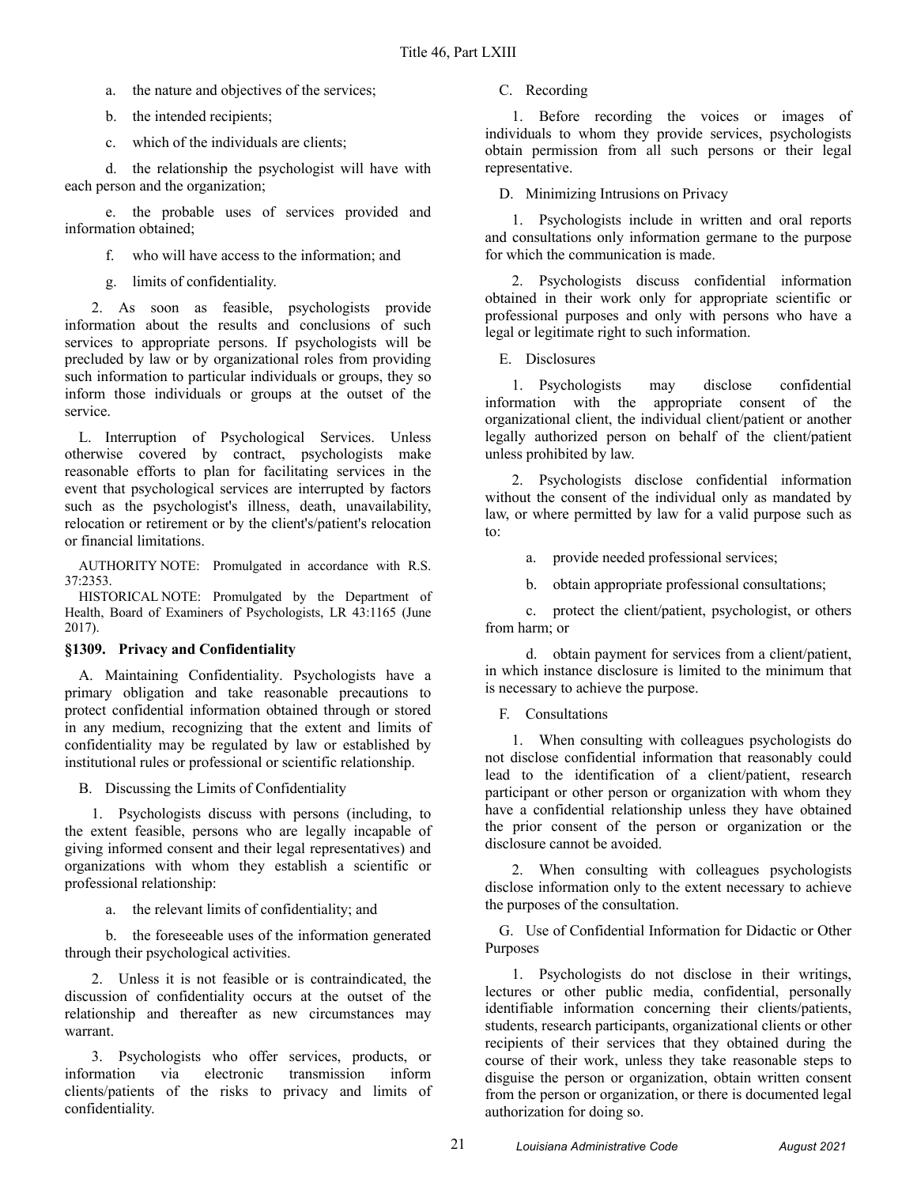a. the nature and objectives of the services;

b. the intended recipients;

c. which of the individuals are clients;

d. the relationship the psychologist will have with each person and the organization;

e. the probable uses of services provided and information obtained;

f. who will have access to the information; and

g. limits of confidentiality.

2. As soon as feasible, psychologists provide information about the results and conclusions of such services to appropriate persons. If psychologists will be precluded by law or by organizational roles from providing such information to particular individuals or groups, they so inform those individuals or groups at the outset of the service.

L. Interruption of Psychological Services. Unless otherwise covered by contract, psychologists make reasonable efforts to plan for facilitating services in the event that psychological services are interrupted by factors such as the psychologist's illness, death, unavailability, relocation or retirement or by the client's/patient's relocation or financial limitations.

AUTHORITY NOTE: Promulgated in accordance with R.S. 37:2353.

HISTORICAL NOTE: Promulgated by the Department of Health, Board of Examiners of Psychologists, LR 43:1165 (June 2017).

### §1309. Privacy and Confidentiality

A. Maintaining Confidentiality. Psychologists have a primary obligation and take reasonable precautions to protect confidential information obtained through or stored in any medium, recognizing that the extent and limits of confidentiality may be regulated by law or established by institutional rules or professional or scientific relationship.

B. Discussing the Limits of Confidentiality

1. Psychologists discuss with persons (including, to the extent feasible, persons who are legally incapable of giving informed consent and their legal representatives) and organizations with whom they establish a scientific or professional relationship:

a. the relevant limits of confidentiality; and

b. the foreseeable uses of the information generated through their psychological activities.

2. Unless it is not feasible or is contraindicated, the discussion of confidentiality occurs at the outset of the relationship and thereafter as new circumstances may warrant.

3. Psychologists who offer services, products, or information via electronic transmission inform clients/patients of the risks to privacy and limits of confidentiality.

C. Recording

1. Before recording the voices or images of individuals to whom they provide services, psychologists obtain permission from all such persons or their legal representative.

D. Minimizing Intrusions on Privacy

1. Psychologists include in written and oral reports and consultations only information germane to the purpose for which the communication is made.

2. Psychologists discuss confidential information obtained in their work only for appropriate scientific or professional purposes and only with persons who have a legal or legitimate right to such information.

E. Disclosures

1. Psychologists may disclose confidential information with the appropriate consent of the organizational client, the individual client/patient or another legally authorized person on behalf of the client/patient unless prohibited by law.

2. Psychologists disclose confidential information without the consent of the individual only as mandated by law, or where permitted by law for a valid purpose such as to:

a. provide needed professional services;

b. obtain appropriate professional consultations;

c. protect the client/patient, psychologist, or others from harm; or

d. obtain payment for services from a client/patient, in which instance disclosure is limited to the minimum that is necessary to achieve the purpose.

F. Consultations

1. When consulting with colleagues psychologists do not disclose confidential information that reasonably could lead to the identification of a client/patient, research participant or other person or organization with whom they have a confidential relationship unless they have obtained the prior consent of the person or organization or the disclosure cannot be avoided.

2. When consulting with colleagues psychologists disclose information only to the extent necessary to achieve the purposes of the consultation.

G. Use of Confidential Information for Didactic or Other Purposes

1. Psychologists do not disclose in their writings, lectures or other public media, confidential, personally identifiable information concerning their clients/patients, students, research participants, organizational clients or other recipients of their services that they obtained during the course of their work, unless they take reasonable steps to disguise the person or organization, obtain written consent from the person or organization, or there is documented legal authorization for doing so.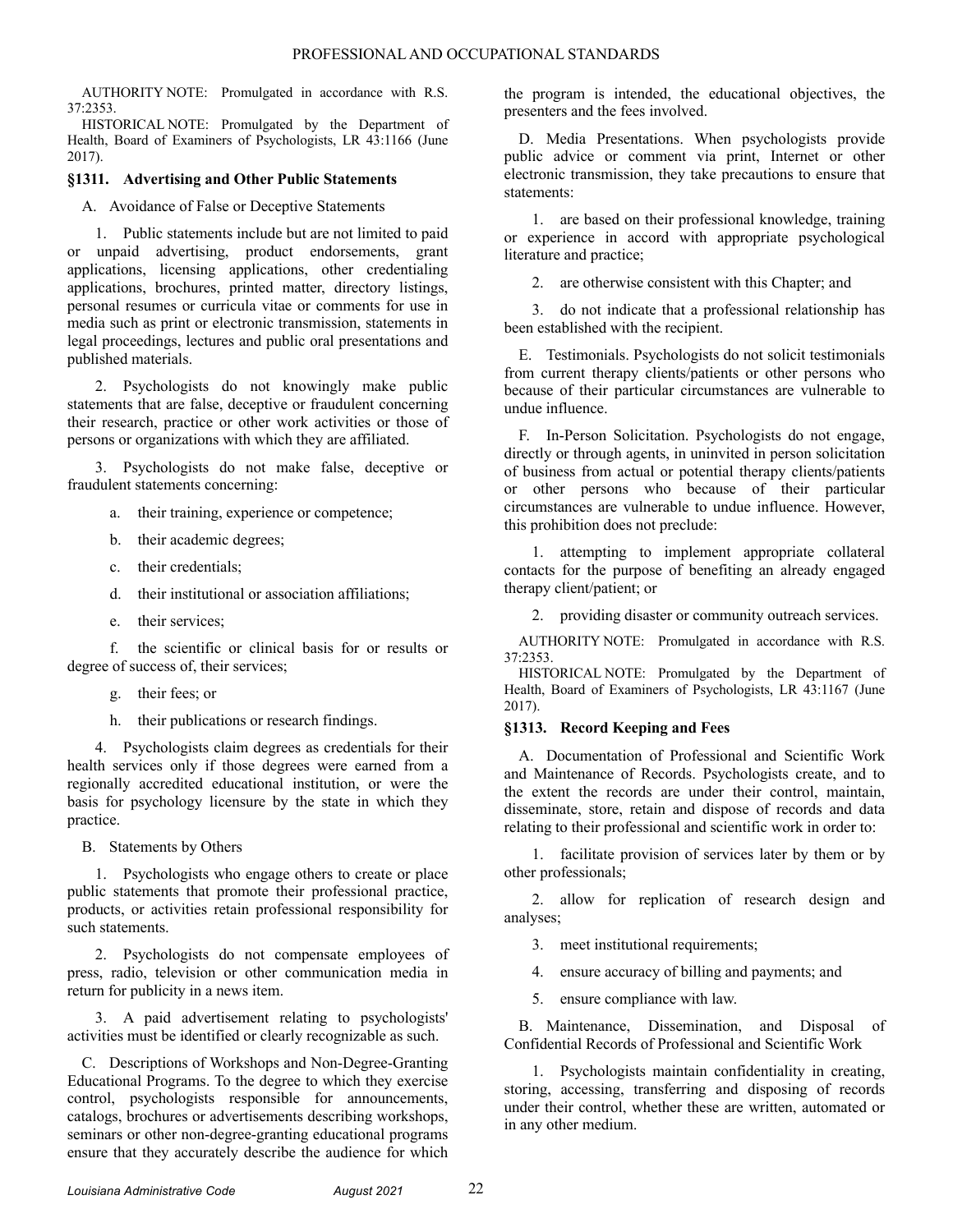AUTHORITY NOTE: Promulgated in accordance with R.S. 37:2353.

HISTORICAL NOTE: Promulgated by the Department of Health, Board of Examiners of Psychologists, LR 43:1166 (June 2017).

### §1311. Advertising and Other Public Statements

A. Avoidance of False or Deceptive Statements

1. Public statements include but are not limited to paid or unpaid advertising, product endorsements, grant applications, licensing applications, other credentialing applications, brochures, printed matter, directory listings, personal resumes or curricula vitae or comments for use in media such as print or electronic transmission, statements in legal proceedings, lectures and public oral presentations and published materials.

2. Psychologists do not knowingly make public statements that are false, deceptive or fraudulent concerning their research, practice or other work activities or those of persons or organizations with which they are affiliated.

3. Psychologists do not make false, deceptive or fraudulent statements concerning:

a. their training, experience or competence;

b. their academic degrees;

c. their credentials;

d. their institutional or association affiliations;

e. their services;

f. the scientific or clinical basis for or results or degree of success of, their services;

g. their fees; or

h. their publications or research findings.

4. Psychologists claim degrees as credentials for their health services only if those degrees were earned from a regionally accredited educational institution, or were the basis for psychology licensure by the state in which they practice.

B. Statements by Others

1. Psychologists who engage others to create or place public statements that promote their professional practice, products, or activities retain professional responsibility for such statements.

2. Psychologists do not compensate employees of press, radio, television or other communication media in return for publicity in a news item.

3. A paid advertisement relating to psychologists' activities must be identified or clearly recognizable as such.

C. Descriptions of Workshops and Non-Degree-Granting Educational Programs. To the degree to which they exercise control, psychologists responsible for announcements, catalogs, brochures or advertisements describing workshops, seminars or other non-degree-granting educational programs ensure that they accurately describe the audience for which the program is intended, the educational objectives, the presenters and the fees involved.

D. Media Presentations. When psychologists provide public advice or comment via print, Internet or other electronic transmission, they take precautions to ensure that statements:

1. are based on their professional knowledge, training or experience in accord with appropriate psychological literature and practice;

2. are otherwise consistent with this Chapter; and

3. do not indicate that a professional relationship has been established with the recipient.

E. Testimonials. Psychologists do not solicit testimonials from current therapy clients/patients or other persons who because of their particular circumstances are vulnerable to undue influence.

F. In-Person Solicitation. Psychologists do not engage, directly or through agents, in uninvited in person solicitation of business from actual or potential therapy clients/patients or other persons who because of their particular circumstances are vulnerable to undue influence. However, this prohibition does not preclude:

1. attempting to implement appropriate collateral contacts for the purpose of benefiting an already engaged therapy client/patient; or

2. providing disaster or community outreach services.

AUTHORITY NOTE: Promulgated in accordance with R.S. 37:2353.

HISTORICAL NOTE: Promulgated by the Department of Health, Board of Examiners of Psychologists, LR 43:1167 (June 2017).

### §1313. Record Keeping and Fees

A. Documentation of Professional and Scientific Work and Maintenance of Records. Psychologists create, and to the extent the records are under their control, maintain, disseminate, store, retain and dispose of records and data relating to their professional and scientific work in order to:

1. facilitate provision of services later by them or by other professionals;

2. allow for replication of research design and analyses;

3. meet institutional requirements;

4. ensure accuracy of billing and payments; and

5. ensure compliance with law.

B. Maintenance, Dissemination, and Disposal of Confidential Records of Professional and Scientific Work

1. Psychologists maintain confidentiality in creating, storing, accessing, transferring and disposing of records under their control, whether these are written, automated or in any other medium.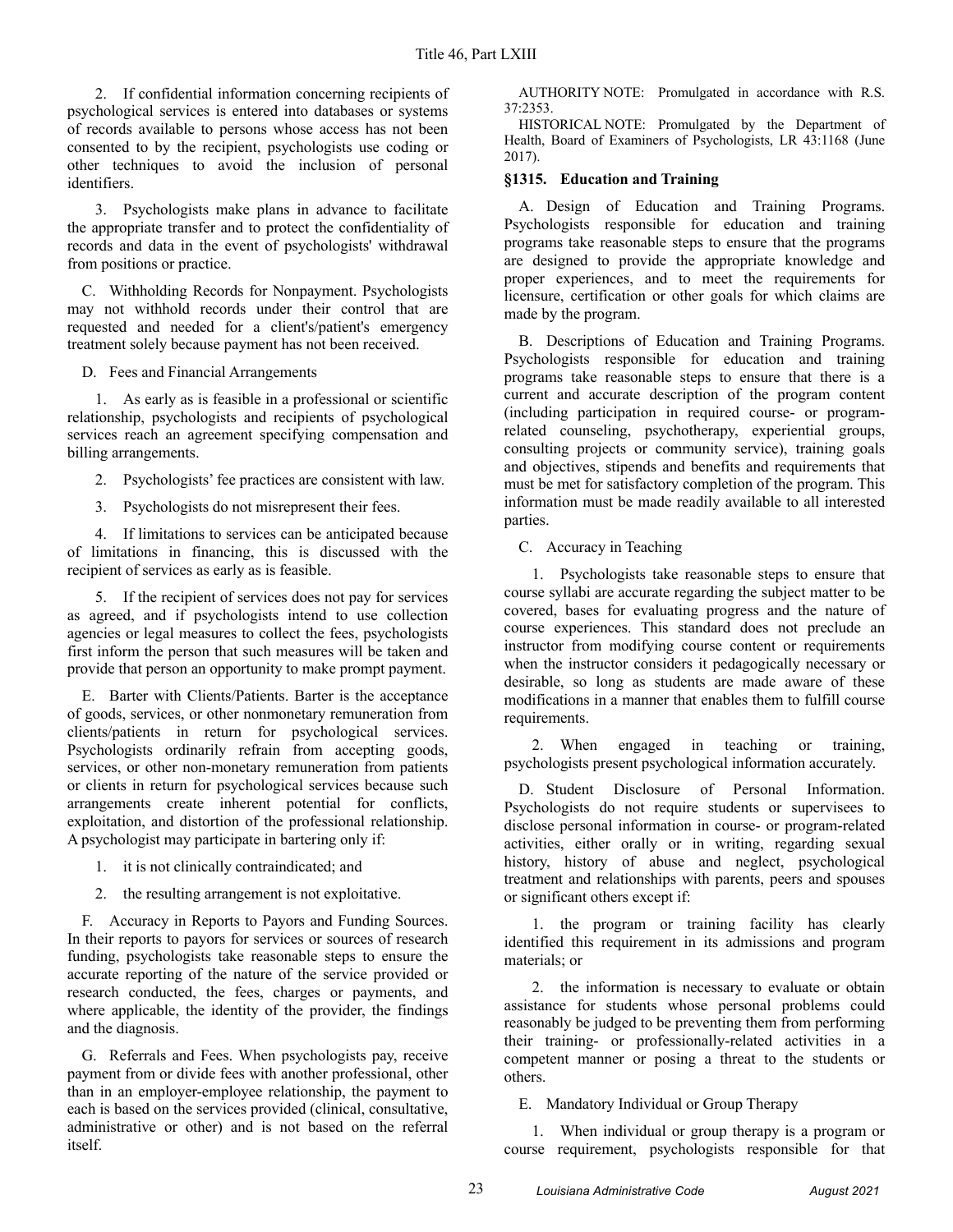2. If confidential information concerning recipients of psychological services is entered into databases or systems of records available to persons whose access has not been consented to by the recipient, psychologists use coding or other techniques to avoid the inclusion of personal identifiers.

3. Psychologists make plans in advance to facilitate the appropriate transfer and to protect the confidentiality of records and data in the event of psychologists' withdrawal from positions or practice.

C. Withholding Records for Nonpayment. Psychologists may not withhold records under their control that are requested and needed for a client's/patient's emergency treatment solely because payment has not been received.

D. Fees and Financial Arrangements

1. As early as is feasible in a professional or scientific relationship, psychologists and recipients of psychological services reach an agreement specifying compensation and billing arrangements.

2. Psychologists' fee practices are consistent with law.

3. Psychologists do not misrepresent their fees.

4. If limitations to services can be anticipated because of limitations in financing, this is discussed with the recipient of services as early as is feasible.

5. If the recipient of services does not pay for services as agreed, and if psychologists intend to use collection agencies or legal measures to collect the fees, psychologists first inform the person that such measures will be taken and provide that person an opportunity to make prompt payment.

E. Barter with Clients/Patients. Barter is the acceptance of goods, services, or other nonmonetary remuneration from clients/patients in return for psychological services. Psychologists ordinarily refrain from accepting goods, services, or other non-monetary remuneration from patients or clients in return for psychological services because such arrangements create inherent potential for conflicts, exploitation, and distortion of the professional relationship. A psychologist may participate in bartering only if:

1. it is not clinically contraindicated; and

2. the resulting arrangement is not exploitative.

F. Accuracy in Reports to Payors and Funding Sources. In their reports to payors for services or sources of research funding, psychologists take reasonable steps to ensure the accurate reporting of the nature of the service provided or research conducted, the fees, charges or payments, and where applicable, the identity of the provider, the findings and the diagnosis.

G. Referrals and Fees. When psychologists pay, receive payment from or divide fees with another professional, other than in an employer-employee relationship, the payment to each is based on the services provided (clinical, consultative, administrative or other) and is not based on the referral itself.

AUTHORITY NOTE: Promulgated in accordance with R.S. 37:2353.

HISTORICAL NOTE: Promulgated by the Department of Health, Board of Examiners of Psychologists, LR 43:1168 (June 2017).

### §1315. Education and Training

A. Design of Education and Training Programs. Psychologists responsible for education and training programs take reasonable steps to ensure that the programs are designed to provide the appropriate knowledge and proper experiences, and to meet the requirements for licensure, certification or other goals for which claims are made by the program.

B. Descriptions of Education and Training Programs. Psychologists responsible for education and training programs take reasonable steps to ensure that there is a current and accurate description of the program content (including participation in required course- or program-related counseling, psychotherapy, experiential groups, consulting projects or community service), training goals and objectives, stipends and benefits and requirements that must be met for satisfactory completion of the program. This information must be made readily available to all interested parties.

C. Accuracy in Teaching

1. Psychologists take reasonable steps to ensure that course syllabi are accurate regarding the subject matter to be covered, bases for evaluating progress and the nature of course experiences. This standard does not preclude an instructor from modifying course content or requirements when the instructor considers it pedagogically necessary or desirable, so long as students are made aware of these modifications in a manner that enables them to fulfill course requirements.

2. When engaged in teaching or training, psychologists present psychological information accurately.

D. Student Disclosure of Personal Information. Psychologists do not require students or supervisees to disclose personal information in course- or program-related activities, either orally or in writing, regarding sexual history, history of abuse and neglect, psychological treatment and relationships with parents, peers and spouses or significant others except if:

1. the program or training facility has clearly identified this requirement in its admissions and program materials; or

2. the information is necessary to evaluate or obtain assistance for students whose personal problems could reasonably be judged to be preventing them from performing their training- or professionally-related activities in a competent manner or posing a threat to the students or others.

E. Mandatory Individual or Group Therapy

1. When individual or group therapy is a program or course requirement, psychologists responsible for that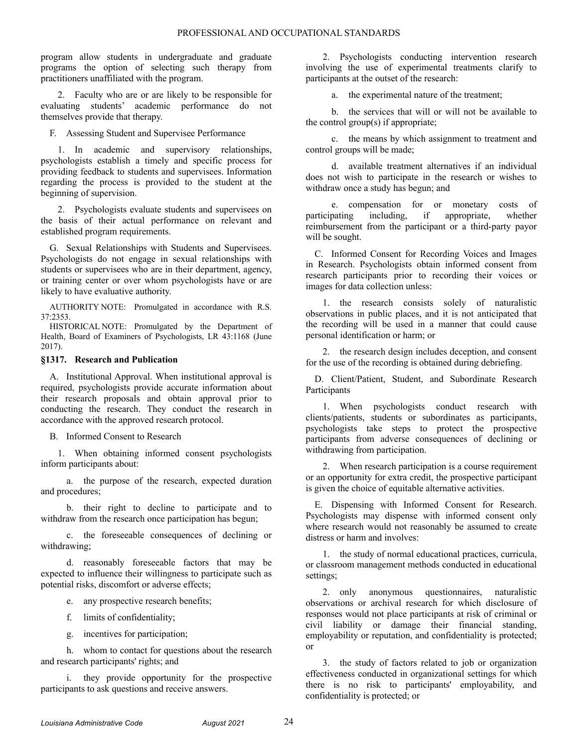program allow students in undergraduate and graduate programs the option of selecting such therapy from practitioners unaffiliated with the program.

2. Faculty who are or are likely to be responsible for evaluating students' academic performance do not themselves provide that therapy.

F. Assessing Student and Supervisee Performance

1. In academic and supervisory relationships, psychologists establish a timely and specific process for providing feedback to students and supervisees. Information regarding the process is provided to the student at the beginning of supervision.

2. Psychologists evaluate students and supervisees on the basis of their actual performance on relevant and established program requirements.

G. Sexual Relationships with Students and Supervisees. Psychologists do not engage in sexual relationships with students or supervisees who are in their department, agency, or training center or over whom psychologists have or are likely to have evaluative authority.

AUTHORITY NOTE: Promulgated in accordance with R.S. 37:2353.

HISTORICAL NOTE: Promulgated by the Department of Health, Board of Examiners of Psychologists, LR 43:1168 (June 2017).

### §1317. Research and Publication

A. Institutional Approval. When institutional approval is required, psychologists provide accurate information about their research proposals and obtain approval prior to conducting the research. They conduct the research in accordance with the approved research protocol.

B. Informed Consent to Research

1. When obtaining informed consent psychologists inform participants about:

a. the purpose of the research, expected duration and procedures;

b. their right to decline to participate and to withdraw from the research once participation has begun;

c. the foreseeable consequences of declining or withdrawing;

d. reasonably foreseeable factors that may be expected to influence their willingness to participate such as potential risks, discomfort or adverse effects;

e. any prospective research benefits;

f. limits of confidentiality;

g. incentives for participation;

h. whom to contact for questions about the research and research participants' rights; and

i. they provide opportunity for the prospective participants to ask questions and receive answers.

2. Psychologists conducting intervention research involving the use of experimental treatments clarify to participants at the outset of the research:

a. the experimental nature of the treatment;

b. the services that will or will not be available to the control group(s) if appropriate;

c. the means by which assignment to treatment and control groups will be made;

d. available treatment alternatives if an individual does not wish to participate in the research or wishes to withdraw once a study has begun; and

e. compensation for or monetary costs of participating including, if appropriate, whether reimbursement from the participant or a third-party payor will be sought.

C. Informed Consent for Recording Voices and Images in Research. Psychologists obtain informed consent from research participants prior to recording their voices or images for data collection unless:

1. the research consists solely of naturalistic observations in public places, and it is not anticipated that the recording will be used in a manner that could cause personal identification or harm; or

2. the research design includes deception, and consent for the use of the recording is obtained during debriefing.

D. Client/Patient, Student, and Subordinate Research Participants

1. When psychologists conduct research with clients/patients, students or subordinates as participants, psychologists take steps to protect the prospective participants from adverse consequences of declining or withdrawing from participation.

2. When research participation is a course requirement or an opportunity for extra credit, the prospective participant is given the choice of equitable alternative activities.

E. Dispensing with Informed Consent for Research. Psychologists may dispense with informed consent only where research would not reasonably be assumed to create distress or harm and involves:

1. the study of normal educational practices, curricula, or classroom management methods conducted in educational settings;

2. only anonymous questionnaires, naturalistic observations or archival research for which disclosure of responses would not place participants at risk of criminal or civil liability or damage their financial standing, employability or reputation, and confidentiality is protected; or

3. the study of factors related to job or organization effectiveness conducted in organizational settings for which there is no risk to participants' employability, and confidentiality is protected; or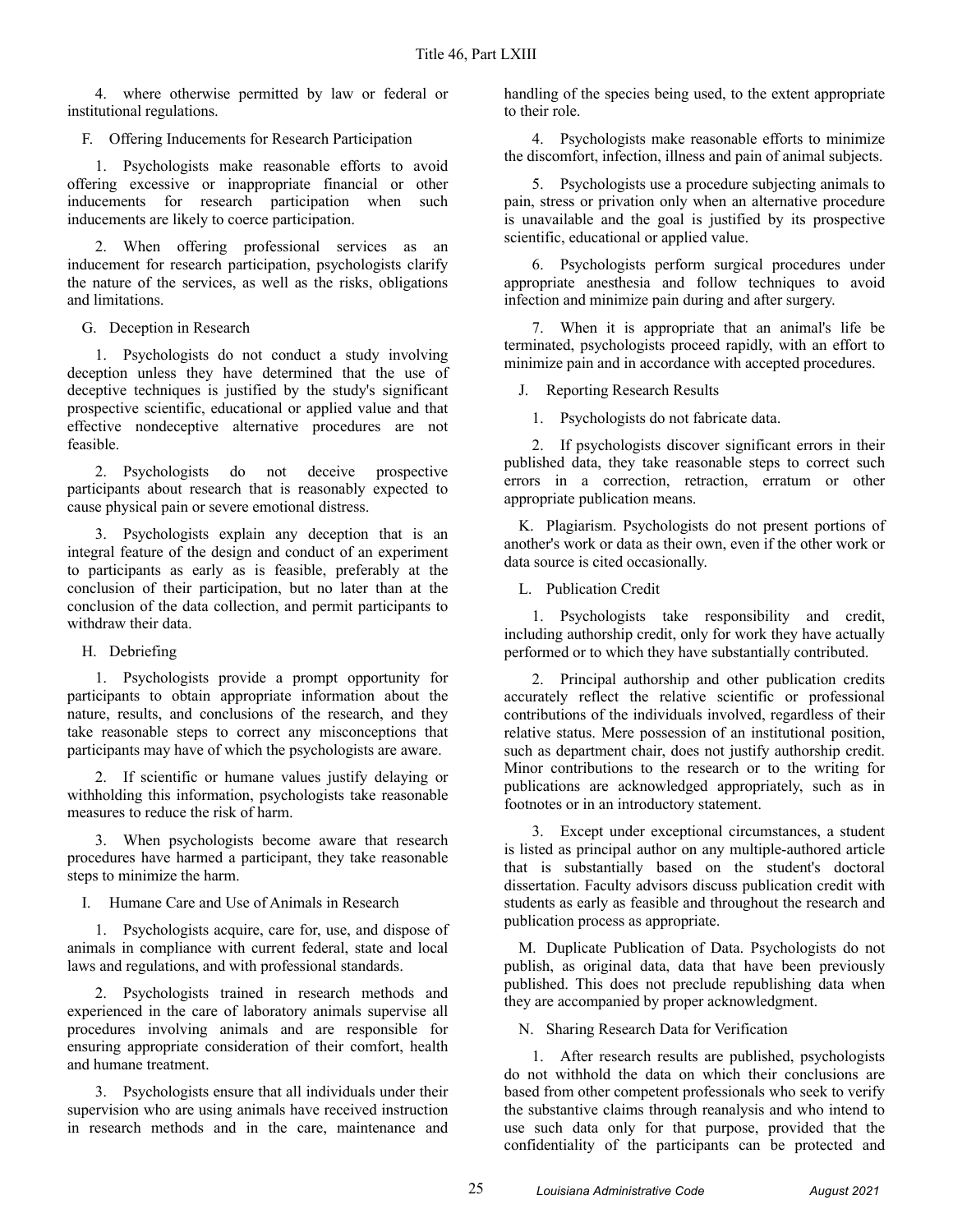4. where otherwise permitted by law or federal or institutional regulations.

F. Offering Inducements for Research Participation

1. Psychologists make reasonable efforts to avoid offering excessive or inappropriate financial or other inducements for research participation when such inducements are likely to coerce participation.

2. When offering professional services as an inducement for research participation, psychologists clarify the nature of the services, as well as the risks, obligations and limitations.

G. Deception in Research

1. Psychologists do not conduct a study involving deception unless they have determined that the use of deceptive techniques is justified by the study's significant prospective scientific, educational or applied value and that effective nondeceptive alternative procedures are not feasible.

2. Psychologists do not deceive prospective participants about research that is reasonably expected to cause physical pain or severe emotional distress.

3. Psychologists explain any deception that is an integral feature of the design and conduct of an experiment to participants as early as is feasible, preferably at the conclusion of their participation, but no later than at the conclusion of the data collection, and permit participants to withdraw their data.

H. Debriefing

1. Psychologists provide a prompt opportunity for participants to obtain appropriate information about the nature, results, and conclusions of the research, and they take reasonable steps to correct any misconceptions that participants may have of which the psychologists are aware.

2. If scientific or humane values justify delaying or withholding this information, psychologists take reasonable measures to reduce the risk of harm.

3. When psychologists become aware that research procedures have harmed a participant, they take reasonable steps to minimize the harm.

I. Humane Care and Use of Animals in Research

1. Psychologists acquire, care for, use, and dispose of animals in compliance with current federal, state and local laws and regulations, and with professional standards.

2. Psychologists trained in research methods and experienced in the care of laboratory animals supervise all procedures involving animals and are responsible for ensuring appropriate consideration of their comfort, health and humane treatment.

3. Psychologists ensure that all individuals under their supervision who are using animals have received instruction in research methods and in the care, maintenance and handling of the species being used, to the extent appropriate to their role.

4. Psychologists make reasonable efforts to minimize the discomfort, infection, illness and pain of animal subjects.

5. Psychologists use a procedure subjecting animals to pain, stress or privation only when an alternative procedure is unavailable and the goal is justified by its prospective scientific, educational or applied value.

6. Psychologists perform surgical procedures under appropriate anesthesia and follow techniques to avoid infection and minimize pain during and after surgery.

7. When it is appropriate that an animal's life be terminated, psychologists proceed rapidly, with an effort to minimize pain and in accordance with accepted procedures.

J. Reporting Research Results

1. Psychologists do not fabricate data.

2. If psychologists discover significant errors in their published data, they take reasonable steps to correct such errors in a correction, retraction, erratum or other appropriate publication means.

K. Plagiarism. Psychologists do not present portions of another's work or data as their own, even if the other work or data source is cited occasionally.

L. Publication Credit

1. Psychologists take responsibility and credit, including authorship credit, only for work they have actually performed or to which they have substantially contributed.

2. Principal authorship and other publication credits accurately reflect the relative scientific or professional contributions of the individuals involved, regardless of their relative status. Mere possession of an institutional position, such as department chair, does not justify authorship credit. Minor contributions to the research or to the writing for publications are acknowledged appropriately, such as in footnotes or in an introductory statement.

3. Except under exceptional circumstances, a student is listed as principal author on any multiple-authored article that is substantially based on the student's doctoral dissertation. Faculty advisors discuss publication credit with students as early as feasible and throughout the research and publication process as appropriate.

M. Duplicate Publication of Data. Psychologists do not publish, as original data, data that have been previously published. This does not preclude republishing data when they are accompanied by proper acknowledgment.

N. Sharing Research Data for Verification

1. After research results are published, psychologists do not withhold the data on which their conclusions are based from other competent professionals who seek to verify the substantive claims through reanalysis and who intend to use such data only for that purpose, provided that the confidentiality of the participants can be protected and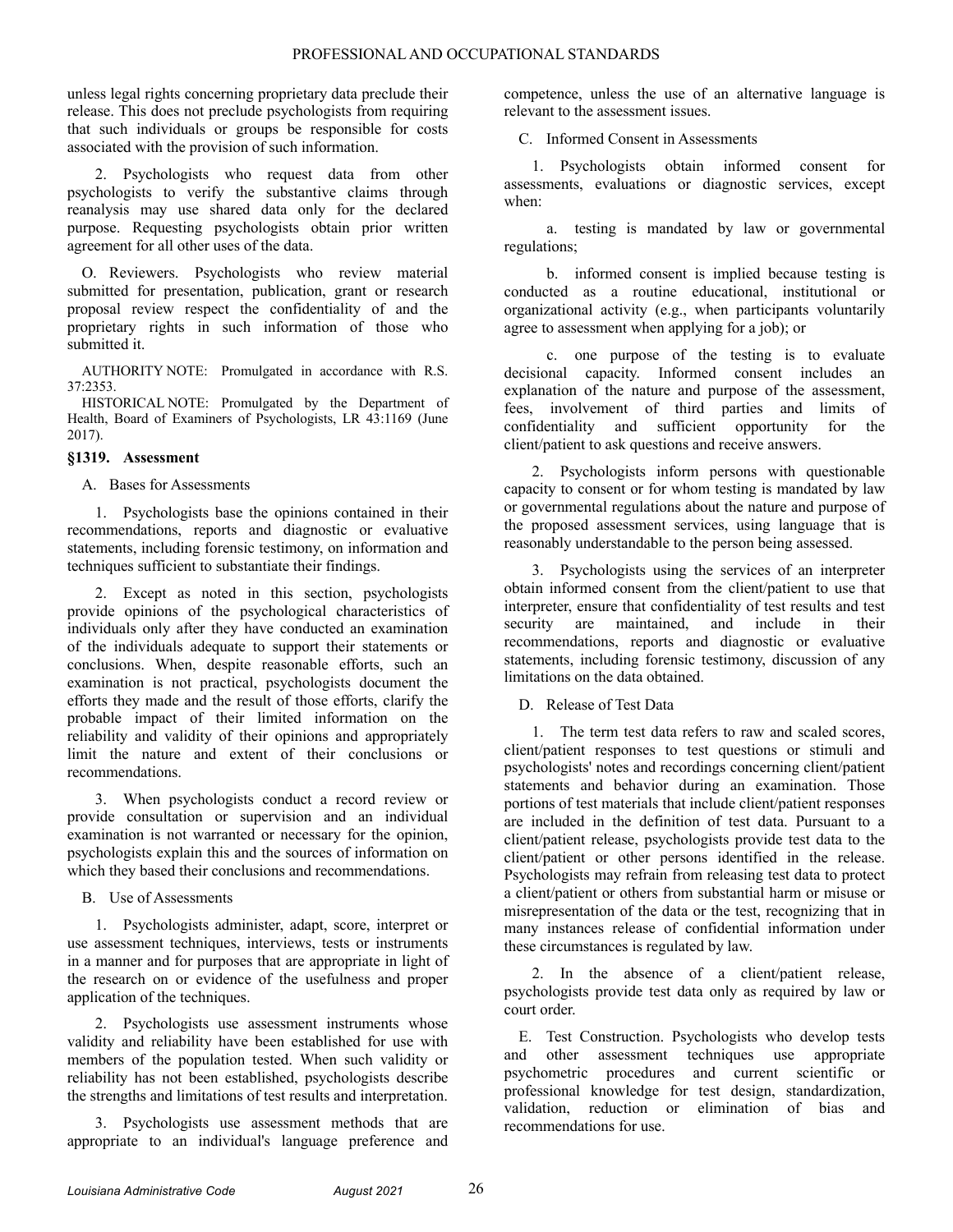unless legal rights concerning proprietary data preclude their release. This does not preclude psychologists from requiring that such individuals or groups be responsible for costs associated with the provision of such information.

2. Psychologists who request data from other psychologists to verify the substantive claims through reanalysis may use shared data only for the declared purpose. Requesting psychologists obtain prior written agreement for all other uses of the data.

O. Reviewers. Psychologists who review material submitted for presentation, publication, grant or research proposal review respect the confidentiality of and the proprietary rights in such information of those who submitted it.

AUTHORITY NOTE: Promulgated in accordance with R.S. 37:2353.

HISTORICAL NOTE: Promulgated by the Department of Health, Board of Examiners of Psychologists, LR 43:1169 (June 2017).

### §1319. Assessment

A. Bases for Assessments

1. Psychologists base the opinions contained in their recommendations, reports and diagnostic or evaluative statements, including forensic testimony, on information and techniques sufficient to substantiate their findings.

2. Except as noted in this section, psychologists provide opinions of the psychological characteristics of individuals only after they have conducted an examination of the individuals adequate to support their statements or conclusions. When, despite reasonable efforts, such an examination is not practical, psychologists document the efforts they made and the result of those efforts, clarify the probable impact of their limited information on the reliability and validity of their opinions and appropriately limit the nature and extent of their conclusions or recommendations.

3. When psychologists conduct a record review or provide consultation or supervision and an individual examination is not warranted or necessary for the opinion, psychologists explain this and the sources of information on which they based their conclusions and recommendations.

B. Use of Assessments

1. Psychologists administer, adapt, score, interpret or use assessment techniques, interviews, tests or instruments in a manner and for purposes that are appropriate in light of the research on or evidence of the usefulness and proper application of the techniques.

2. Psychologists use assessment instruments whose validity and reliability have been established for use with members of the population tested. When such validity or reliability has not been established, psychologists describe the strengths and limitations of test results and interpretation.

3. Psychologists use assessment methods that are appropriate to an individual's language preference and competence, unless the use of an alternative language is relevant to the assessment issues.

C. Informed Consent in Assessments

1. Psychologists obtain informed consent for assessments, evaluations or diagnostic services, except when:

a. testing is mandated by law or governmental regulations;

b. informed consent is implied because testing is conducted as a routine educational, institutional or organizational activity (e.g., when participants voluntarily agree to assessment when applying for a job); or

c. one purpose of the testing is to evaluate decisional capacity. Informed consent includes an explanation of the nature and purpose of the assessment, fees, involvement of third parties and limits of confidentiality and sufficient opportunity for the client/patient to ask questions and receive answers.

2. Psychologists inform persons with questionable capacity to consent or for whom testing is mandated by law or governmental regulations about the nature and purpose of the proposed assessment services, using language that is reasonably understandable to the person being assessed.

3. Psychologists using the services of an interpreter obtain informed consent from the client/patient to use that interpreter, ensure that confidentiality of test results and test security are maintained, and include in their recommendations, reports and diagnostic or evaluative statements, including forensic testimony, discussion of any limitations on the data obtained.

D. Release of Test Data

1. The term test data refers to raw and scaled scores, client/patient responses to test questions or stimuli and psychologists' notes and recordings concerning client/patient statements and behavior during an examination. Those portions of test materials that include client/patient responses are included in the definition of test data. Pursuant to a client/patient release, psychologists provide test data to the client/patient or other persons identified in the release. Psychologists may refrain from releasing test data to protect a client/patient or others from substantial harm or misuse or misrepresentation of the data or the test, recognizing that in many instances release of confidential information under these circumstances is regulated by law.

2. In the absence of a client/patient release, psychologists provide test data only as required by law or court order.

E. Test Construction. Psychologists who develop tests and other assessment techniques use appropriate psychometric procedures and current scientific or professional knowledge for test design, standardization, validation, reduction or elimination of bias and recommendations for use.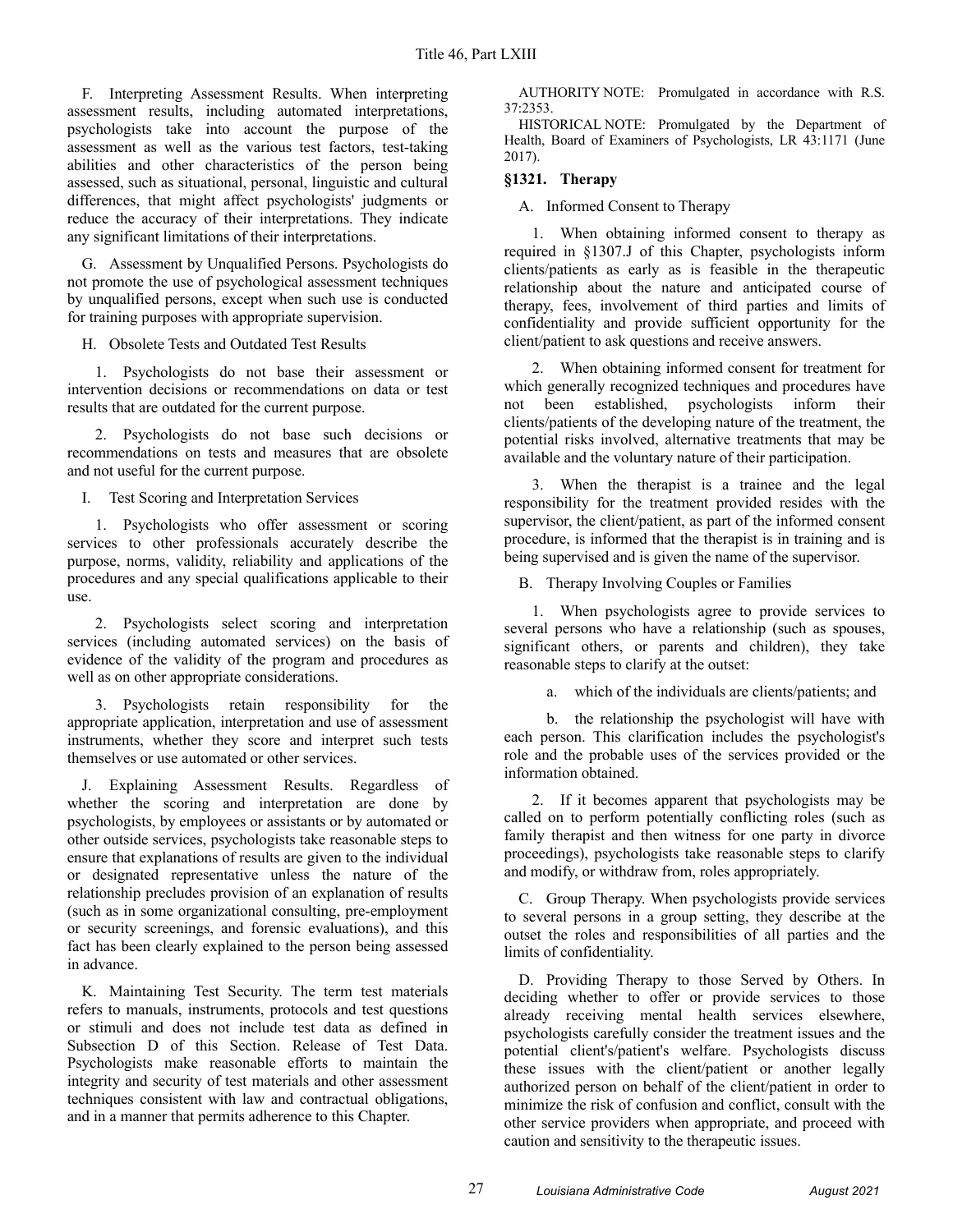F. Interpreting Assessment Results. When interpreting assessment results, including automated interpretations, psychologists take into account the purpose of the assessment as well as the various test factors, test-taking abilities and other characteristics of the person being assessed, such as situational, personal, linguistic and cultural differences, that might affect psychologists' judgments or reduce the accuracy of their interpretations. They indicate any significant limitations of their interpretations.

G. Assessment by Unqualified Persons. Psychologists do not promote the use of psychological assessment techniques by unqualified persons, except when such use is conducted for training purposes with appropriate supervision.

H. Obsolete Tests and Outdated Test Results

1. Psychologists do not base their assessment or intervention decisions or recommendations on data or test results that are outdated for the current purpose.

2. Psychologists do not base such decisions or recommendations on tests and measures that are obsolete and not useful for the current purpose.

I. Test Scoring and Interpretation Services

1. Psychologists who offer assessment or scoring services to other professionals accurately describe the purpose, norms, validity, reliability and applications of the procedures and any special qualifications applicable to their use.

2. Psychologists select scoring and interpretation services (including automated services) on the basis of evidence of the validity of the program and procedures as well as on other appropriate considerations.

3. Psychologists retain responsibility for the appropriate application, interpretation and use of assessment instruments, whether they score and interpret such tests themselves or use automated or other services.

J. Explaining Assessment Results. Regardless of whether the scoring and interpretation are done by psychologists, by employees or assistants or by automated or other outside services, psychologists take reasonable steps to ensure that explanations of results are given to the individual or designated representative unless the nature of the relationship precludes provision of an explanation of results (such as in some organizational consulting, pre-employment or security screenings, and forensic evaluations), and this fact has been clearly explained to the person being assessed in advance.

K. Maintaining Test Security. The term test materials refers to manuals, instruments, protocols and test questions or stimuli and does not include test data as defined in Subsection D of this Section. Release of Test Data. Psychologists make reasonable efforts to maintain the integrity and security of test materials and other assessment techniques consistent with law and contractual obligations, and in a manner that permits adherence to this Chapter.

AUTHORITY NOTE: Promulgated in accordance with R.S. 37:2353.

HISTORICAL NOTE: Promulgated by the Department of Health, Board of Examiners of Psychologists, LR 43:1171 (June 2017).

### §1321. Therapy

A. Informed Consent to Therapy

1. When obtaining informed consent to therapy as required in §1307.J of this Chapter, psychologists inform clients/patients as early as is feasible in the therapeutic relationship about the nature and anticipated course of therapy, fees, involvement of third parties and limits of confidentiality and provide sufficient opportunity for the client/patient to ask questions and receive answers.

2. When obtaining informed consent for treatment for which generally recognized techniques and procedures have not been established, psychologists inform their clients/patients of the developing nature of the treatment, the potential risks involved, alternative treatments that may be available and the voluntary nature of their participation.

3. When the therapist is a trainee and the legal responsibility for the treatment provided resides with the supervisor, the client/patient, as part of the informed consent procedure, is informed that the therapist is in training and is being supervised and is given the name of the supervisor.

B. Therapy Involving Couples or Families

1. When psychologists agree to provide services to several persons who have a relationship (such as spouses, significant others, or parents and children), they take reasonable steps to clarify at the outset:

a. which of the individuals are clients/patients; and

b. the relationship the psychologist will have with each person. This clarification includes the psychologist's role and the probable uses of the services provided or the information obtained.

2. If it becomes apparent that psychologists may be called on to perform potentially conflicting roles (such as family therapist and then witness for one party in divorce proceedings), psychologists take reasonable steps to clarify and modify, or withdraw from, roles appropriately.

C. Group Therapy. When psychologists provide services to several persons in a group setting, they describe at the outset the roles and responsibilities of all parties and the limits of confidentiality.

D. Providing Therapy to those Served by Others. In deciding whether to offer or provide services to those already receiving mental health services elsewhere, psychologists carefully consider the treatment issues and the potential client's/patient's welfare. Psychologists discuss these issues with the client/patient or another legally authorized person on behalf of the client/patient in order to minimize the risk of confusion and conflict, consult with the other service providers when appropriate, and proceed with caution and sensitivity to the therapeutic issues.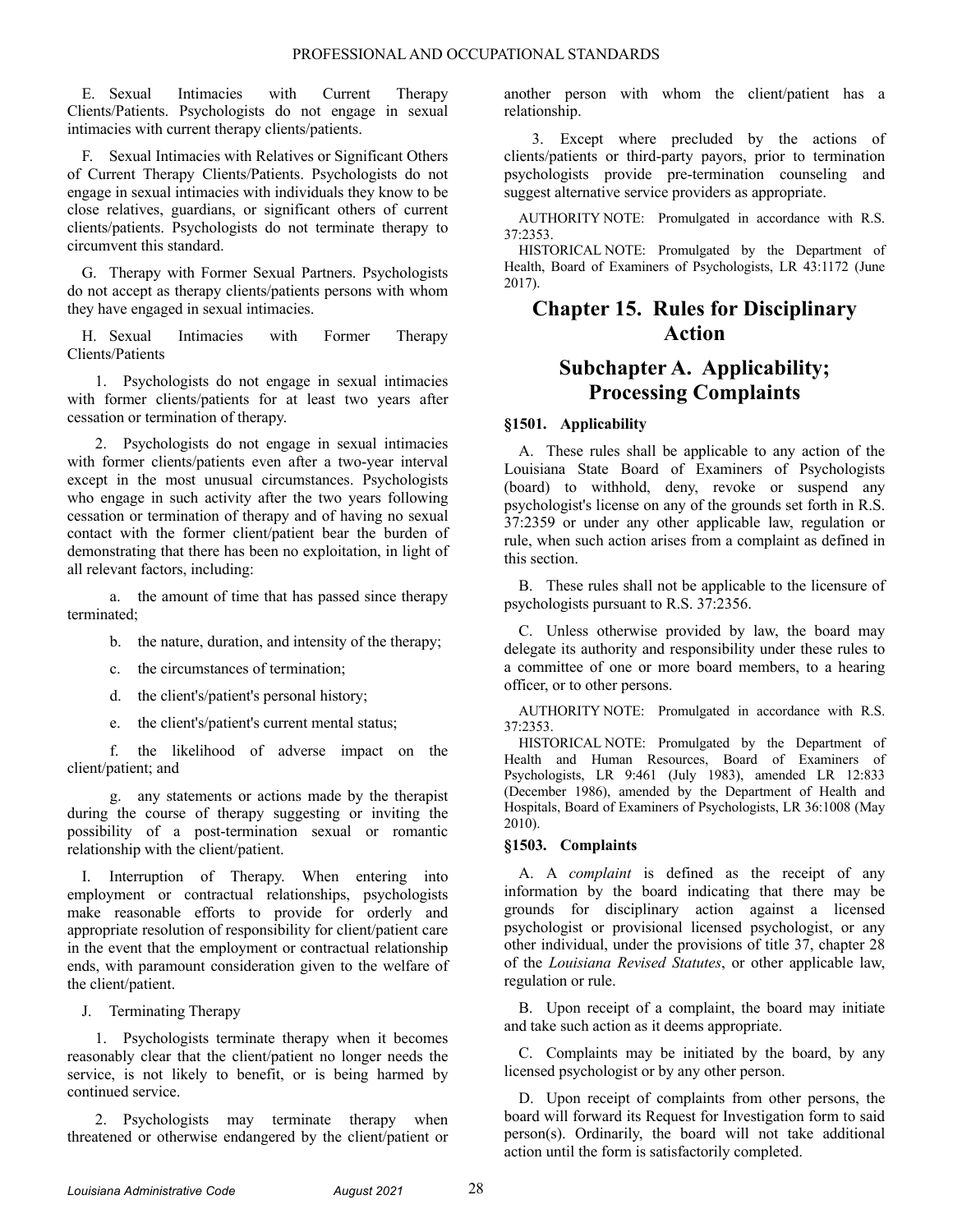E. Sexual Intimacies with Current Therapy Clients/Patients. Psychologists do not engage in sexual intimacies with current therapy clients/patients.

F. Sexual Intimacies with Relatives or Significant Others of Current Therapy Clients/Patients. Psychologists do not engage in sexual intimacies with individuals they know to be close relatives, guardians, or significant others of current clients/patients. Psychologists do not terminate therapy to circumvent this standard.

G. Therapy with Former Sexual Partners. Psychologists do not accept as therapy clients/patients persons with whom they have engaged in sexual intimacies.

H. Sexual Intimacies with Former Therapy Clients/Patients

1. Psychologists do not engage in sexual intimacies with former clients/patients for at least two years after cessation or termination of therapy.

2. Psychologists do not engage in sexual intimacies with former clients/patients even after a two-year interval except in the most unusual circumstances. Psychologists who engage in such activity after the two years following cessation or termination of therapy and of having no sexual contact with the former client/patient bear the burden of demonstrating that there has been no exploitation, in light of all relevant factors, including:

a. the amount of time that has passed since therapy terminated;

b. the nature, duration, and intensity of the therapy;

c. the circumstances of termination;

d. the client's/patient's personal history;

e. the client's/patient's current mental status;

f. the likelihood of adverse impact on the client/patient; and

g. any statements or actions made by the therapist during the course of therapy suggesting or inviting the possibility of a post-termination sexual or romantic relationship with the client/patient.

I. Interruption of Therapy. When entering into employment or contractual relationships, psychologists make reasonable efforts to provide for orderly and appropriate resolution of responsibility for client/patient care in the event that the employment or contractual relationship ends, with paramount consideration given to the welfare of the client/patient.

J. Terminating Therapy

1. Psychologists terminate therapy when it becomes reasonably clear that the client/patient no longer needs the service, is not likely to benefit, or is being harmed by continued service.

2. Psychologists may terminate therapy when threatened or otherwise endangered by the client/patient or another person with whom the client/patient has a relationship.

3. Except where precluded by the actions of clients/patients or third-party payors, prior to termination psychologists provide pre-termination counseling and suggest alternative service providers as appropriate.

AUTHORITY NOTE: Promulgated in accordance with R.S. 37:2353.

HISTORICAL NOTE: Promulgated by the Department of Health, Board of Examiners of Psychologists, LR 43:1172 (June 2017).

# Chapter 15. Rules for Disciplinary Action

## Subchapter A. Applicability; Processing Complaints

### §1501. Applicability

A. These rules shall be applicable to any action of the Louisiana State Board of Examiners of Psychologists (board) to withhold, deny, revoke or suspend any psychologist's license on any of the grounds set forth in R.S. 37:2359 or under any other applicable law, regulation or rule, when such action arises from a complaint as defined in this section.

B. These rules shall not be applicable to the licensure of psychologists pursuant to R.S. 37:2356.

C. Unless otherwise provided by law, the board may delegate its authority and responsibility under these rules to a committee of one or more board members, to a hearing officer, or to other persons.

AUTHORITY NOTE: Promulgated in accordance with R.S. 37:2353.

HISTORICAL NOTE: Promulgated by the Department of Health and Human Resources, Board of Examiners of Psychologists, LR 9:461 (July 1983), amended LR 12:833 (December 1986), amended by the Department of Health and Hospitals, Board of Examiners of Psychologists, LR 36:1008 (May 2010).

### §1503. Complaints

A. A *complaint* is defined as the receipt of any information by the board indicating that there may be grounds for disciplinary action against a licensed psychologist or provisional licensed psychologist, or any other individual, under the provisions of title 37, chapter 28 of the *Louisiana Revised Statutes*, or other applicable law, regulation or rule.

B. Upon receipt of a complaint, the board may initiate and take such action as it deems appropriate.

C. Complaints may be initiated by the board, by any licensed psychologist or by any other person.

D. Upon receipt of complaints from other persons, the board will forward its Request for Investigation form to said person(s). Ordinarily, the board will not take additional action until the form is satisfactorily completed.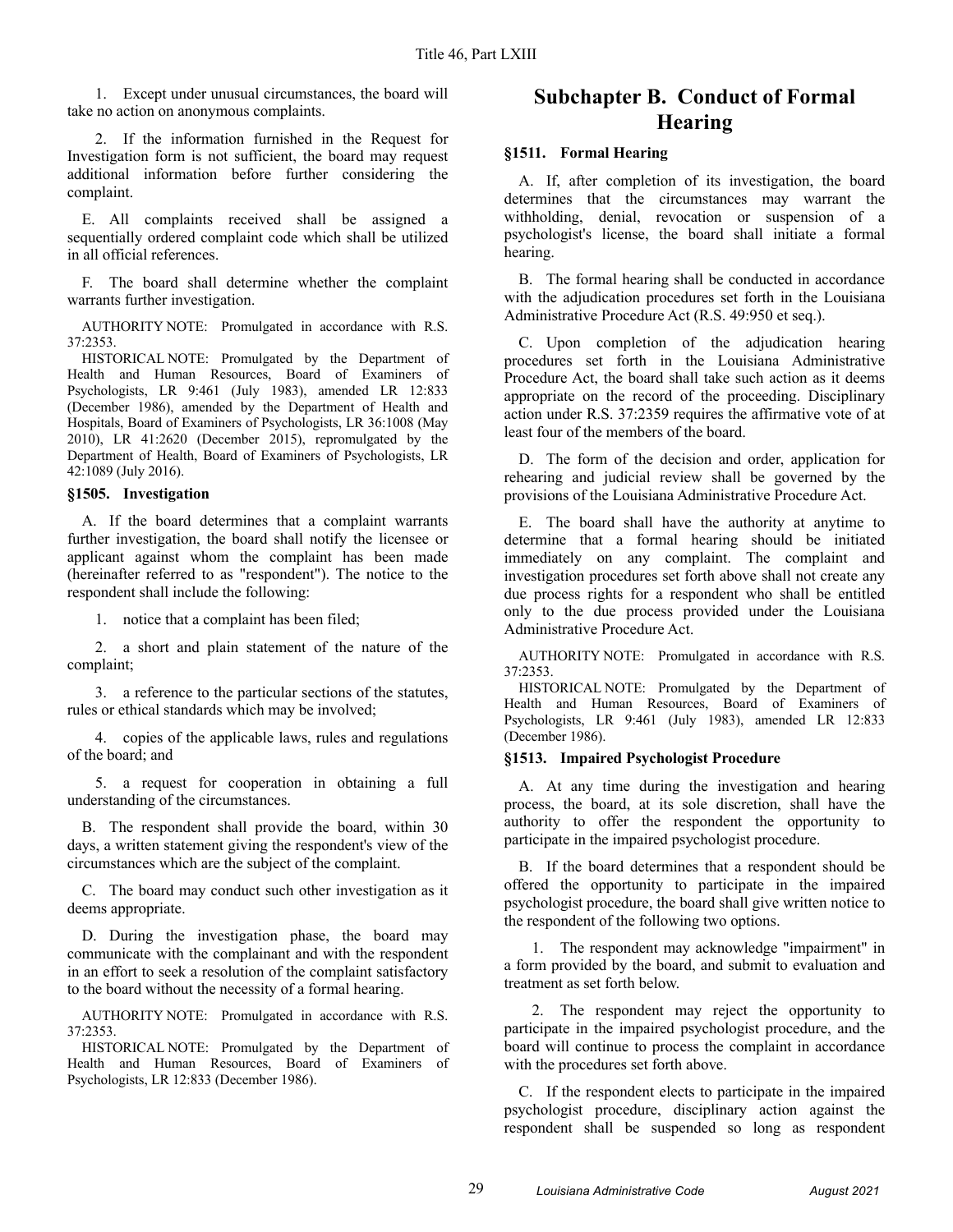1. Except under unusual circumstances, the board will take no action on anonymous complaints.

2. If the information furnished in the Request for Investigation form is not sufficient, the board may request additional information before further considering the complaint.

E. All complaints received shall be assigned a sequentially ordered complaint code which shall be utilized in all official references.

F. The board shall determine whether the complaint warrants further investigation.

AUTHORITY NOTE: Promulgated in accordance with R.S. 37:2353.

HISTORICAL NOTE: Promulgated by the Department of Health and Human Resources, Board of Examiners of Psychologists, LR 9:461 (July 1983), amended LR 12:833 (December 1986), amended by the Department of Health and Hospitals, Board of Examiners of Psychologists, LR 36:1008 (May 2010), LR 41:2620 (December 2015), repromulgated by the Department of Health, Board of Examiners of Psychologists, LR 42:1089 (July 2016).

### §1505. Investigation

A. If the board determines that a complaint warrants further investigation, the board shall notify the licensee or applicant against whom the complaint has been made (hereinafter referred to as "respondent"). The notice to the respondent shall include the following:

1. notice that a complaint has been filed;

2. a short and plain statement of the nature of the complaint;

3. a reference to the particular sections of the statutes, rules or ethical standards which may be involved;

4. copies of the applicable laws, rules and regulations of the board; and

5. a request for cooperation in obtaining a full understanding of the circumstances.

B. The respondent shall provide the board, within 30 days, a written statement giving the respondent's view of the circumstances which are the subject of the complaint.

C. The board may conduct such other investigation as it deems appropriate.

D. During the investigation phase, the board may communicate with the complainant and with the respondent in an effort to seek a resolution of the complaint satisfactory to the board without the necessity of a formal hearing.

AUTHORITY NOTE: Promulgated in accordance with R.S. 37:2353.

HISTORICAL NOTE: Promulgated by the Department of Health and Human Resources, Board of Examiners of Psychologists, LR 12:833 (December 1986).

## Subchapter B. Conduct of Formal Hearing

### §1511. Formal Hearing

A. If, after completion of its investigation, the board determines that the circumstances may warrant the withholding, denial, revocation or suspension of a psychologist's license, the board shall initiate a formal hearing.

B. The formal hearing shall be conducted in accordance with the adjudication procedures set forth in the Louisiana Administrative Procedure Act (R.S. 49:950 et seq.).

C. Upon completion of the adjudication hearing procedures set forth in the Louisiana Administrative Procedure Act, the board shall take such action as it deems appropriate on the record of the proceeding. Disciplinary action under R.S. 37:2359 requires the affirmative vote of at least four of the members of the board.

D. The form of the decision and order, application for rehearing and judicial review shall be governed by the provisions of the Louisiana Administrative Procedure Act.

E. The board shall have the authority at anytime to determine that a formal hearing should be initiated immediately on any complaint. The complaint and investigation procedures set forth above shall not create any due process rights for a respondent who shall be entitled only to the due process provided under the Louisiana Administrative Procedure Act.

AUTHORITY NOTE: Promulgated in accordance with R.S. 37:2353.

HISTORICAL NOTE: Promulgated by the Department of Health and Human Resources, Board of Examiners of Psychologists, LR 9:461 (July 1983), amended LR 12:833 (December 1986).

### §1513. Impaired Psychologist Procedure

A. At any time during the investigation and hearing process, the board, at its sole discretion, shall have the authority to offer the respondent the opportunity to participate in the impaired psychologist procedure.

B. If the board determines that a respondent should be offered the opportunity to participate in the impaired psychologist procedure, the board shall give written notice to the respondent of the following two options.

1. The respondent may acknowledge "impairment" in a form provided by the board, and submit to evaluation and treatment as set forth below.

2. The respondent may reject the opportunity to participate in the impaired psychologist procedure, and the board will continue to process the complaint in accordance with the procedures set forth above.

C. If the respondent elects to participate in the impaired psychologist procedure, disciplinary action against the respondent shall be suspended so long as respondent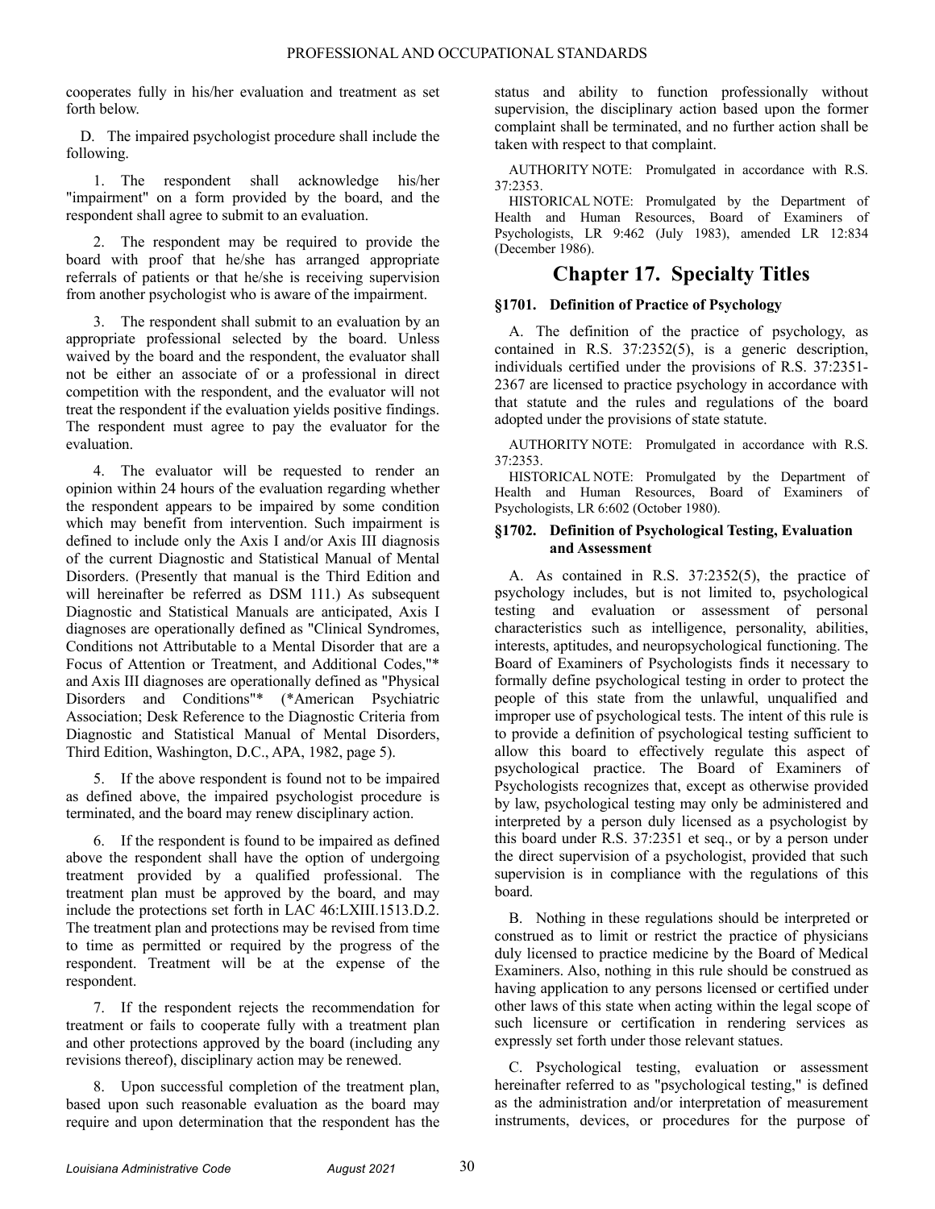cooperates fully in his/her evaluation and treatment as set forth below.

D. The impaired psychologist procedure shall include the following.

1. The respondent shall acknowledge his/her "impairment" on a form provided by the board, and the respondent shall agree to submit to an evaluation.

2. The respondent may be required to provide the board with proof that he/she has arranged appropriate referrals of patients or that he/she is receiving supervision from another psychologist who is aware of the impairment.

3. The respondent shall submit to an evaluation by an appropriate professional selected by the board. Unless waived by the board and the respondent, the evaluator shall not be either an associate of or a professional in direct competition with the respondent, and the evaluator will not treat the respondent if the evaluation yields positive findings. The respondent must agree to pay the evaluator for the evaluation.

4. The evaluator will be requested to render an opinion within 24 hours of the evaluation regarding whether the respondent appears to be impaired by some condition which may benefit from intervention. Such impairment is defined to include only the Axis I and/or Axis III diagnosis of the current Diagnostic and Statistical Manual of Mental Disorders. (Presently that manual is the Third Edition and will hereinafter be referred as DSM 111.) As subsequent Diagnostic and Statistical Manuals are anticipated, Axis I diagnoses are operationally defined as "Clinical Syndromes, Conditions not Attributable to a Mental Disorder that are a Focus of Attention or Treatment, and Additional Codes,"* and Axis III diagnoses are operationally defined as "Physical Disorders and Conditions"* (*American Psychiatric Association; Desk Reference to the Diagnostic Criteria from Diagnostic and Statistical Manual of Mental Disorders, Third Edition, Washington, D.C., APA, 1982, page 5).

5. If the above respondent is found not to be impaired as defined above, the impaired psychologist procedure is terminated, and the board may renew disciplinary action.

6. If the respondent is found to be impaired as defined above the respondent shall have the option of undergoing treatment provided by a qualified professional. The treatment plan must be approved by the board, and may include the protections set forth in LAC 46:LXIII.1513.D.2. The treatment plan and protections may be revised from time to time as permitted or required by the progress of the respondent. Treatment will be at the expense of the respondent.

7. If the respondent rejects the recommendation for treatment or fails to cooperate fully with a treatment plan and other protections approved by the board (including any revisions thereof), disciplinary action may be renewed.

8. Upon successful completion of the treatment plan, based upon such reasonable evaluation as the board may require and upon determination that the respondent has the status and ability to function professionally without supervision, the disciplinary action based upon the former complaint shall be terminated, and no further action shall be taken with respect to that complaint.

AUTHORITY NOTE: Promulgated in accordance with R.S. 37:2353.

HISTORICAL NOTE: Promulgated by the Department of Health and Human Resources, Board of Examiners of Psychologists, LR 9:462 (July 1983), amended LR 12:834 (December 1986).

# Chapter 17. Specialty Titles

### §1701. Definition of Practice of Psychology

A. The definition of the practice of psychology, as contained in R.S. 37:2352(5), is a generic description, individuals certified under the provisions of R.S. 37:2351-2367 are licensed to practice psychology in accordance with that statute and the rules and regulations of the board adopted under the provisions of state statute.

AUTHORITY NOTE: Promulgated in accordance with R.S. 37:2353.

HISTORICAL NOTE: Promulgated by the Department of Health and Human Resources, Board of Examiners of Psychologists, LR 6:602 (October 1980).

### §1702. Definition of Psychological Testing, Evaluation and Assessment

A. As contained in R.S. 37:2352(5), the practice of psychology includes, but is not limited to, psychological testing and evaluation or assessment of personal characteristics such as intelligence, personality, abilities, interests, aptitudes, and neuropsychological functioning. The Board of Examiners of Psychologists finds it necessary to formally define psychological testing in order to protect the people of this state from the unlawful, unqualified and improper use of psychological tests. The intent of this rule is to provide a definition of psychological testing sufficient to allow this board to effectively regulate this aspect of psychological practice. The Board of Examiners of Psychologists recognizes that, except as otherwise provided by law, psychological testing may only be administered and interpreted by a person duly licensed as a psychologist by this board under R.S. 37:2351 et seq., or by a person under the direct supervision of a psychologist, provided that such supervision is in compliance with the regulations of this board.

B. Nothing in these regulations should be interpreted or construed as to limit or restrict the practice of physicians duly licensed to practice medicine by the Board of Medical Examiners. Also, nothing in this rule should be construed as having application to any persons licensed or certified under other laws of this state when acting within the legal scope of such licensure or certification in rendering services as expressly set forth under those relevant statues.

C. Psychological testing, evaluation or assessment hereinafter referred to as "psychological testing," is defined as the administration and/or interpretation of measurement instruments, devices, or procedures for the purpose of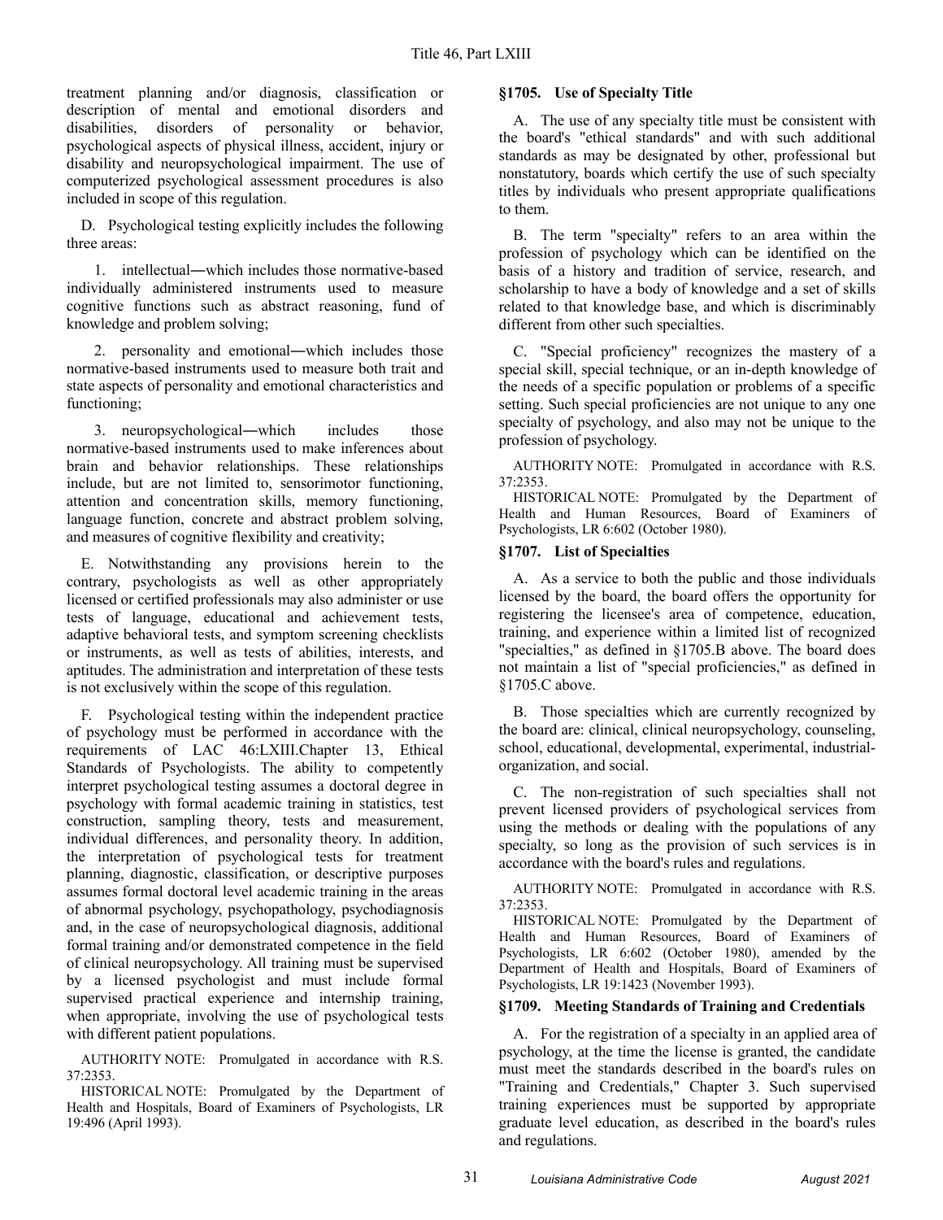treatment planning and/or diagnosis, classification or description of mental and emotional disorders and disabilities, disorders of personality or behavior, psychological aspects of physical illness, accident, injury or disability and neuropsychological impairment. The use of computerized psychological assessment procedures is also included in scope of this regulation.

D. Psychological testing explicitly includes the following three areas:

1. intellectual―which includes those normative-based individually administered instruments used to measure cognitive functions such as abstract reasoning, fund of knowledge and problem solving;

2. personality and emotional―which includes those normative-based instruments used to measure both trait and state aspects of personality and emotional characteristics and functioning;

3. neuropsychological―which includes those normative-based instruments used to make inferences about brain and behavior relationships. These relationships include, but are not limited to, sensorimotor functioning, attention and concentration skills, memory functioning, language function, concrete and abstract problem solving, and measures of cognitive flexibility and creativity;

E. Notwithstanding any provisions herein to the contrary, psychologists as well as other appropriately licensed or certified professionals may also administer or use tests of language, educational and achievement tests, adaptive behavioral tests, and symptom screening checklists or instruments, as well as tests of abilities, interests, and aptitudes. The administration and interpretation of these tests is not exclusively within the scope of this regulation.

F. Psychological testing within the independent practice of psychology must be performed in accordance with the requirements of LAC 46:LXIII.Chapter 13, Ethical Standards of Psychologists. The ability to competently interpret psychological testing assumes a doctoral degree in psychology with formal academic training in statistics, test construction, sampling theory, tests and measurement, individual differences, and personality theory. In addition, the interpretation of psychological tests for treatment planning, diagnostic, classification, or descriptive purposes assumes formal doctoral level academic training in the areas of abnormal psychology, psychopathology, psychodiagnosis and, in the case of neuropsychological diagnosis, additional formal training and/or demonstrated competence in the field of clinical neuropsychology. All training must be supervised by a licensed psychologist and must include formal supervised practical experience and internship training, when appropriate, involving the use of psychological tests with different patient populations.

AUTHORITY NOTE: Promulgated in accordance with R.S. 37:2353.

HISTORICAL NOTE: Promulgated by the Department of Health and Hospitals, Board of Examiners of Psychologists, LR 19:496 (April 1993).

### §1705. Use of Specialty Title

A. The use of any specialty title must be consistent with the board's "ethical standards" and with such additional standards as may be designated by other, professional but nonstatutory, boards which certify the use of such specialty titles by individuals who present appropriate qualifications to them.

B. The term "specialty" refers to an area within the profession of psychology which can be identified on the basis of a history and tradition of service, research, and scholarship to have a body of knowledge and a set of skills related to that knowledge base, and which is discriminably different from other such specialties.

C. "Special proficiency" recognizes the mastery of a special skill, special technique, or an in-depth knowledge of the needs of a specific population or problems of a specific setting. Such special proficiencies are not unique to any one specialty of psychology, and also may not be unique to the profession of psychology.

AUTHORITY NOTE: Promulgated in accordance with R.S. 37:2353.

HISTORICAL NOTE: Promulgated by the Department of Health and Human Resources, Board of Examiners of Psychologists, LR 6:602 (October 1980).

### §1707. List of Specialties

A. As a service to both the public and those individuals licensed by the board, the board offers the opportunity for registering the licensee's area of competence, education, training, and experience within a limited list of recognized "specialties," as defined in §1705.B above. The board does not maintain a list of "special proficiencies," as defined in §1705.C above.

B. Those specialties which are currently recognized by the board are: clinical, clinical neuropsychology, counseling, school, educational, developmental, experimental, industrial-organization, and social.

C. The non-registration of such specialties shall not prevent licensed providers of psychological services from using the methods or dealing with the populations of any specialty, so long as the provision of such services is in accordance with the board's rules and regulations.

AUTHORITY NOTE: Promulgated in accordance with R.S. 37:2353.

HISTORICAL NOTE: Promulgated by the Department of Health and Human Resources, Board of Examiners of Psychologists, LR 6:602 (October 1980), amended by the Department of Health and Hospitals, Board of Examiners of Psychologists, LR 19:1423 (November 1993).

### §1709. Meeting Standards of Training and Credentials

A. For the registration of a specialty in an applied area of psychology, at the time the license is granted, the candidate must meet the standards described in the board's rules on "Training and Credentials," Chapter 3. Such supervised training experiences must be supported by appropriate graduate level education, as described in the board's rules and regulations.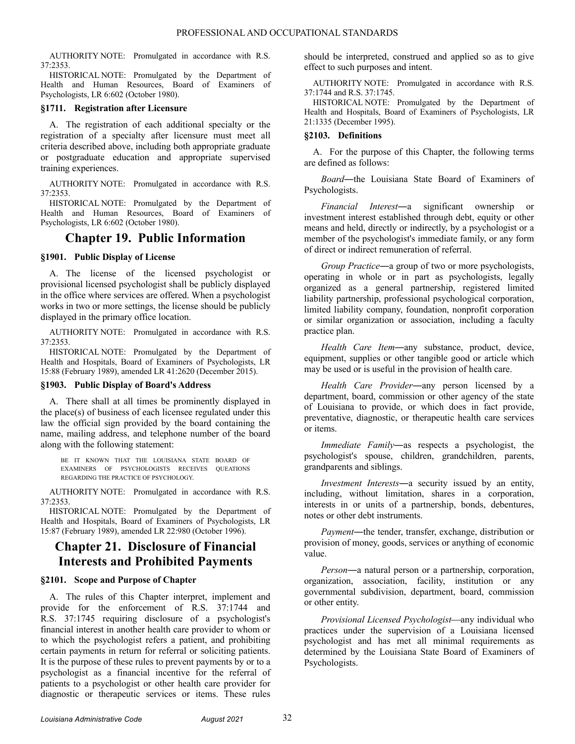AUTHORITY NOTE: Promulgated in accordance with R.S. 37:2353.

HISTORICAL NOTE: Promulgated by the Department of Health and Human Resources, Board of Examiners of Psychologists, LR 6:602 (October 1980).

### §1711. Registration after Licensure

A. The registration of each additional specialty or the registration of a specialty after licensure must meet all criteria described above, including both appropriate graduate or postgraduate education and appropriate supervised training experiences.

AUTHORITY NOTE: Promulgated in accordance with R.S. 37:2353.

HISTORICAL NOTE: Promulgated by the Department of Health and Human Resources, Board of Examiners of Psychologists, LR 6:602 (October 1980).

## Chapter 19. Public Information

### §1901. Public Display of License

A. The license of the licensed psychologist or provisional licensed psychologist shall be publicly displayed in the office where services are offered. When a psychologist works in two or more settings, the license should be publicly displayed in the primary office location.

AUTHORITY NOTE: Promulgated in accordance with R.S. 37:2353.

HISTORICAL NOTE: Promulgated by the Department of Health and Hospitals, Board of Examiners of Psychologists, LR 15:88 (February 1989), amended LR 41:2620 (December 2015).

### §1903. Public Display of Board's Address

A. There shall at all times be prominently displayed in the place(s) of business of each licensee regulated under this law the official sign provided by the board containing the name, mailing address, and telephone number of the board along with the following statement:

> BE IT KNOWN THAT THE LOUISIANA STATE BOARD OF EXAEMINERS OF PSYCHOLOGISTS RECEIVES QUEATIONS REGARDING THE PRACTICE OF PSYCHOLOGY.

AUTHORITY NOTE: Promulgated in accordance with R.S. 37:2353.

HISTORICAL NOTE: Promulgated by the Department of Health and Hospitals, Board of Examiners of Psychologists, LR 15:87 (February 1989), amended LR 22:980 (October 1996).

## Chapter 21. Disclosure of Financial Interests and Prohibited Payments

### §2101. Scope and Purpose of Chapter

A. The rules of this Chapter interpret, implement and provide for the enforcement of R.S. 37:1744 and R.S. 37:1745 requiring disclosure of a psychologist's financial interest in another health care provider to whom or to which the psychologist refers a patient, and prohibiting certain payments in return for referral or soliciting patients. It is the purpose of these rules to prevent payments by or to a psychologist as a financial incentive for the referral of patients to a psychologist or other health care provider for diagnostic or therapeutic services or items. These rules should be interpreted, construed and applied so as to give effect to such purposes and intent.

AUTHORITY NOTE: Promulgated in accordance with R.S. 37:1744 and R.S. 37:1745.

HISTORICAL NOTE: Promulgated by the Department of Health and Hospitals, Board of Examiners of Psychologists, LR 21:1335 (December 1995).

### §2103. Definitions

A. For the purpose of this Chapter, the following terms are defined as follows:

*Board*―the Louisiana State Board of Examiners of Psychologists.

*Financial Interest*―a significant ownership or investment interest established through debt, equity or other means and held, directly or indirectly, by a psychologist or a member of the psychologist's immediate family, or any form of direct or indirect remuneration of referral.

*Group Practice*―a group of two or more psychologists, operating in whole or in part as psychologists, legally organized as a general partnership, registered limited liability partnership, professional psychological corporation, limited liability company, foundation, nonprofit corporation or similar organization or association, including a faculty practice plan.

*Health Care Item*―any substance, product, device, equipment, supplies or other tangible good or article which may be used or is useful in the provision of health care.

*Health Care Provider*―any person licensed by a department, board, commission or other agency of the state of Louisiana to provide, or which does in fact provide, preventative, diagnostic, or therapeutic health care services or items.

*Immediate Family*―as respects a psychologist, the psychologist's spouse, children, grandchildren, parents, grandparents and siblings.

*Investment Interests*―a security issued by an entity, including, without limitation, shares in a corporation, interests in or units of a partnership, bonds, debentures, notes or other debt instruments.

*Payment*―the tender, transfer, exchange, distribution or provision of money, goods, services or anything of economic value.

*Person*―a natural person or a partnership, corporation, organization, association, facility, institution or any governmental subdivision, department, board, commission or other entity.

*Provisional Licensed Psychologist*—any individual who practices under the supervision of a Louisiana licensed psychologist and has met all minimal requirements as determined by the Louisiana State Board of Examiners of Psychologists.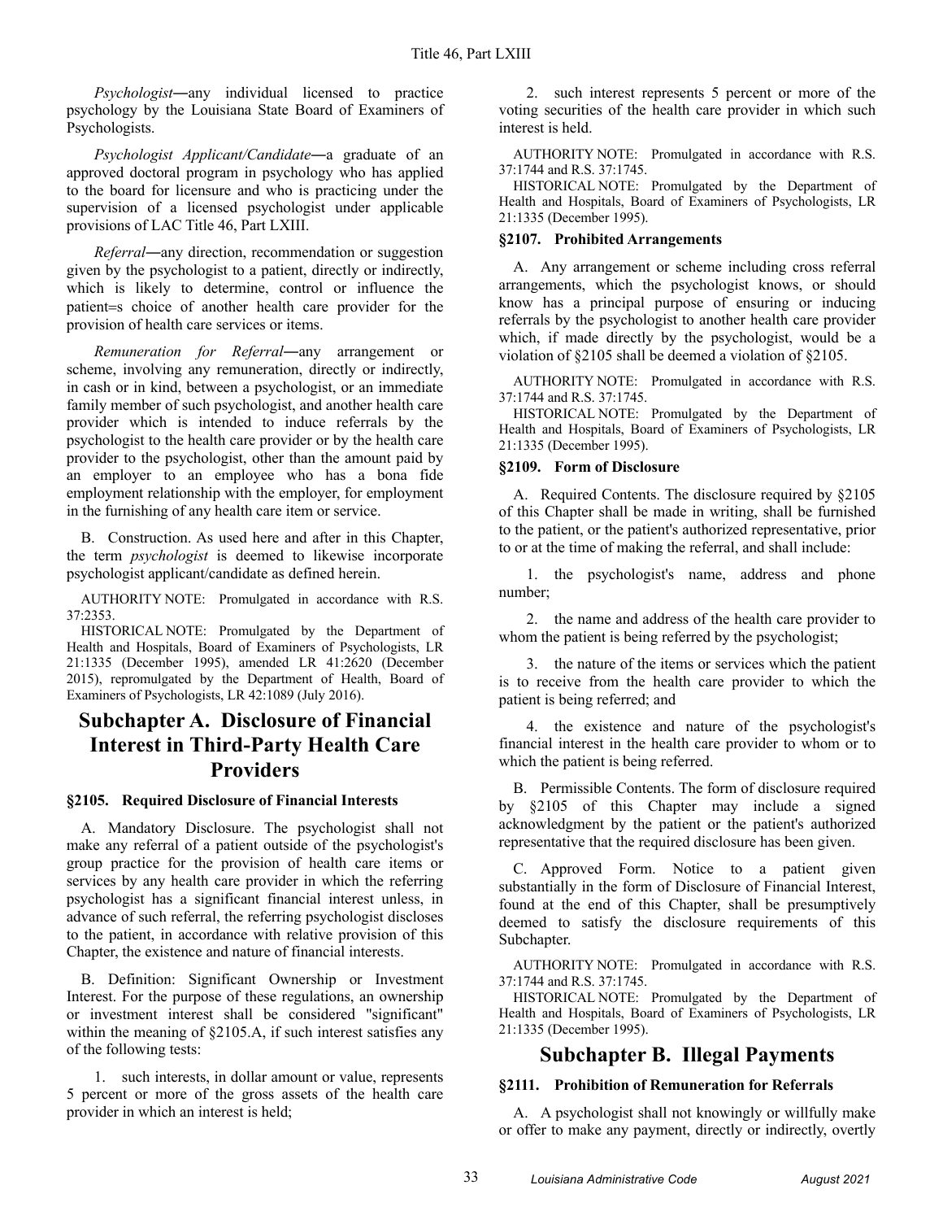*Psychologist*―any individual licensed to practice psychology by the Louisiana State Board of Examiners of Psychologists.

*Psychologist Applicant/Candidate*―a graduate of an approved doctoral program in psychology who has applied to the board for licensure and who is practicing under the supervision of a licensed psychologist under applicable provisions of LAC Title 46, Part LXIII.

*Referral*―any direction, recommendation or suggestion given by the psychologist to a patient, directly or indirectly, which is likely to determine, control or influence the patient=s choice of another health care provider for the provision of health care services or items.

*Remuneration for Referral*―any arrangement or scheme, involving any remuneration, directly or indirectly, in cash or in kind, between a psychologist, or an immediate family member of such psychologist, and another health care provider which is intended to induce referrals by the psychologist to the health care provider or by the health care provider to the psychologist, other than the amount paid by an employer to an employee who has a bona fide employment relationship with the employer, for employment in the furnishing of any health care item or service.

B. Construction. As used here and after in this Chapter, the term *psychologist* is deemed to likewise incorporate psychologist applicant/candidate as defined herein.

AUTHORITY NOTE: Promulgated in accordance with R.S. 37:2353.

HISTORICAL NOTE: Promulgated by the Department of Health and Hospitals, Board of Examiners of Psychologists, LR 21:1335 (December 1995), amended LR 41:2620 (December 2015), repromulgated by the Department of Health, Board of Examiners of Psychologists, LR 42:1089 (July 2016).

## Subchapter A. Disclosure of Financial Interest in Third-Party Health Care Providers

### §2105. Required Disclosure of Financial Interests

A. Mandatory Disclosure. The psychologist shall not make any referral of a patient outside of the psychologist's group practice for the provision of health care items or services by any health care provider in which the referring psychologist has a significant financial interest unless, in advance of such referral, the referring psychologist discloses to the patient, in accordance with relative provision of this Chapter, the existence and nature of financial interests.

B. Definition: Significant Ownership or Investment Interest. For the purpose of these regulations, an ownership or investment interest shall be considered "significant" within the meaning of §2105.A, if such interest satisfies any of the following tests:

1. such interests, in dollar amount or value, represents 5 percent or more of the gross assets of the health care provider in which an interest is held;

2. such interest represents 5 percent or more of the voting securities of the health care provider in which such interest is held.

AUTHORITY NOTE: Promulgated in accordance with R.S. 37:1744 and R.S. 37:1745.

HISTORICAL NOTE: Promulgated by the Department of Health and Hospitals, Board of Examiners of Psychologists, LR 21:1335 (December 1995).

### §2107. Prohibited Arrangements

A. Any arrangement or scheme including cross referral arrangements, which the psychologist knows, or should know has a principal purpose of ensuring or inducing referrals by the psychologist to another health care provider which, if made directly by the psychologist, would be a violation of §2105 shall be deemed a violation of §2105.

AUTHORITY NOTE: Promulgated in accordance with R.S. 37:1744 and R.S. 37:1745.

HISTORICAL NOTE: Promulgated by the Department of Health and Hospitals, Board of Examiners of Psychologists, LR 21:1335 (December 1995).

### §2109. Form of Disclosure

A. Required Contents. The disclosure required by §2105 of this Chapter shall be made in writing, shall be furnished to the patient, or the patient's authorized representative, prior to or at the time of making the referral, and shall include:

1. the psychologist's name, address and phone number;

2. the name and address of the health care provider to whom the patient is being referred by the psychologist;

3. the nature of the items or services which the patient is to receive from the health care provider to which the patient is being referred; and

4. the existence and nature of the psychologist's financial interest in the health care provider to whom or to which the patient is being referred.

B. Permissible Contents. The form of disclosure required by §2105 of this Chapter may include a signed acknowledgment by the patient or the patient's authorized representative that the required disclosure has been given.

C. Approved Form. Notice to a patient given substantially in the form of Disclosure of Financial Interest, found at the end of this Chapter, shall be presumptively deemed to satisfy the disclosure requirements of this Subchapter.

AUTHORITY NOTE: Promulgated in accordance with R.S. 37:1744 and R.S. 37:1745.

HISTORICAL NOTE: Promulgated by the Department of Health and Hospitals, Board of Examiners of Psychologists, LR 21:1335 (December 1995).

## Subchapter B. Illegal Payments

### §2111. Prohibition of Remuneration for Referrals

A. A psychologist shall not knowingly or willfully make or offer to make any payment, directly or indirectly, overtly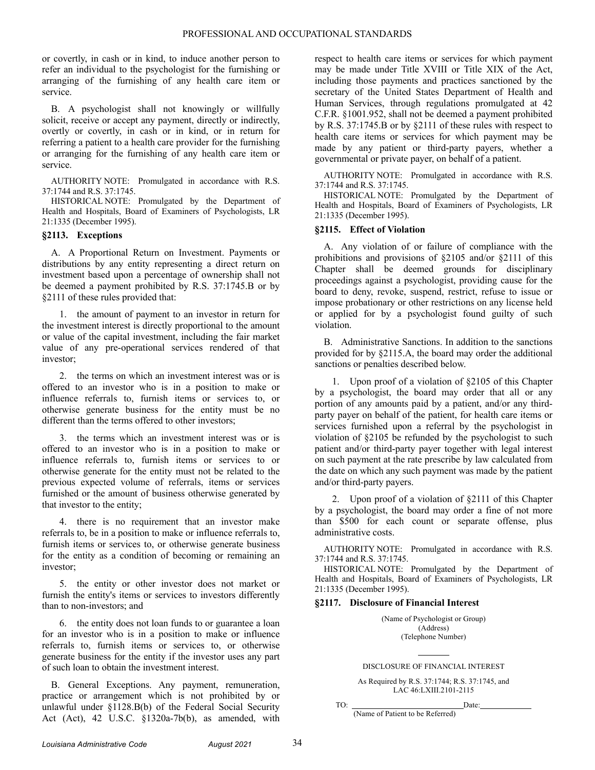or covertly, in cash or in kind, to induce another person to refer an individual to the psychologist for the furnishing or arranging of the furnishing of any health care item or service.

B. A psychologist shall not knowingly or willfully solicit, receive or accept any payment, directly or indirectly, overtly or covertly, in cash or in kind, or in return for referring a patient to a health care provider for the furnishing or arranging for the furnishing of any health care item or service.

AUTHORITY NOTE: Promulgated in accordance with R.S. 37:1744 and R.S. 37:1745.

HISTORICAL NOTE: Promulgated by the Department of Health and Hospitals, Board of Examiners of Psychologists, LR 21:1335 (December 1995).

### §2113. Exceptions

A. A Proportional Return on Investment. Payments or distributions by any entity representing a direct return on investment based upon a percentage of ownership shall not be deemed a payment prohibited by R.S. 37:1745.B or by §2111 of these rules provided that:

1. the amount of payment to an investor in return for the investment interest is directly proportional to the amount or value of the capital investment, including the fair market value of any pre-operational services rendered of that investor;

2. the terms on which an investment interest was or is offered to an investor who is in a position to make or influence referrals to, furnish items or services to, or otherwise generate business for the entity must be no different than the terms offered to other investors;

3. the terms which an investment interest was or is offered to an investor who is in a position to make or influence referrals to, furnish items or services to or otherwise generate for the entity must not be related to the previous expected volume of referrals, items or services furnished or the amount of business otherwise generated by that investor to the entity;

4. there is no requirement that an investor make referrals to, be in a position to make or influence referrals to, furnish items or services to, or otherwise generate business for the entity as a condition of becoming or remaining an investor;

5. the entity or other investor does not market or furnish the entity's items or services to investors differently than to non-investors; and

6. the entity does not loan funds to or guarantee a loan for an investor who is in a position to make or influence referrals to, furnish items or services to, or otherwise generate business for the entity if the investor uses any part of such loan to obtain the investment interest.

B. General Exceptions. Any payment, remuneration, practice or arrangement which is not prohibited by or unlawful under §1128.B(b) of the Federal Social Security Act (Act), 42 U.S.C. §1320a-7b(b), as amended, with respect to health care items or services for which payment may be made under Title XVIII or Title XIX of the Act, including those payments and practices sanctioned by the secretary of the United States Department of Health and Human Services, through regulations promulgated at 42 C.F.R. §1001.952, shall not be deemed a payment prohibited by R.S. 37:1745.B or by §2111 of these rules with respect to health care items or services for which payment may be made by any patient or third-party payers, whether a governmental or private payer, on behalf of a patient.

AUTHORITY NOTE: Promulgated in accordance with R.S. 37:1744 and R.S. 37:1745.

HISTORICAL NOTE: Promulgated by the Department of Health and Hospitals, Board of Examiners of Psychologists, LR 21:1335 (December 1995).

### §2115. Effect of Violation

A. Any violation of or failure of compliance with the prohibitions and provisions of §2105 and/or §2111 of this Chapter shall be deemed grounds for disciplinary proceedings against a psychologist, providing cause for the board to deny, revoke, suspend, restrict, refuse to issue or impose probationary or other restrictions on any license held or applied for by a psychologist found guilty of such violation.

B. Administrative Sanctions. In addition to the sanctions provided for by §2115.A, the board may order the additional sanctions or penalties described below.

1. Upon proof of a violation of §2105 of this Chapter by a psychologist, the board may order that all or any portion of any amounts paid by a patient, and/or any third-party payer on behalf of the patient, for health care items or services furnished upon a referral by the psychologist in violation of §2105 be refunded by the psychologist to such patient and/or third-party payer together with legal interest on such payment at the rate prescribe by law calculated from the date on which any such payment was made by the patient and/or third-party payers.

2. Upon proof of a violation of §2111 of this Chapter by a psychologist, the board may order a fine of not more than $500 for each count or separate offense, plus administrative costs.

AUTHORITY NOTE: Promulgated in accordance with R.S. 37:1744 and R.S. 37:1745.

HISTORICAL NOTE: Promulgated by the Department of Health and Hospitals, Board of Examiners of Psychologists, LR 21:1335 (December 1995).

### §2117. Disclosure of Financial Interest

(Name of Psychologist or Group)
(Address)
(Telephone Number)

---

DISCLOSURE OF FINANCIAL INTEREST

As Required by R.S. 37:1744; R.S. 37:1745, and LAC 46:LXIII.2101-2115

TO: ____________________________ Date: ____________
(Name of Patient to be Referred)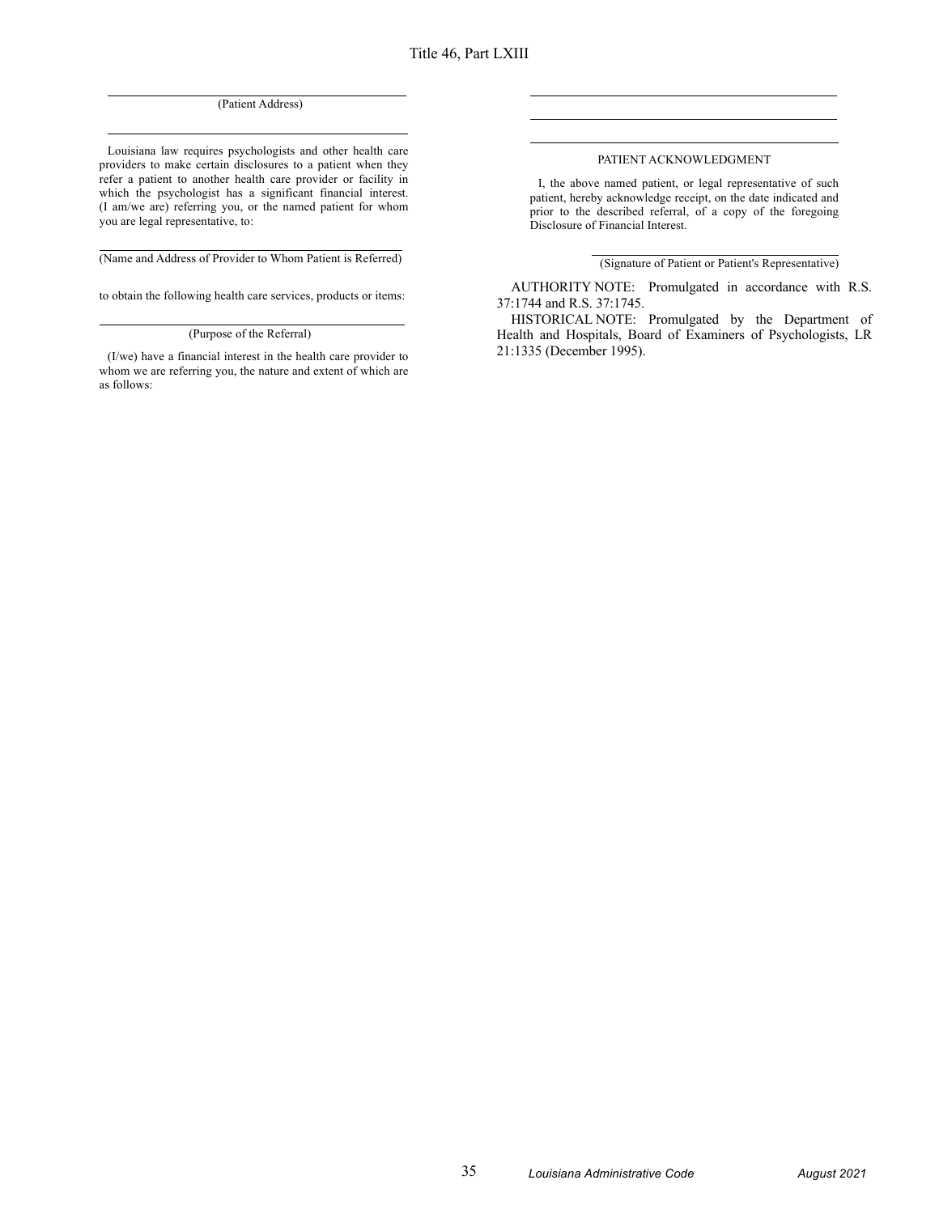\_\_\_\_\_\_\_\_\_\_\_\_\_\_\_\_\_\_\_\_\_\_\_\_\_\_\_\_\_\_\_\_\_\_\_\_\_\_\_\_
(Patient Address)

\_\_\_\_\_\_\_\_\_\_\_\_\_\_\_\_\_\_\_\_\_\_\_\_\_\_\_\_\_\_\_\_\_\_\_\_\_\_\_\_

Louisiana law requires psychologists and other health care providers to make certain disclosures to a patient when they refer a patient to another health care provider or facility in which the psychologist has a significant financial interest. (I am/we are) referring you, or the named patient for whom you are legal representative, to:

\_\_\_\_\_\_\_\_\_\_\_\_\_\_\_\_\_\_\_\_\_\_\_\_\_\_\_\_\_\_\_\_\_\_\_\_\_\_\_\_
(Name and Address of Provider to Whom Patient is Referred)

to obtain the following health care services, products or items:

\_\_\_\_\_\_\_\_\_\_\_\_\_\_\_\_\_\_\_\_\_\_\_\_\_\_\_\_\_\_\_\_\_\_\_\_\_\_\_\_
(Purpose of the Referral)

(I/we) have a financial interest in the health care provider to whom we are referring you, the nature and extent of which are as follows:

\_\_\_\_\_\_\_\_\_\_\_\_\_\_\_\_\_\_\_\_\_\_\_\_\_\_\_\_\_\_\_\_\_\_\_\_\_\_\_\_

\_\_\_\_\_\_\_\_\_\_\_\_\_\_\_\_\_\_\_\_\_\_\_\_\_\_\_\_\_\_\_\_\_\_\_\_\_\_\_\_

\_\_\_\_\_\_\_\_\_\_\_\_\_\_\_\_\_\_\_\_\_\_\_\_\_\_\_\_\_\_\_\_\_\_\_\_\_\_\_\_

PATIENT ACKNOWLEDGMENT

I, the above named patient, or legal representative of such patient, hereby acknowledge receipt, on the date indicated and prior to the described referral, of a copy of the foregoing Disclosure of Financial Interest.

\_\_\_\_\_\_\_\_\_\_\_\_\_\_\_\_\_\_\_\_\_\_\_\_\_\_\_\_\_\_\_\_\_\_\_\_\_\_\_\_
(Signature of Patient or Patient's Representative)

AUTHORITY NOTE: Promulgated in accordance with R.S. 37:1744 and R.S. 37:1745.

HISTORICAL NOTE: Promulgated by the Department of Health and Hospitals, Board of Examiners of Psychologists, LR 21:1335 (December 1995).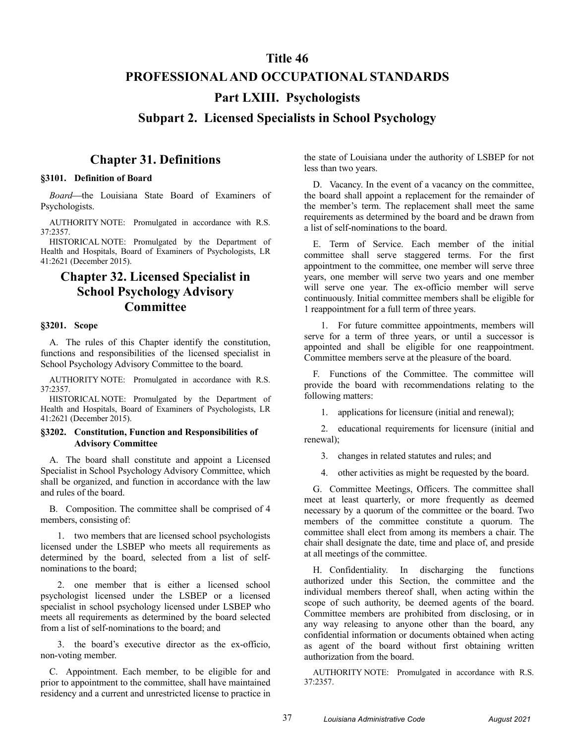# Title 46

# PROFESSIONAL AND OCCUPATIONAL STANDARDS

## Part LXIII. Psychologists

### Subpart 2. Licensed Specialists in School Psychology

## Chapter 31. Definitions

### §3101. Definition of Board

*Board*—the Louisiana State Board of Examiners of Psychologists.

AUTHORITY NOTE: Promulgated in accordance with R.S. 37:2357.

HISTORICAL NOTE: Promulgated by the Department of Health and Hospitals, Board of Examiners of Psychologists, LR 41:2621 (December 2015).

## Chapter 32. Licensed Specialist in School Psychology Advisory Committee

### §3201. Scope

A. The rules of this Chapter identify the constitution, functions and responsibilities of the licensed specialist in School Psychology Advisory Committee to the board.

AUTHORITY NOTE: Promulgated in accordance with R.S. 37:2357.

HISTORICAL NOTE: Promulgated by the Department of Health and Hospitals, Board of Examiners of Psychologists, LR 41:2621 (December 2015).

### §3202. Constitution, Function and Responsibilities of Advisory Committee

A. The board shall constitute and appoint a Licensed Specialist in School Psychology Advisory Committee, which shall be organized, and function in accordance with the law and rules of the board.

B. Composition. The committee shall be comprised of 4 members, consisting of:

1. two members that are licensed school psychologists licensed under the LSBEP who meets all requirements as determined by the board, selected from a list of self-nominations to the board;

2. one member that is either a licensed school psychologist licensed under the LSBEP or a licensed specialist in school psychology licensed under LSBEP who meets all requirements as determined by the board selected from a list of self-nominations to the board; and

3. the board's executive director as the ex-officio, non-voting member.

C. Appointment. Each member, to be eligible for and prior to appointment to the committee, shall have maintained residency and a current and unrestricted license to practice in the state of Louisiana under the authority of LSBEP for not less than two years.

D. Vacancy. In the event of a vacancy on the committee, the board shall appoint a replacement for the remainder of the member's term. The replacement shall meet the same requirements as determined by the board and be drawn from a list of self-nominations to the board.

E. Term of Service. Each member of the initial committee shall serve staggered terms. For the first appointment to the committee, one member will serve three years, one member will serve two years and one member will serve one year. The ex-officio member will serve continuously. Initial committee members shall be eligible for 1 reappointment for a full term of three years.

1. For future committee appointments, members will serve for a term of three years, or until a successor is appointed and shall be eligible for one reappointment. Committee members serve at the pleasure of the board.

F. Functions of the Committee. The committee will provide the board with recommendations relating to the following matters:

1. applications for licensure (initial and renewal);

2. educational requirements for licensure (initial and renewal);

3. changes in related statutes and rules; and

4. other activities as might be requested by the board.

G. Committee Meetings, Officers. The committee shall meet at least quarterly, or more frequently as deemed necessary by a quorum of the committee or the board. Two members of the committee constitute a quorum. The committee shall elect from among its members a chair. The chair shall designate the date, time and place of, and preside at all meetings of the committee.

H. Confidentiality. In discharging the functions authorized under this Section, the committee and the individual members thereof shall, when acting within the scope of such authority, be deemed agents of the board. Committee members are prohibited from disclosing, or in any way releasing to anyone other than the board, any confidential information or documents obtained when acting as agent of the board without first obtaining written authorization from the board.

AUTHORITY NOTE: Promulgated in accordance with R.S. 37:2357.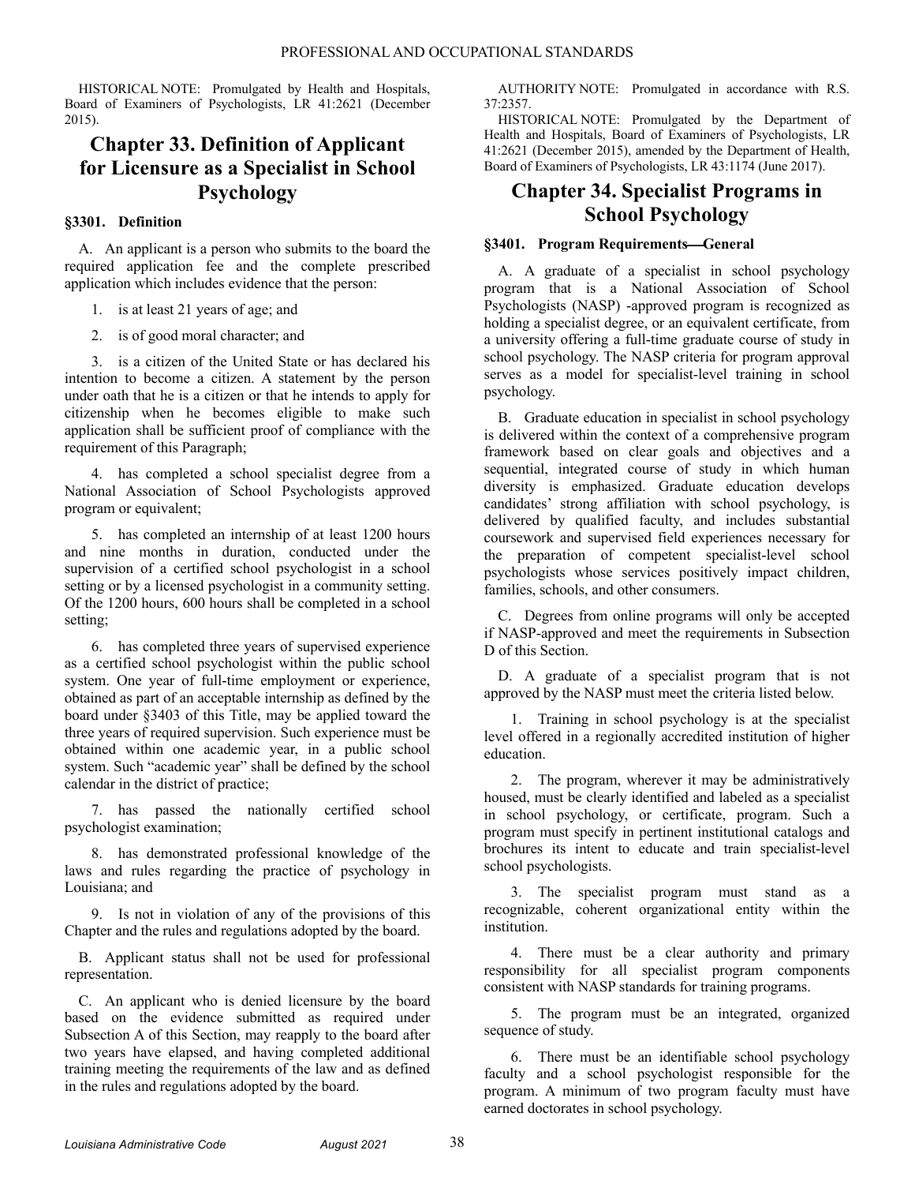HISTORICAL NOTE: Promulgated by Health and Hospitals, Board of Examiners of Psychologists, LR 41:2621 (December 2015).

# Chapter 33. Definition of Applicant for Licensure as a Specialist in School Psychology

### §3301. Definition

A. An applicant is a person who submits to the board the required application fee and the complete prescribed application which includes evidence that the person:

1. is at least 21 years of age; and

2. is of good moral character; and

3. is a citizen of the United State or has declared his intention to become a citizen. A statement by the person under oath that he is a citizen or that he intends to apply for citizenship when he becomes eligible to make such application shall be sufficient proof of compliance with the requirement of this Paragraph;

4. has completed a school specialist degree from a National Association of School Psychologists approved program or equivalent;

5. has completed an internship of at least 1200 hours and nine months in duration, conducted under the supervision of a certified school psychologist in a school setting or by a licensed psychologist in a community setting. Of the 1200 hours, 600 hours shall be completed in a school setting;

6. has completed three years of supervised experience as a certified school psychologist within the public school system. One year of full-time employment or experience, obtained as part of an acceptable internship as defined by the board under §3403 of this Title, may be applied toward the three years of required supervision. Such experience must be obtained within one academic year, in a public school system. Such "academic year" shall be defined by the school calendar in the district of practice;

7. has passed the nationally certified school psychologist examination;

8. has demonstrated professional knowledge of the laws and rules regarding the practice of psychology in Louisiana; and

9. Is not in violation of any of the provisions of this Chapter and the rules and regulations adopted by the board.

B. Applicant status shall not be used for professional representation.

C. An applicant who is denied licensure by the board based on the evidence submitted as required under Subsection A of this Section, may reapply to the board after two years have elapsed, and having completed additional training meeting the requirements of the law and as defined in the rules and regulations adopted by the board.

AUTHORITY NOTE: Promulgated in accordance with R.S. 37:2357.

HISTORICAL NOTE: Promulgated by the Department of Health and Hospitals, Board of Examiners of Psychologists, LR 41:2621 (December 2015), amended by the Department of Health, Board of Examiners of Psychologists, LR 43:1174 (June 2017).

# Chapter 34. Specialist Programs in School Psychology

### §3401. Program Requirements—General

A. A graduate of a specialist in school psychology program that is a National Association of School Psychologists (NASP) -approved program is recognized as holding a specialist degree, or an equivalent certificate, from a university offering a full-time graduate course of study in school psychology. The NASP criteria for program approval serves as a model for specialist-level training in school psychology.

B. Graduate education in specialist in school psychology is delivered within the context of a comprehensive program framework based on clear goals and objectives and a sequential, integrated course of study in which human diversity is emphasized. Graduate education develops candidates' strong affiliation with school psychology, is delivered by qualified faculty, and includes substantial coursework and supervised field experiences necessary for the preparation of competent specialist-level school psychologists whose services positively impact children, families, schools, and other consumers.

C. Degrees from online programs will only be accepted if NASP-approved and meet the requirements in Subsection D of this Section.

D. A graduate of a specialist program that is not approved by the NASP must meet the criteria listed below.

1. Training in school psychology is at the specialist level offered in a regionally accredited institution of higher education.

2. The program, wherever it may be administratively housed, must be clearly identified and labeled as a specialist in school psychology, or certificate, program. Such a program must specify in pertinent institutional catalogs and brochures its intent to educate and train specialist-level school psychologists.

3. The specialist program must stand as a recognizable, coherent organizational entity within the institution.

4. There must be a clear authority and primary responsibility for all specialist program components consistent with NASP standards for training programs.

5. The program must be an integrated, organized sequence of study.

6. There must be an identifiable school psychology faculty and a school psychologist responsible for the program. A minimum of two program faculty must have earned doctorates in school psychology.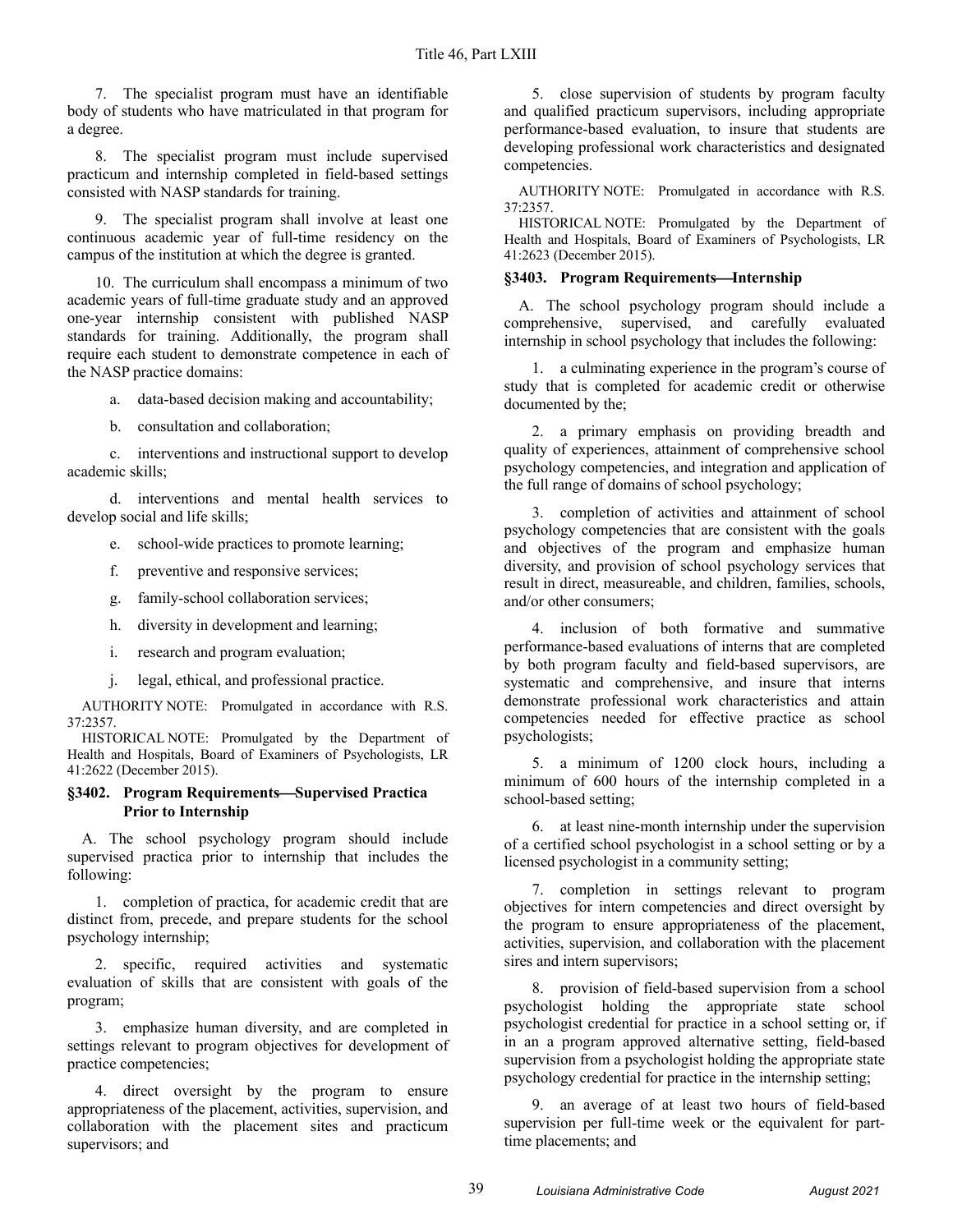7. The specialist program must have an identifiable body of students who have matriculated in that program for a degree.

8. The specialist program must include supervised practicum and internship completed in field-based settings consisted with NASP standards for training.

9. The specialist program shall involve at least one continuous academic year of full-time residency on the campus of the institution at which the degree is granted.

10. The curriculum shall encompass a minimum of two academic years of full-time graduate study and an approved one-year internship consistent with published NASP standards for training. Additionally, the program shall require each student to demonstrate competence in each of the NASP practice domains:

a. data-based decision making and accountability;

b. consultation and collaboration;

c. interventions and instructional support to develop academic skills;

d. interventions and mental health services to develop social and life skills;

e. school-wide practices to promote learning;

f. preventive and responsive services;

g. family-school collaboration services;

h. diversity in development and learning;

i. research and program evaluation;

j. legal, ethical, and professional practice.

AUTHORITY NOTE: Promulgated in accordance with R.S. 37:2357.

HISTORICAL NOTE: Promulgated by the Department of Health and Hospitals, Board of Examiners of Psychologists, LR 41:2622 (December 2015).

### §3402. Program Requirements—Supervised Practica Prior to Internship

A. The school psychology program should include supervised practica prior to internship that includes the following:

1. completion of practica, for academic credit that are distinct from, precede, and prepare students for the school psychology internship;

2. specific, required activities and systematic evaluation of skills that are consistent with goals of the program;

3. emphasize human diversity, and are completed in settings relevant to program objectives for development of practice competencies;

4. direct oversight by the program to ensure appropriateness of the placement, activities, supervision, and collaboration with the placement sites and practicum supervisors; and

5. close supervision of students by program faculty and qualified practicum supervisors, including appropriate performance-based evaluation, to insure that students are developing professional work characteristics and designated competencies.

AUTHORITY NOTE: Promulgated in accordance with R.S. 37:2357.

HISTORICAL NOTE: Promulgated by the Department of Health and Hospitals, Board of Examiners of Psychologists, LR 41:2623 (December 2015).

### §3403. Program Requirements—Internship

A. The school psychology program should include a comprehensive, supervised, and carefully evaluated internship in school psychology that includes the following:

1. a culminating experience in the program's course of study that is completed for academic credit or otherwise documented by the;

2. a primary emphasis on providing breadth and quality of experiences, attainment of comprehensive school psychology competencies, and integration and application of the full range of domains of school psychology;

3. completion of activities and attainment of school psychology competencies that are consistent with the goals and objectives of the program and emphasize human diversity, and provision of school psychology services that result in direct, measureable, and children, families, schools, and/or other consumers;

4. inclusion of both formative and summative performance-based evaluations of interns that are completed by both program faculty and field-based supervisors, are systematic and comprehensive, and insure that interns demonstrate professional work characteristics and attain competencies needed for effective practice as school psychologists;

5. a minimum of 1200 clock hours, including a minimum of 600 hours of the internship completed in a school-based setting;

6. at least nine-month internship under the supervision of a certified school psychologist in a school setting or by a licensed psychologist in a community setting;

7. completion in settings relevant to program objectives for intern competencies and direct oversight by the program to ensure appropriateness of the placement, activities, supervision, and collaboration with the placement sires and intern supervisors;

8. provision of field-based supervision from a school psychologist holding the appropriate state school psychologist credential for practice in a school setting or, if in an a program approved alternative setting, field-based supervision from a psychologist holding the appropriate state psychology credential for practice in the internship setting;

9. an average of at least two hours of field-based supervision per full-time week or the equivalent for part-time placements; and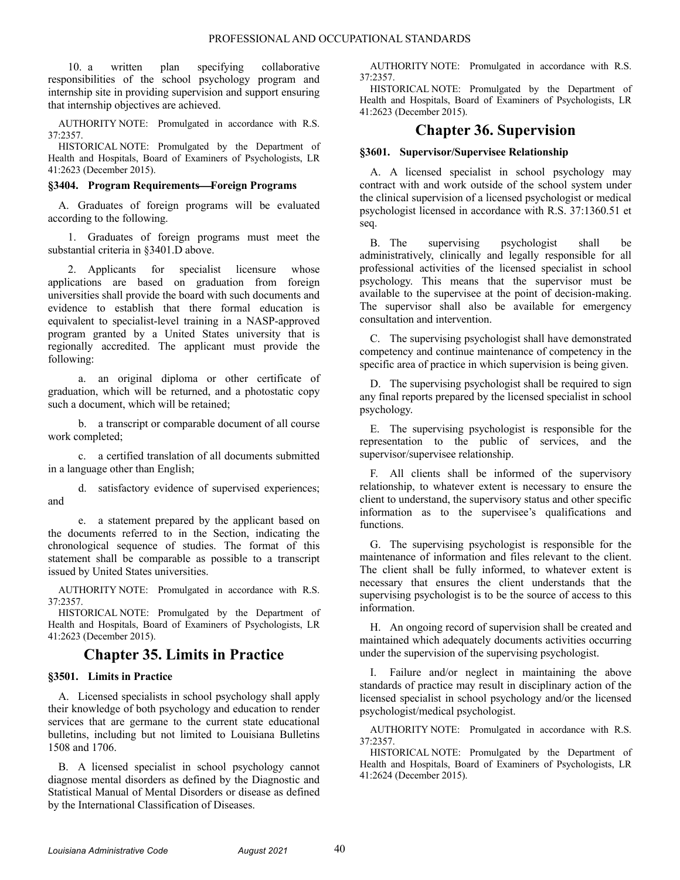10. a written plan specifying collaborative responsibilities of the school psychology program and internship site in providing supervision and support ensuring that internship objectives are achieved.

AUTHORITY NOTE: Promulgated in accordance with R.S. 37:2357.

HISTORICAL NOTE: Promulgated by the Department of Health and Hospitals, Board of Examiners of Psychologists, LR 41:2623 (December 2015).

### §3404. Program Requirements—Foreign Programs

A. Graduates of foreign programs will be evaluated according to the following.

1. Graduates of foreign programs must meet the substantial criteria in §3401.D above.

2. Applicants for specialist licensure whose applications are based on graduation from foreign universities shall provide the board with such documents and evidence to establish that there formal education is equivalent to specialist-level training in a NASP-approved program granted by a United States university that is regionally accredited. The applicant must provide the following:

a. an original diploma or other certificate of graduation, which will be returned, and a photostatic copy such a document, which will be retained;

b. a transcript or comparable document of all course work completed;

c. a certified translation of all documents submitted in a language other than English;

d. satisfactory evidence of supervised experiences; and

e. a statement prepared by the applicant based on the documents referred to in the Section, indicating the chronological sequence of studies. The format of this statement shall be comparable as possible to a transcript issued by United States universities.

AUTHORITY NOTE: Promulgated in accordance with R.S. 37:2357.

HISTORICAL NOTE: Promulgated by the Department of Health and Hospitals, Board of Examiners of Psychologists, LR 41:2623 (December 2015).

## Chapter 35. Limits in Practice

### §3501. Limits in Practice

A. Licensed specialists in school psychology shall apply their knowledge of both psychology and education to render services that are germane to the current state educational bulletins, including but not limited to Louisiana Bulletins 1508 and 1706.

B. A licensed specialist in school psychology cannot diagnose mental disorders as defined by the Diagnostic and Statistical Manual of Mental Disorders or disease as defined by the International Classification of Diseases.

AUTHORITY NOTE: Promulgated in accordance with R.S. 37:2357.

HISTORICAL NOTE: Promulgated by the Department of Health and Hospitals, Board of Examiners of Psychologists, LR 41:2623 (December 2015).

## Chapter 36. Supervision

### §3601. Supervisor/Supervisee Relationship

A. A licensed specialist in school psychology may contract with and work outside of the school system under the clinical supervision of a licensed psychologist or medical psychologist licensed in accordance with R.S. 37:1360.51 et seq.

B. The supervising psychologist shall be administratively, clinically and legally responsible for all professional activities of the licensed specialist in school psychology. This means that the supervisor must be available to the supervisee at the point of decision-making. The supervisor shall also be available for emergency consultation and intervention.

C. The supervising psychologist shall have demonstrated competency and continue maintenance of competency in the specific area of practice in which supervision is being given.

D. The supervising psychologist shall be required to sign any final reports prepared by the licensed specialist in school psychology.

E. The supervising psychologist is responsible for the representation to the public of services, and the supervisor/supervisee relationship.

F. All clients shall be informed of the supervisory relationship, to whatever extent is necessary to ensure the client to understand, the supervisory status and other specific information as to the supervisee's qualifications and functions.

G. The supervising psychologist is responsible for the maintenance of information and files relevant to the client. The client shall be fully informed, to whatever extent is necessary that ensures the client understands that the supervising psychologist is to be the source of access to this information.

H. An ongoing record of supervision shall be created and maintained which adequately documents activities occurring under the supervision of the supervising psychologist.

I. Failure and/or neglect in maintaining the above standards of practice may result in disciplinary action of the licensed specialist in school psychology and/or the licensed psychologist/medical psychologist.

AUTHORITY NOTE: Promulgated in accordance with R.S. 37:2357.

HISTORICAL NOTE: Promulgated by the Department of Health and Hospitals, Board of Examiners of Psychologists, LR 41:2624 (December 2015).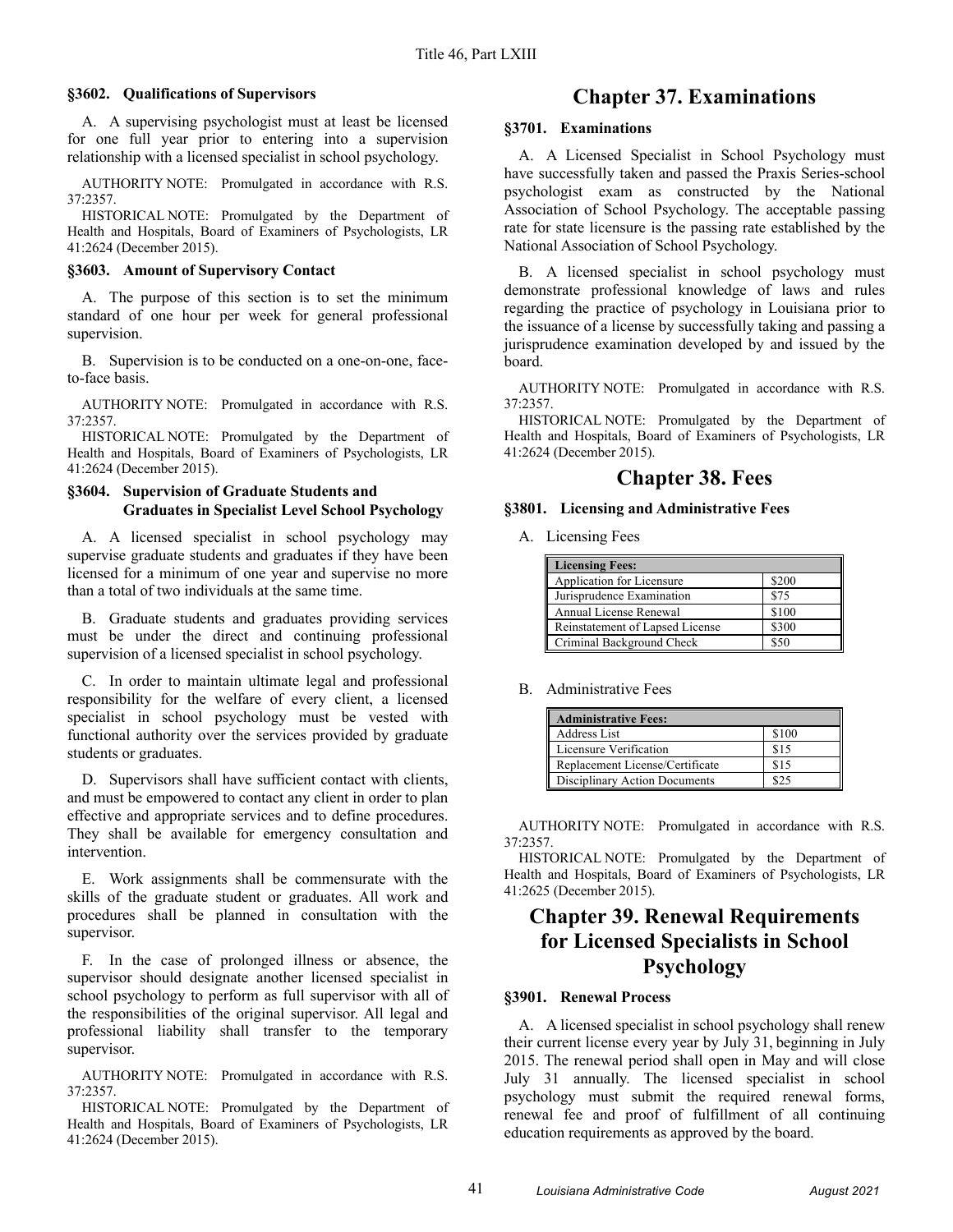### §3602. Qualifications of Supervisors

A. A supervising psychologist must at least be licensed for one full year prior to entering into a supervision relationship with a licensed specialist in school psychology.

AUTHORITY NOTE: Promulgated in accordance with R.S. 37:2357.

HISTORICAL NOTE: Promulgated by the Department of Health and Hospitals, Board of Examiners of Psychologists, LR 41:2624 (December 2015).

### §3603. Amount of Supervisory Contact

A. The purpose of this section is to set the minimum standard of one hour per week for general professional supervision.

B. Supervision is to be conducted on a one-on-one, face-to-face basis.

AUTHORITY NOTE: Promulgated in accordance with R.S. 37:2357.

HISTORICAL NOTE: Promulgated by the Department of Health and Hospitals, Board of Examiners of Psychologists, LR 41:2624 (December 2015).

### §3604. Supervision of Graduate Students and Graduates in Specialist Level School Psychology

A. A licensed specialist in school psychology may supervise graduate students and graduates if they have been licensed for a minimum of one year and supervise no more than a total of two individuals at the same time.

B. Graduate students and graduates providing services must be under the direct and continuing professional supervision of a licensed specialist in school psychology.

C. In order to maintain ultimate legal and professional responsibility for the welfare of every client, a licensed specialist in school psychology must be vested with functional authority over the services provided by graduate students or graduates.

D. Supervisors shall have sufficient contact with clients, and must be empowered to contact any client in order to plan effective and appropriate services and to define procedures. They shall be available for emergency consultation and intervention.

E. Work assignments shall be commensurate with the skills of the graduate student or graduates. All work and procedures shall be planned in consultation with the supervisor.

F. In the case of prolonged illness or absence, the supervisor should designate another licensed specialist in school psychology to perform as full supervisor with all of the responsibilities of the original supervisor. All legal and professional liability shall transfer to the temporary supervisor.

AUTHORITY NOTE: Promulgated in accordance with R.S. 37:2357.

HISTORICAL NOTE: Promulgated by the Department of Health and Hospitals, Board of Examiners of Psychologists, LR 41:2624 (December 2015).

## Chapter 37. Examinations

### §3701. Examinations

A. A Licensed Specialist in School Psychology must have successfully taken and passed the Praxis Series-school psychologist exam as constructed by the National Association of School Psychology. The acceptable passing rate for state licensure is the passing rate established by the National Association of School Psychology.

B. A licensed specialist in school psychology must demonstrate professional knowledge of laws and rules regarding the practice of psychology in Louisiana prior to the issuance of a license by successfully taking and passing a jurisprudence examination developed by and issued by the board.

AUTHORITY NOTE: Promulgated in accordance with R.S. 37:2357.

HISTORICAL NOTE: Promulgated by the Department of Health and Hospitals, Board of Examiners of Psychologists, LR 41:2624 (December 2015).

## Chapter 38. Fees

### §3801. Licensing and Administrative Fees

A. Licensing Fees

| Licensing Fees: | |
|---|---|
| Application for Licensure | $200 |
| Jurisprudence Examination | $75 |
| Annual License Renewal | $100 |
| Reinstatement of Lapsed License | $300 |
| Criminal Background Check | $50 |

B. Administrative Fees

| Administrative Fees: | |
|---|---|
| Address List | $100 |
| Licensure Verification | $15 |
| Replacement License/Certificate | $15 |
| Disciplinary Action Documents | $25 |

AUTHORITY NOTE: Promulgated in accordance with R.S. 37:2357.

HISTORICAL NOTE: Promulgated by the Department of Health and Hospitals, Board of Examiners of Psychologists, LR 41:2625 (December 2015).

## Chapter 39. Renewal Requirements for Licensed Specialists in School Psychology

### §3901. Renewal Process

A. A licensed specialist in school psychology shall renew their current license every year by July 31, beginning in July 2015. The renewal period shall open in May and will close July 31 annually. The licensed specialist in school psychology must submit the required renewal forms, renewal fee and proof of fulfillment of all continuing education requirements as approved by the board.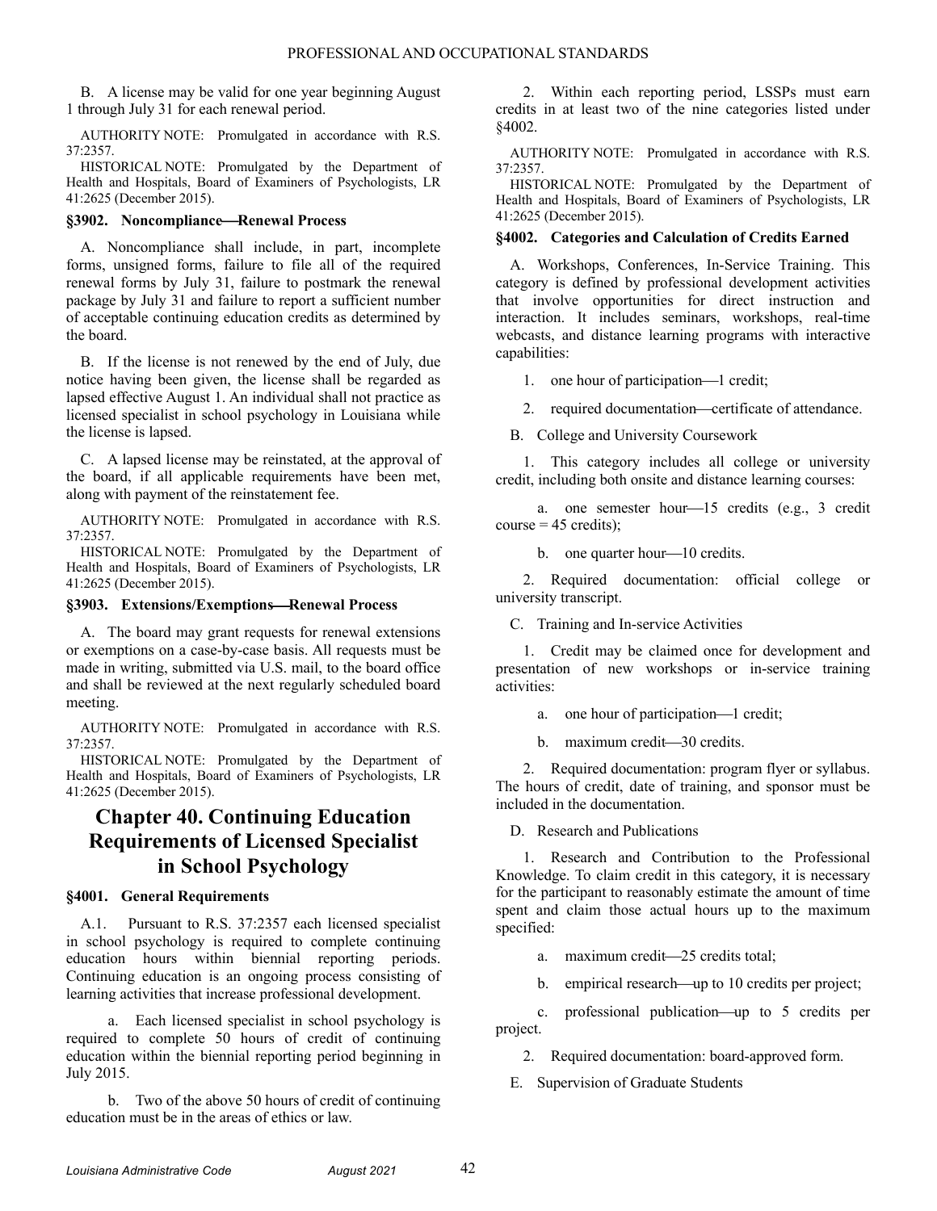B. A license may be valid for one year beginning August 1 through July 31 for each renewal period.

AUTHORITY NOTE: Promulgated in accordance with R.S. 37:2357.

HISTORICAL NOTE: Promulgated by the Department of Health and Hospitals, Board of Examiners of Psychologists, LR 41:2625 (December 2015).

#### §3902. Noncompliance—Renewal Process

A. Noncompliance shall include, in part, incomplete forms, unsigned forms, failure to file all of the required renewal forms by July 31, failure to postmark the renewal package by July 31 and failure to report a sufficient number of acceptable continuing education credits as determined by the board.

B. If the license is not renewed by the end of July, due notice having been given, the license shall be regarded as lapsed effective August 1. An individual shall not practice as licensed specialist in school psychology in Louisiana while the license is lapsed.

C. A lapsed license may be reinstated, at the approval of the board, if all applicable requirements have been met, along with payment of the reinstatement fee.

AUTHORITY NOTE: Promulgated in accordance with R.S. 37:2357.

HISTORICAL NOTE: Promulgated by the Department of Health and Hospitals, Board of Examiners of Psychologists, LR 41:2625 (December 2015).

#### §3903. Extensions/Exemptions—Renewal Process

A. The board may grant requests for renewal extensions or exemptions on a case-by-case basis. All requests must be made in writing, submitted via U.S. mail, to the board office and shall be reviewed at the next regularly scheduled board meeting.

AUTHORITY NOTE: Promulgated in accordance with R.S. 37:2357.

HISTORICAL NOTE: Promulgated by the Department of Health and Hospitals, Board of Examiners of Psychologists, LR 41:2625 (December 2015).

## Chapter 40. Continuing Education Requirements of Licensed Specialist in School Psychology

#### §4001. General Requirements

A.1. Pursuant to R.S. 37:2357 each licensed specialist in school psychology is required to complete continuing education hours within biennial reporting periods. Continuing education is an ongoing process consisting of learning activities that increase professional development.

a. Each licensed specialist in school psychology is required to complete 50 hours of credit of continuing education within the biennial reporting period beginning in July 2015.

b. Two of the above 50 hours of credit of continuing education must be in the areas of ethics or law.

2. Within each reporting period, LSSPs must earn credits in at least two of the nine categories listed under §4002.

AUTHORITY NOTE: Promulgated in accordance with R.S. 37:2357.

HISTORICAL NOTE: Promulgated by the Department of Health and Hospitals, Board of Examiners of Psychologists, LR 41:2625 (December 2015).

#### §4002. Categories and Calculation of Credits Earned

A. Workshops, Conferences, In-Service Training. This category is defined by professional development activities that involve opportunities for direct instruction and interaction. It includes seminars, workshops, real-time webcasts, and distance learning programs with interactive capabilities:

1. one hour of participation—1 credit;

2. required documentation—certificate of attendance.

B. College and University Coursework

1. This category includes all college or university credit, including both onsite and distance learning courses:

a. one semester hour—15 credits (e.g., 3 credit course = 45 credits);

b. one quarter hour—10 credits.

2. Required documentation: official college or university transcript.

C. Training and In-service Activities

1. Credit may be claimed once for development and presentation of new workshops or in-service training activities:

a. one hour of participation—1 credit;

b. maximum credit—30 credits.

2. Required documentation: program flyer or syllabus. The hours of credit, date of training, and sponsor must be included in the documentation.

D. Research and Publications

1. Research and Contribution to the Professional Knowledge. To claim credit in this category, it is necessary for the participant to reasonably estimate the amount of time spent and claim those actual hours up to the maximum specified:

a. maximum credit—25 credits total;

b. empirical research—up to 10 credits per project;

c. professional publication—up to 5 credits per project.

2. Required documentation: board-approved form.

E. Supervision of Graduate Students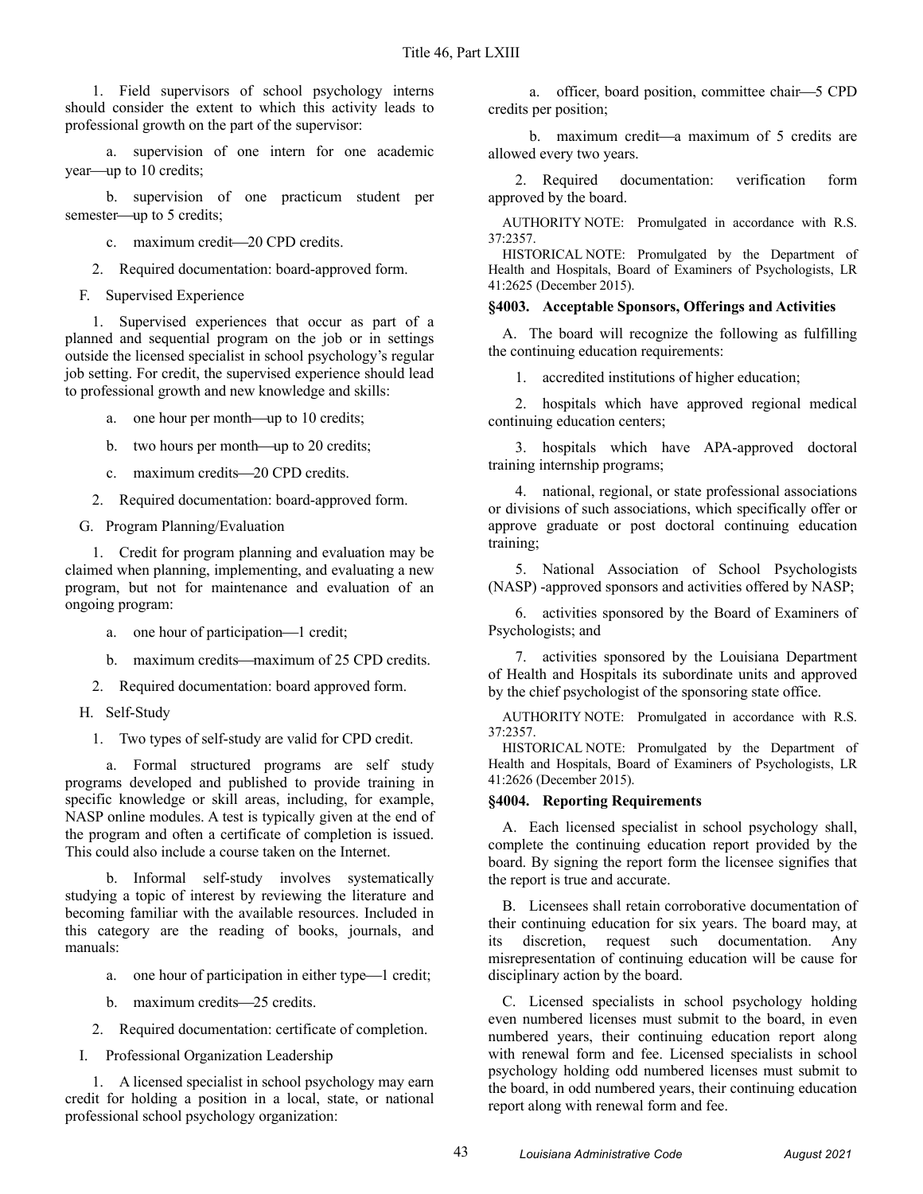1. Field supervisors of school psychology interns should consider the extent to which this activity leads to professional growth on the part of the supervisor:

a. supervision of one intern for one academic year—up to 10 credits;

b. supervision of one practicum student per semester—up to 5 credits;

c. maximum credit—20 CPD credits.

2. Required documentation: board-approved form.

F. Supervised Experience

1. Supervised experiences that occur as part of a planned and sequential program on the job or in settings outside the licensed specialist in school psychology's regular job setting. For credit, the supervised experience should lead to professional growth and new knowledge and skills:

a. one hour per month—up to 10 credits;

b. two hours per month—up to 20 credits;

c. maximum credits—20 CPD credits.

2. Required documentation: board-approved form.

G. Program Planning/Evaluation

1. Credit for program planning and evaluation may be claimed when planning, implementing, and evaluating a new program, but not for maintenance and evaluation of an ongoing program:

a. one hour of participation—1 credit;

b. maximum credits—maximum of 25 CPD credits.

2. Required documentation: board approved form.

H. Self-Study

1. Two types of self-study are valid for CPD credit.

a. Formal structured programs are self study programs developed and published to provide training in specific knowledge or skill areas, including, for example, NASP online modules. A test is typically given at the end of the program and often a certificate of completion is issued. This could also include a course taken on the Internet.

b. Informal self-study involves systematically studying a topic of interest by reviewing the literature and becoming familiar with the available resources. Included in this category are the reading of books, journals, and manuals:

a. one hour of participation in either type—1 credit;

b. maximum credits—25 credits.

2. Required documentation: certificate of completion.

I. Professional Organization Leadership

1. A licensed specialist in school psychology may earn credit for holding a position in a local, state, or national professional school psychology organization:

a. officer, board position, committee chair—5 CPD credits per position;

b. maximum credit—a maximum of 5 credits are allowed every two years.

2. Required documentation: verification form approved by the board.

AUTHORITY NOTE: Promulgated in accordance with R.S. 37:2357.

HISTORICAL NOTE: Promulgated by the Department of Health and Hospitals, Board of Examiners of Psychologists, LR 41:2625 (December 2015).

### §4003. Acceptable Sponsors, Offerings and Activities

A. The board will recognize the following as fulfilling the continuing education requirements:

1. accredited institutions of higher education;

2. hospitals which have approved regional medical continuing education centers;

3. hospitals which have APA-approved doctoral training internship programs;

4. national, regional, or state professional associations or divisions of such associations, which specifically offer or approve graduate or post doctoral continuing education training;

5. National Association of School Psychologists (NASP) -approved sponsors and activities offered by NASP;

6. activities sponsored by the Board of Examiners of Psychologists; and

7. activities sponsored by the Louisiana Department of Health and Hospitals its subordinate units and approved by the chief psychologist of the sponsoring state office.

AUTHORITY NOTE: Promulgated in accordance with R.S. 37:2357.

HISTORICAL NOTE: Promulgated by the Department of Health and Hospitals, Board of Examiners of Psychologists, LR 41:2626 (December 2015).

### §4004. Reporting Requirements

A. Each licensed specialist in school psychology shall, complete the continuing education report provided by the board. By signing the report form the licensee signifies that the report is true and accurate.

B. Licensees shall retain corroborative documentation of their continuing education for six years. The board may, at its discretion, request such documentation. Any misrepresentation of continuing education will be cause for disciplinary action by the board.

C. Licensed specialists in school psychology holding even numbered licenses must submit to the board, in even numbered years, their continuing education report along with renewal form and fee. Licensed specialists in school psychology holding odd numbered licenses must submit to the board, in odd numbered years, their continuing education report along with renewal form and fee.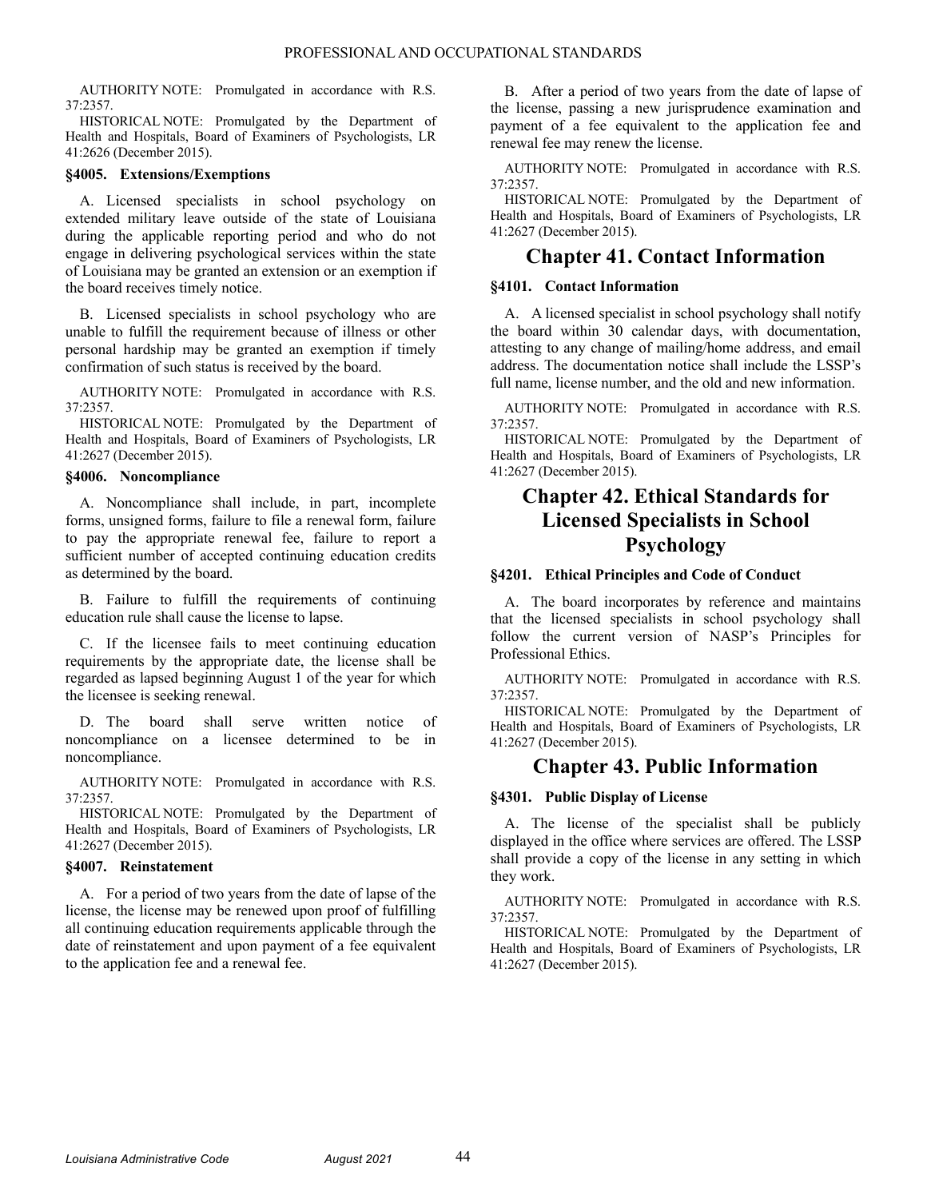AUTHORITY NOTE: Promulgated in accordance with R.S. 37:2357.

HISTORICAL NOTE: Promulgated by the Department of Health and Hospitals, Board of Examiners of Psychologists, LR 41:2626 (December 2015).

### §4005. Extensions/Exemptions

A. Licensed specialists in school psychology on extended military leave outside of the state of Louisiana during the applicable reporting period and who do not engage in delivering psychological services within the state of Louisiana may be granted an extension or an exemption if the board receives timely notice.

B. Licensed specialists in school psychology who are unable to fulfill the requirement because of illness or other personal hardship may be granted an exemption if timely confirmation of such status is received by the board.

AUTHORITY NOTE: Promulgated in accordance with R.S. 37:2357.

HISTORICAL NOTE: Promulgated by the Department of Health and Hospitals, Board of Examiners of Psychologists, LR 41:2627 (December 2015).

### §4006. Noncompliance

A. Noncompliance shall include, in part, incomplete forms, unsigned forms, failure to file a renewal form, failure to pay the appropriate renewal fee, failure to report a sufficient number of accepted continuing education credits as determined by the board.

B. Failure to fulfill the requirements of continuing education rule shall cause the license to lapse.

C. If the licensee fails to meet continuing education requirements by the appropriate date, the license shall be regarded as lapsed beginning August 1 of the year for which the licensee is seeking renewal.

D. The board shall serve written notice of noncompliance on a licensee determined to be in noncompliance.

AUTHORITY NOTE: Promulgated in accordance with R.S. 37:2357.

HISTORICAL NOTE: Promulgated by the Department of Health and Hospitals, Board of Examiners of Psychologists, LR 41:2627 (December 2015).

### §4007. Reinstatement

A. For a period of two years from the date of lapse of the license, the license may be renewed upon proof of fulfilling all continuing education requirements applicable through the date of reinstatement and upon payment of a fee equivalent to the application fee and a renewal fee.

B. After a period of two years from the date of lapse of the license, passing a new jurisprudence examination and payment of a fee equivalent to the application fee and renewal fee may renew the license.

AUTHORITY NOTE: Promulgated in accordance with R.S. 37:2357.

HISTORICAL NOTE: Promulgated by the Department of Health and Hospitals, Board of Examiners of Psychologists, LR 41:2627 (December 2015).

## Chapter 41. Contact Information

### §4101. Contact Information

A. A licensed specialist in school psychology shall notify the board within 30 calendar days, with documentation, attesting to any change of mailing/home address, and email address. The documentation notice shall include the LSSP's full name, license number, and the old and new information.

AUTHORITY NOTE: Promulgated in accordance with R.S. 37:2357.

HISTORICAL NOTE: Promulgated by the Department of Health and Hospitals, Board of Examiners of Psychologists, LR 41:2627 (December 2015).

## Chapter 42. Ethical Standards for Licensed Specialists in School Psychology

### §4201. Ethical Principles and Code of Conduct

A. The board incorporates by reference and maintains that the licensed specialists in school psychology shall follow the current version of NASP's Principles for Professional Ethics.

AUTHORITY NOTE: Promulgated in accordance with R.S. 37:2357.

HISTORICAL NOTE: Promulgated by the Department of Health and Hospitals, Board of Examiners of Psychologists, LR 41:2627 (December 2015).

## Chapter 43. Public Information

### §4301. Public Display of License

A. The license of the specialist shall be publicly displayed in the office where services are offered. The LSSP shall provide a copy of the license in any setting in which they work.

AUTHORITY NOTE: Promulgated in accordance with R.S. 37:2357.

HISTORICAL NOTE: Promulgated by the Department of Health and Hospitals, Board of Examiners of Psychologists, LR 41:2627 (December 2015).